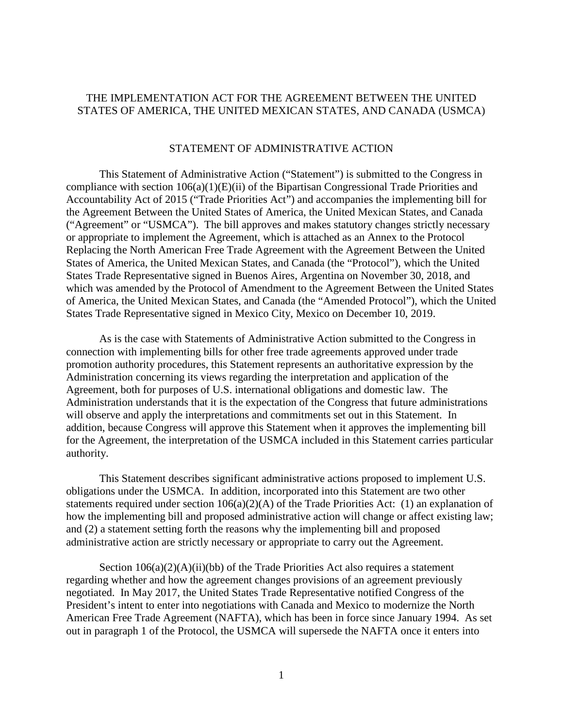# THE IMPLEMENTATION ACT FOR THE AGREEMENT BETWEEN THE UNITED STATES OF AMERICA, THE UNITED MEXICAN STATES, AND CANADA (USMCA)

## STATEMENT OF ADMINISTRATIVE ACTION

This Statement of Administrative Action ("Statement") is submitted to the Congress in compliance with section 106(a)(1)(E)(ii) of the Bipartisan Congressional Trade Priorities and Accountability Act of 2015 ("Trade Priorities Act") and accompanies the implementing bill for the Agreement Between the United States of America, the United Mexican States, and Canada ("Agreement" or "USMCA"). The bill approves and makes statutory changes strictly necessary or appropriate to implement the Agreement, which is attached as an Annex to the Protocol Replacing the North American Free Trade Agreement with the Agreement Between the United States of America, the United Mexican States, and Canada (the "Protocol"), which the United States Trade Representative signed in Buenos Aires, Argentina on November 30, 2018, and which was amended by the Protocol of Amendment to the Agreement Between the United States of America, the United Mexican States, and Canada (the "Amended Protocol"), which the United States Trade Representative signed in Mexico City, Mexico on December 10, 2019.

As is the case with Statements of Administrative Action submitted to the Congress in connection with implementing bills for other free trade agreements approved under trade promotion authority procedures, this Statement represents an authoritative expression by the Administration concerning its views regarding the interpretation and application of the Agreement, both for purposes of U.S. international obligations and domestic law. The Administration understands that it is the expectation of the Congress that future administrations will observe and apply the interpretations and commitments set out in this Statement. In addition, because Congress will approve this Statement when it approves the implementing bill for the Agreement, the interpretation of the USMCA included in this Statement carries particular authority.

This Statement describes significant administrative actions proposed to implement U.S. obligations under the USMCA. In addition, incorporated into this Statement are two other statements required under section 106(a)(2)(A) of the Trade Priorities Act: (1) an explanation of how the implementing bill and proposed administrative action will change or affect existing law; and (2) a statement setting forth the reasons why the implementing bill and proposed administrative action are strictly necessary or appropriate to carry out the Agreement.

Section 106(a)(2)(A)(ii)(bb) of the Trade Priorities Act also requires a statement regarding whether and how the agreement changes provisions of an agreement previously negotiated. In May 2017, the United States Trade Representative notified Congress of the President's intent to enter into negotiations with Canada and Mexico to modernize the North American Free Trade Agreement (NAFTA), which has been in force since January 1994. As set out in paragraph 1 of the Protocol, the USMCA will supersede the NAFTA once it enters into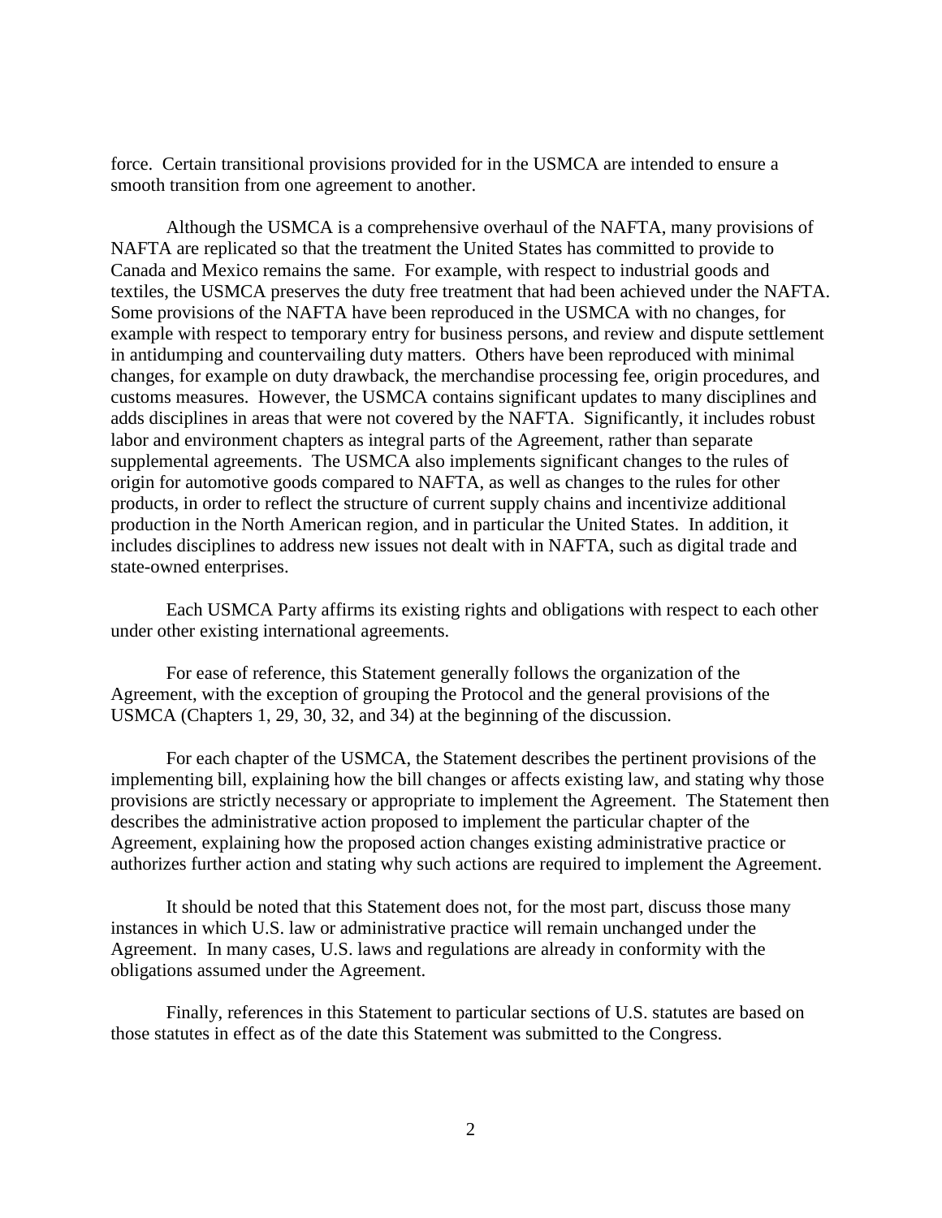force. Certain transitional provisions provided for in the USMCA are intended to ensure a smooth transition from one agreement to another.

Although the USMCA is a comprehensive overhaul of the NAFTA, many provisions of NAFTA are replicated so that the treatment the United States has committed to provide to Canada and Mexico remains the same. For example, with respect to industrial goods and textiles, the USMCA preserves the duty free treatment that had been achieved under the NAFTA. Some provisions of the NAFTA have been reproduced in the USMCA with no changes, for example with respect to temporary entry for business persons, and review and dispute settlement in antidumping and countervailing duty matters. Others have been reproduced with minimal changes, for example on duty drawback, the merchandise processing fee, origin procedures, and customs measures. However, the USMCA contains significant updates to many disciplines and adds disciplines in areas that were not covered by the NAFTA. Significantly, it includes robust labor and environment chapters as integral parts of the Agreement, rather than separate supplemental agreements. The USMCA also implements significant changes to the rules of origin for automotive goods compared to NAFTA, as well as changes to the rules for other products, in order to reflect the structure of current supply chains and incentivize additional production in the North American region, and in particular the United States. In addition, it includes disciplines to address new issues not dealt with in NAFTA, such as digital trade and state-owned enterprises.

Each USMCA Party affirms its existing rights and obligations with respect to each other under other existing international agreements.

For ease of reference, this Statement generally follows the organization of the Agreement, with the exception of grouping the Protocol and the general provisions of the USMCA (Chapters 1, 29, 30, 32, and 34) at the beginning of the discussion.

For each chapter of the USMCA, the Statement describes the pertinent provisions of the implementing bill, explaining how the bill changes or affects existing law, and stating why those provisions are strictly necessary or appropriate to implement the Agreement. The Statement then describes the administrative action proposed to implement the particular chapter of the Agreement, explaining how the proposed action changes existing administrative practice or authorizes further action and stating why such actions are required to implement the Agreement.

It should be noted that this Statement does not, for the most part, discuss those many instances in which U.S. law or administrative practice will remain unchanged under the Agreement. In many cases, U.S. laws and regulations are already in conformity with the obligations assumed under the Agreement.

Finally, references in this Statement to particular sections of U.S. statutes are based on those statutes in effect as of the date this Statement was submitted to the Congress.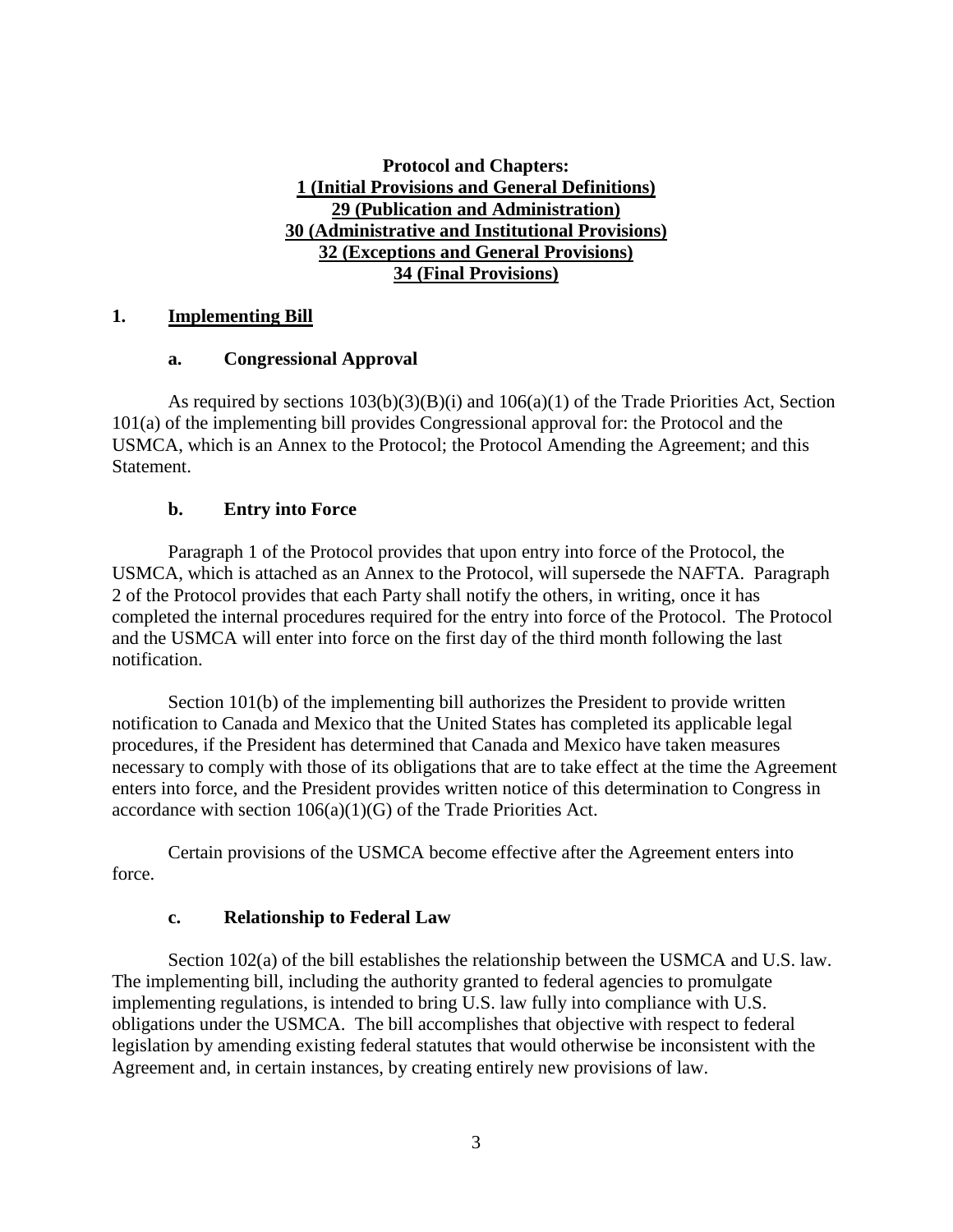**Protocol and Chapters:**
**1 (Initial Provisions and General Definitions)**
**29 (Publication and Administration)**
**30 (Administrative and Institutional Provisions)**
**32 (Exceptions and General Provisions)**
**34 (Final Provisions)**

## 1. Implementing Bill

### a. Congressional Approval

As required by sections 103(b)(3)(B)(i) and 106(a)(1) of the Trade Priorities Act, Section 101(a) of the implementing bill provides Congressional approval for: the Protocol and the USMCA, which is an Annex to the Protocol; the Protocol Amending the Agreement; and this Statement.

### b. Entry into Force

Paragraph 1 of the Protocol provides that upon entry into force of the Protocol, the USMCA, which is attached as an Annex to the Protocol, will supersede the NAFTA. Paragraph 2 of the Protocol provides that each Party shall notify the others, in writing, once it has completed the internal procedures required for the entry into force of the Protocol. The Protocol and the USMCA will enter into force on the first day of the third month following the last notification.

Section 101(b) of the implementing bill authorizes the President to provide written notification to Canada and Mexico that the United States has completed its applicable legal procedures, if the President has determined that Canada and Mexico have taken measures necessary to comply with those of its obligations that are to take effect at the time the Agreement enters into force, and the President provides written notice of this determination to Congress in accordance with section 106(a)(1)(G) of the Trade Priorities Act.

Certain provisions of the USMCA become effective after the Agreement enters into force.

### c. Relationship to Federal Law

Section 102(a) of the bill establishes the relationship between the USMCA and U.S. law. The implementing bill, including the authority granted to federal agencies to promulgate implementing regulations, is intended to bring U.S. law fully into compliance with U.S. obligations under the USMCA. The bill accomplishes that objective with respect to federal legislation by amending existing federal statutes that would otherwise be inconsistent with the Agreement and, in certain instances, by creating entirely new provisions of law.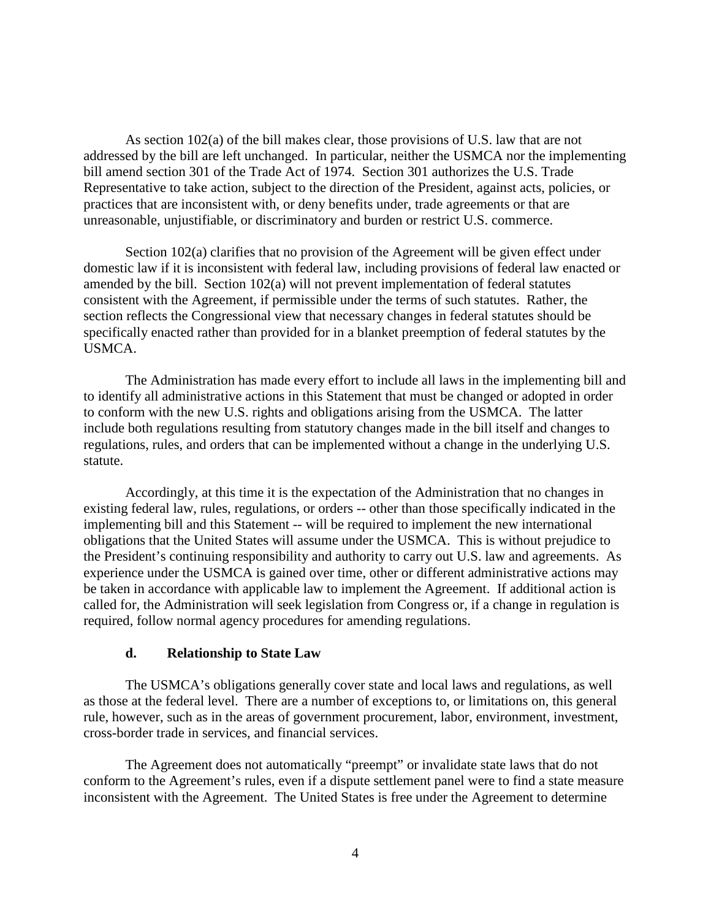As section 102(a) of the bill makes clear, those provisions of U.S. law that are not addressed by the bill are left unchanged. In particular, neither the USMCA nor the implementing bill amend section 301 of the Trade Act of 1974. Section 301 authorizes the U.S. Trade Representative to take action, subject to the direction of the President, against acts, policies, or practices that are inconsistent with, or deny benefits under, trade agreements or that are unreasonable, unjustifiable, or discriminatory and burden or restrict U.S. commerce.

Section 102(a) clarifies that no provision of the Agreement will be given effect under domestic law if it is inconsistent with federal law, including provisions of federal law enacted or amended by the bill. Section 102(a) will not prevent implementation of federal statutes consistent with the Agreement, if permissible under the terms of such statutes. Rather, the section reflects the Congressional view that necessary changes in federal statutes should be specifically enacted rather than provided for in a blanket preemption of federal statutes by the USMCA.

The Administration has made every effort to include all laws in the implementing bill and to identify all administrative actions in this Statement that must be changed or adopted in order to conform with the new U.S. rights and obligations arising from the USMCA. The latter include both regulations resulting from statutory changes made in the bill itself and changes to regulations, rules, and orders that can be implemented without a change in the underlying U.S. statute.

Accordingly, at this time it is the expectation of the Administration that no changes in existing federal law, rules, regulations, or orders -- other than those specifically indicated in the implementing bill and this Statement -- will be required to implement the new international obligations that the United States will assume under the USMCA. This is without prejudice to the President's continuing responsibility and authority to carry out U.S. law and agreements. As experience under the USMCA is gained over time, other or different administrative actions may be taken in accordance with applicable law to implement the Agreement. If additional action is called for, the Administration will seek legislation from Congress or, if a change in regulation is required, follow normal agency procedures for amending regulations.

#### d. Relationship to State Law

The USMCA's obligations generally cover state and local laws and regulations, as well as those at the federal level. There are a number of exceptions to, or limitations on, this general rule, however, such as in the areas of government procurement, labor, environment, investment, cross-border trade in services, and financial services.

The Agreement does not automatically "preempt" or invalidate state laws that do not conform to the Agreement's rules, even if a dispute settlement panel were to find a state measure inconsistent with the Agreement. The United States is free under the Agreement to determine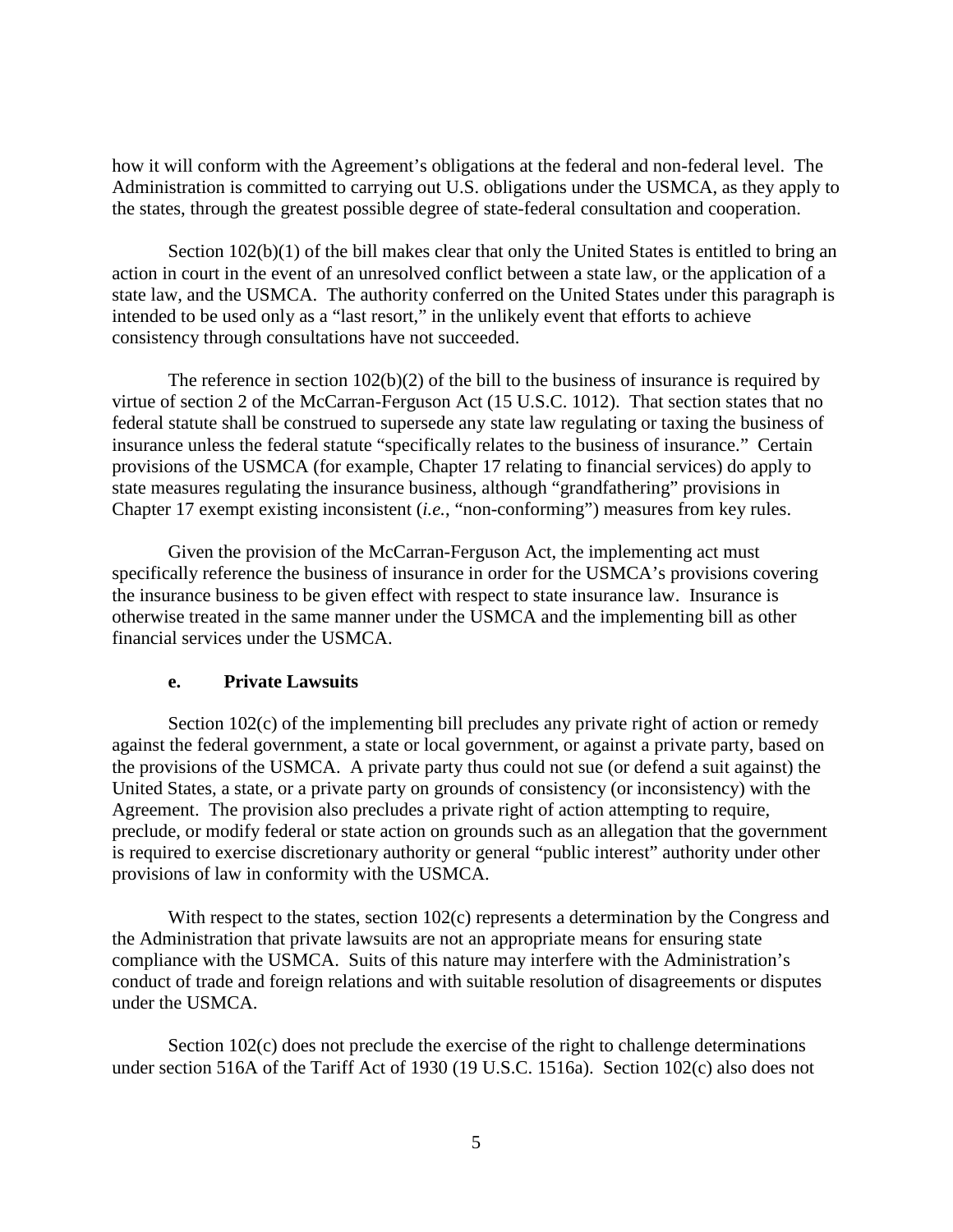how it will conform with the Agreement's obligations at the federal and non-federal level. The Administration is committed to carrying out U.S. obligations under the USMCA, as they apply to the states, through the greatest possible degree of state-federal consultation and cooperation.

Section 102(b)(1) of the bill makes clear that only the United States is entitled to bring an action in court in the event of an unresolved conflict between a state law, or the application of a state law, and the USMCA. The authority conferred on the United States under this paragraph is intended to be used only as a "last resort," in the unlikely event that efforts to achieve consistency through consultations have not succeeded.

The reference in section 102(b)(2) of the bill to the business of insurance is required by virtue of section 2 of the McCarran-Ferguson Act (15 U.S.C. 1012). That section states that no federal statute shall be construed to supersede any state law regulating or taxing the business of insurance unless the federal statute "specifically relates to the business of insurance." Certain provisions of the USMCA (for example, Chapter 17 relating to financial services) do apply to state measures regulating the insurance business, although "grandfathering" provisions in Chapter 17 exempt existing inconsistent (*i.e.*, "non-conforming") measures from key rules.

Given the provision of the McCarran-Ferguson Act, the implementing act must specifically reference the business of insurance in order for the USMCA's provisions covering the insurance business to be given effect with respect to state insurance law. Insurance is otherwise treated in the same manner under the USMCA and the implementing bill as other financial services under the USMCA.

#### e. Private Lawsuits

Section 102(c) of the implementing bill precludes any private right of action or remedy against the federal government, a state or local government, or against a private party, based on the provisions of the USMCA. A private party thus could not sue (or defend a suit against) the United States, a state, or a private party on grounds of consistency (or inconsistency) with the Agreement. The provision also precludes a private right of action attempting to require, preclude, or modify federal or state action on grounds such as an allegation that the government is required to exercise discretionary authority or general "public interest" authority under other provisions of law in conformity with the USMCA.

With respect to the states, section 102(c) represents a determination by the Congress and the Administration that private lawsuits are not an appropriate means for ensuring state compliance with the USMCA. Suits of this nature may interfere with the Administration's conduct of trade and foreign relations and with suitable resolution of disagreements or disputes under the USMCA.

Section 102(c) does not preclude the exercise of the right to challenge determinations under section 516A of the Tariff Act of 1930 (19 U.S.C. 1516a). Section 102(c) also does not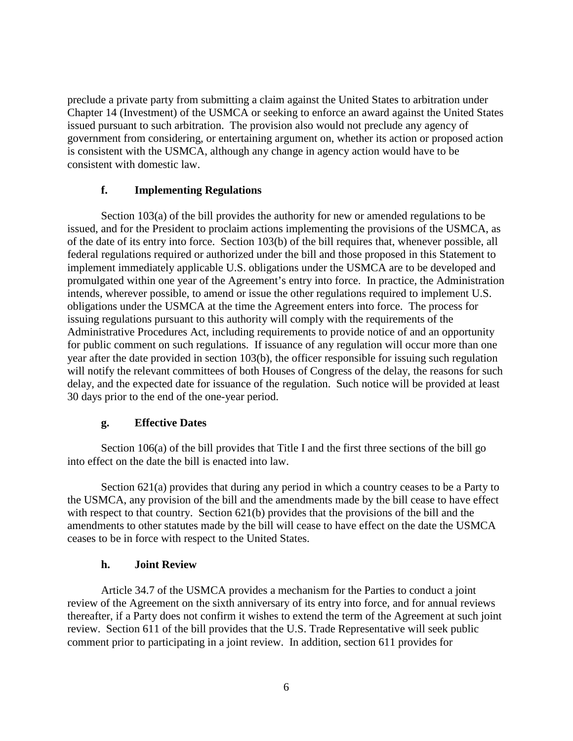preclude a private party from submitting a claim against the United States to arbitration under Chapter 14 (Investment) of the USMCA or seeking to enforce an award against the United States issued pursuant to such arbitration. The provision also would not preclude any agency of government from considering, or entertaining argument on, whether its action or proposed action is consistent with the USMCA, although any change in agency action would have to be consistent with domestic law.

### f. Implementing Regulations

Section 103(a) of the bill provides the authority for new or amended regulations to be issued, and for the President to proclaim actions implementing the provisions of the USMCA, as of the date of its entry into force. Section 103(b) of the bill requires that, whenever possible, all federal regulations required or authorized under the bill and those proposed in this Statement to implement immediately applicable U.S. obligations under the USMCA are to be developed and promulgated within one year of the Agreement's entry into force. In practice, the Administration intends, wherever possible, to amend or issue the other regulations required to implement U.S. obligations under the USMCA at the time the Agreement enters into force. The process for issuing regulations pursuant to this authority will comply with the requirements of the Administrative Procedures Act, including requirements to provide notice of and an opportunity for public comment on such regulations. If issuance of any regulation will occur more than one year after the date provided in section 103(b), the officer responsible for issuing such regulation will notify the relevant committees of both Houses of Congress of the delay, the reasons for such delay, and the expected date for issuance of the regulation. Such notice will be provided at least 30 days prior to the end of the one-year period.

### g. Effective Dates

Section 106(a) of the bill provides that Title I and the first three sections of the bill go into effect on the date the bill is enacted into law.

Section 621(a) provides that during any period in which a country ceases to be a Party to the USMCA, any provision of the bill and the amendments made by the bill cease to have effect with respect to that country. Section 621(b) provides that the provisions of the bill and the amendments to other statutes made by the bill will cease to have effect on the date the USMCA ceases to be in force with respect to the United States.

### h. Joint Review

Article 34.7 of the USMCA provides a mechanism for the Parties to conduct a joint review of the Agreement on the sixth anniversary of its entry into force, and for annual reviews thereafter, if a Party does not confirm it wishes to extend the term of the Agreement at such joint review. Section 611 of the bill provides that the U.S. Trade Representative will seek public comment prior to participating in a joint review. In addition, section 611 provides for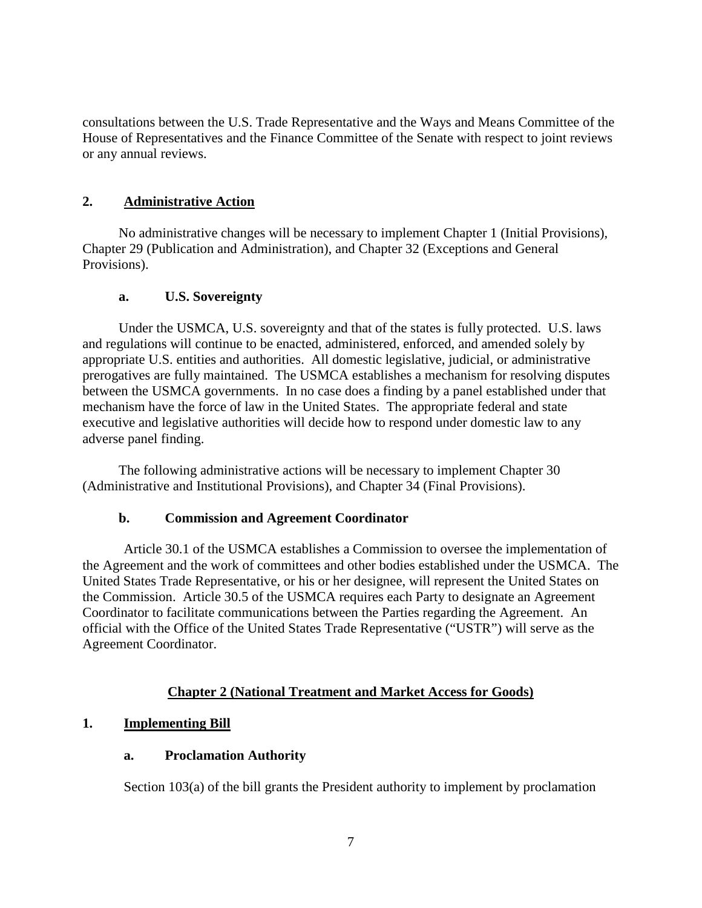consultations between the U.S. Trade Representative and the Ways and Means Committee of the House of Representatives and the Finance Committee of the Senate with respect to joint reviews or any annual reviews.

## 2. Administrative Action

No administrative changes will be necessary to implement Chapter 1 (Initial Provisions), Chapter 29 (Publication and Administration), and Chapter 32 (Exceptions and General Provisions).

### a. U.S. Sovereignty

Under the USMCA, U.S. sovereignty and that of the states is fully protected. U.S. laws and regulations will continue to be enacted, administered, enforced, and amended solely by appropriate U.S. entities and authorities. All domestic legislative, judicial, or administrative prerogatives are fully maintained. The USMCA establishes a mechanism for resolving disputes between the USMCA governments. In no case does a finding by a panel established under that mechanism have the force of law in the United States. The appropriate federal and state executive and legislative authorities will decide how to respond under domestic law to any adverse panel finding.

The following administrative actions will be necessary to implement Chapter 30 (Administrative and Institutional Provisions), and Chapter 34 (Final Provisions).

### b. Commission and Agreement Coordinator

Article 30.1 of the USMCA establishes a Commission to oversee the implementation of the Agreement and the work of committees and other bodies established under the USMCA. The United States Trade Representative, or his or her designee, will represent the United States on the Commission. Article 30.5 of the USMCA requires each Party to designate an Agreement Coordinator to facilitate communications between the Parties regarding the Agreement. An official with the Office of the United States Trade Representative ("USTR") will serve as the Agreement Coordinator.

# Chapter 2 (National Treatment and Market Access for Goods)

## 1. Implementing Bill

### a. Proclamation Authority

Section 103(a) of the bill grants the President authority to implement by proclamation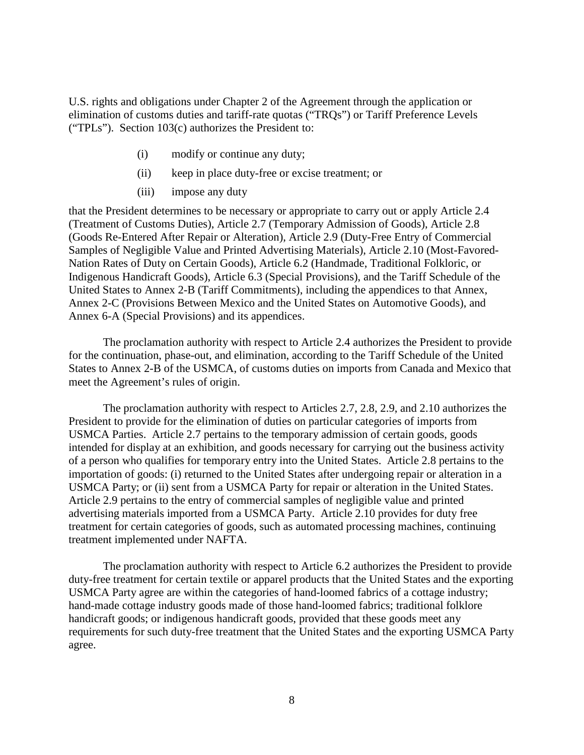U.S. rights and obligations under Chapter 2 of the Agreement through the application or elimination of customs duties and tariff-rate quotas ("TRQs") or Tariff Preference Levels ("TPLs"). Section 103(c) authorizes the President to:

(i) modify or continue any duty;

(ii) keep in place duty-free or excise treatment; or

(iii) impose any duty

that the President determines to be necessary or appropriate to carry out or apply Article 2.4 (Treatment of Customs Duties), Article 2.7 (Temporary Admission of Goods), Article 2.8 (Goods Re-Entered After Repair or Alteration), Article 2.9 (Duty-Free Entry of Commercial Samples of Negligible Value and Printed Advertising Materials), Article 2.10 (Most-Favored-Nation Rates of Duty on Certain Goods), Article 6.2 (Handmade, Traditional Folkloric, or Indigenous Handicraft Goods), Article 6.3 (Special Provisions), and the Tariff Schedule of the United States to Annex 2-B (Tariff Commitments), including the appendices to that Annex, Annex 2-C (Provisions Between Mexico and the United States on Automotive Goods), and Annex 6-A (Special Provisions) and its appendices.

The proclamation authority with respect to Article 2.4 authorizes the President to provide for the continuation, phase-out, and elimination, according to the Tariff Schedule of the United States to Annex 2-B of the USMCA, of customs duties on imports from Canada and Mexico that meet the Agreement's rules of origin.

The proclamation authority with respect to Articles 2.7, 2.8, 2.9, and 2.10 authorizes the President to provide for the elimination of duties on particular categories of imports from USMCA Parties. Article 2.7 pertains to the temporary admission of certain goods, goods intended for display at an exhibition, and goods necessary for carrying out the business activity of a person who qualifies for temporary entry into the United States. Article 2.8 pertains to the importation of goods: (i) returned to the United States after undergoing repair or alteration in a USMCA Party; or (ii) sent from a USMCA Party for repair or alteration in the United States. Article 2.9 pertains to the entry of commercial samples of negligible value and printed advertising materials imported from a USMCA Party. Article 2.10 provides for duty free treatment for certain categories of goods, such as automated processing machines, continuing treatment implemented under NAFTA.

The proclamation authority with respect to Article 6.2 authorizes the President to provide duty-free treatment for certain textile or apparel products that the United States and the exporting USMCA Party agree are within the categories of hand-loomed fabrics of a cottage industry; hand-made cottage industry goods made of those hand-loomed fabrics; traditional folklore handicraft goods; or indigenous handicraft goods, provided that these goods meet any requirements for such duty-free treatment that the United States and the exporting USMCA Party agree.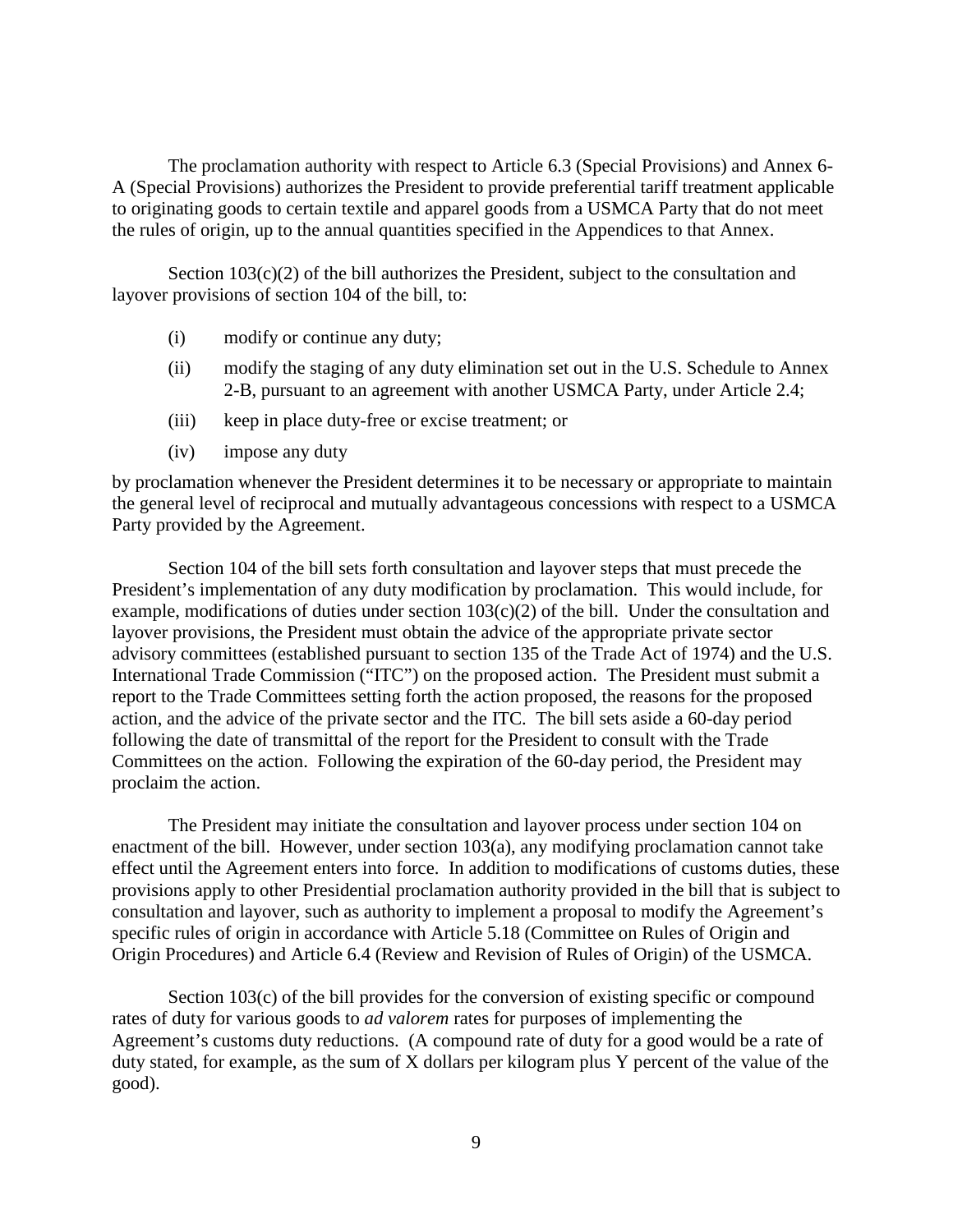The proclamation authority with respect to Article 6.3 (Special Provisions) and Annex 6-A (Special Provisions) authorizes the President to provide preferential tariff treatment applicable to originating goods to certain textile and apparel goods from a USMCA Party that do not meet the rules of origin, up to the annual quantities specified in the Appendices to that Annex.

Section 103(c)(2) of the bill authorizes the President, subject to the consultation and layover provisions of section 104 of the bill, to:

(i) modify or continue any duty;

(ii) modify the staging of any duty elimination set out in the U.S. Schedule to Annex 2-B, pursuant to an agreement with another USMCA Party, under Article 2.4;

(iii) keep in place duty-free or excise treatment; or

(iv) impose any duty

by proclamation whenever the President determines it to be necessary or appropriate to maintain the general level of reciprocal and mutually advantageous concessions with respect to a USMCA Party provided by the Agreement.

Section 104 of the bill sets forth consultation and layover steps that must precede the President's implementation of any duty modification by proclamation. This would include, for example, modifications of duties under section 103(c)(2) of the bill. Under the consultation and layover provisions, the President must obtain the advice of the appropriate private sector advisory committees (established pursuant to section 135 of the Trade Act of 1974) and the U.S. International Trade Commission ("ITC") on the proposed action. The President must submit a report to the Trade Committees setting forth the action proposed, the reasons for the proposed action, and the advice of the private sector and the ITC. The bill sets aside a 60-day period following the date of transmittal of the report for the President to consult with the Trade Committees on the action. Following the expiration of the 60-day period, the President may proclaim the action.

The President may initiate the consultation and layover process under section 104 on enactment of the bill. However, under section 103(a), any modifying proclamation cannot take effect until the Agreement enters into force. In addition to modifications of customs duties, these provisions apply to other Presidential proclamation authority provided in the bill that is subject to consultation and layover, such as authority to implement a proposal to modify the Agreement's specific rules of origin in accordance with Article 5.18 (Committee on Rules of Origin and Origin Procedures) and Article 6.4 (Review and Revision of Rules of Origin) of the USMCA.

Section 103(c) of the bill provides for the conversion of existing specific or compound rates of duty for various goods to *ad valorem* rates for purposes of implementing the Agreement's customs duty reductions. (A compound rate of duty for a good would be a rate of duty stated, for example, as the sum of X dollars per kilogram plus Y percent of the value of the good).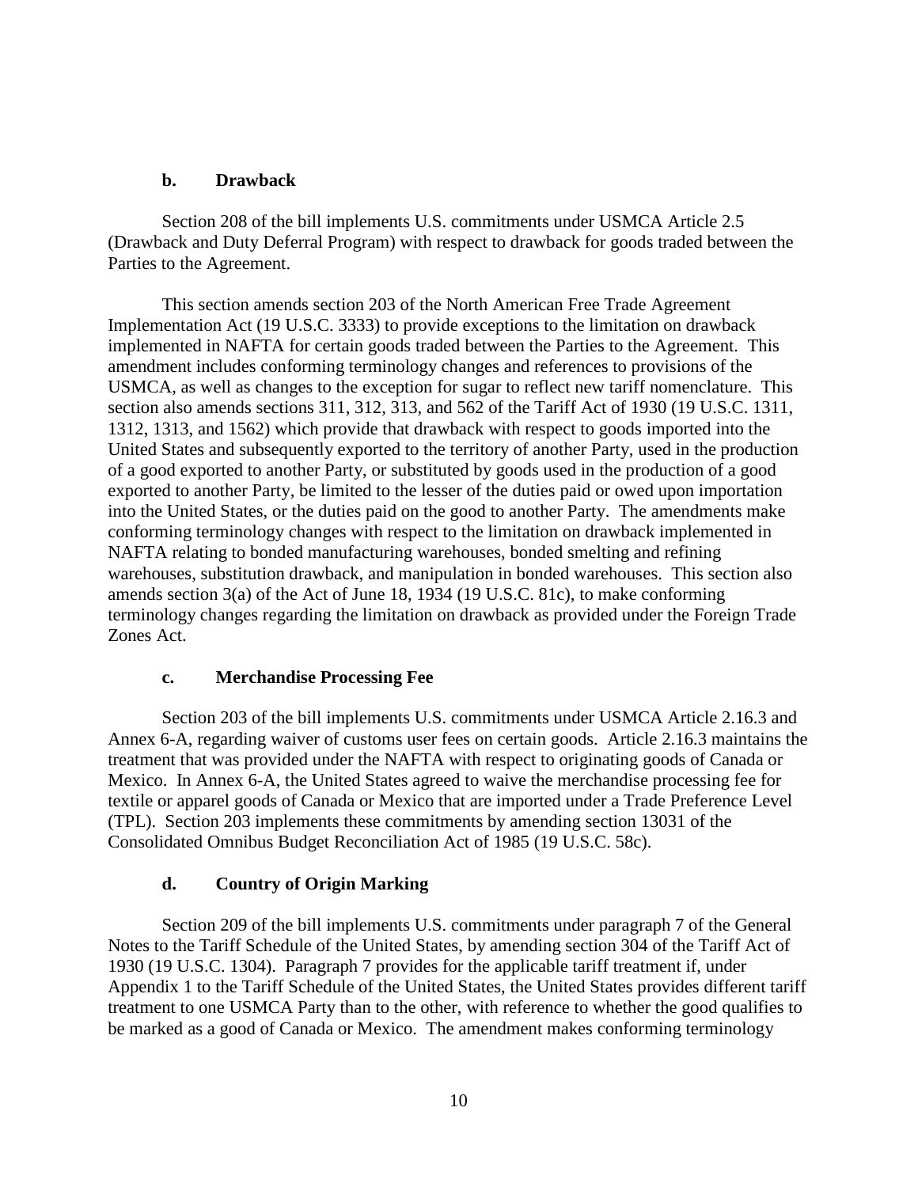### b. Drawback

Section 208 of the bill implements U.S. commitments under USMCA Article 2.5 (Drawback and Duty Deferral Program) with respect to drawback for goods traded between the Parties to the Agreement.

This section amends section 203 of the North American Free Trade Agreement Implementation Act (19 U.S.C. 3333) to provide exceptions to the limitation on drawback implemented in NAFTA for certain goods traded between the Parties to the Agreement. This amendment includes conforming terminology changes and references to provisions of the USMCA, as well as changes to the exception for sugar to reflect new tariff nomenclature. This section also amends sections 311, 312, 313, and 562 of the Tariff Act of 1930 (19 U.S.C. 1311, 1312, 1313, and 1562) which provide that drawback with respect to goods imported into the United States and subsequently exported to the territory of another Party, used in the production of a good exported to another Party, or substituted by goods used in the production of a good exported to another Party, be limited to the lesser of the duties paid or owed upon importation into the United States, or the duties paid on the good to another Party. The amendments make conforming terminology changes with respect to the limitation on drawback implemented in NAFTA relating to bonded manufacturing warehouses, bonded smelting and refining warehouses, substitution drawback, and manipulation in bonded warehouses. This section also amends section 3(a) of the Act of June 18, 1934 (19 U.S.C. 81c), to make conforming terminology changes regarding the limitation on drawback as provided under the Foreign Trade Zones Act.

### c. Merchandise Processing Fee

Section 203 of the bill implements U.S. commitments under USMCA Article 2.16.3 and Annex 6-A, regarding waiver of customs user fees on certain goods. Article 2.16.3 maintains the treatment that was provided under the NAFTA with respect to originating goods of Canada or Mexico. In Annex 6-A, the United States agreed to waive the merchandise processing fee for textile or apparel goods of Canada or Mexico that are imported under a Trade Preference Level (TPL). Section 203 implements these commitments by amending section 13031 of the Consolidated Omnibus Budget Reconciliation Act of 1985 (19 U.S.C. 58c).

### d. Country of Origin Marking

Section 209 of the bill implements U.S. commitments under paragraph 7 of the General Notes to the Tariff Schedule of the United States, by amending section 304 of the Tariff Act of 1930 (19 U.S.C. 1304). Paragraph 7 provides for the applicable tariff treatment if, under Appendix 1 to the Tariff Schedule of the United States, the United States provides different tariff treatment to one USMCA Party than to the other, with reference to whether the good qualifies to be marked as a good of Canada or Mexico. The amendment makes conforming terminology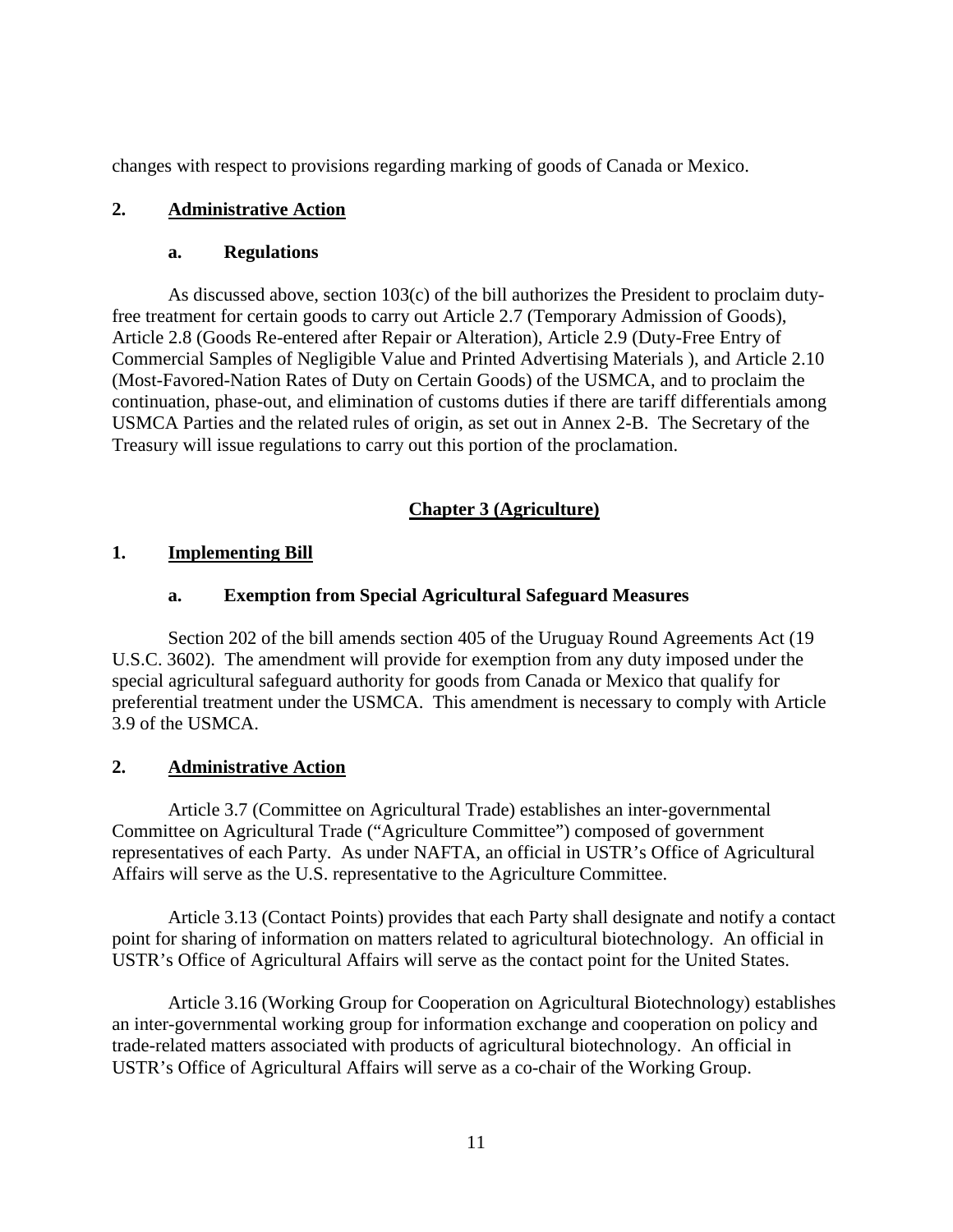changes with respect to provisions regarding marking of goods of Canada or Mexico.

**2. Administrative Action**

**a. Regulations**

As discussed above, section 103(c) of the bill authorizes the President to proclaim duty-free treatment for certain goods to carry out Article 2.7 (Temporary Admission of Goods), Article 2.8 (Goods Re-entered after Repair or Alteration), Article 2.9 (Duty-Free Entry of Commercial Samples of Negligible Value and Printed Advertising Materials ), and Article 2.10 (Most-Favored-Nation Rates of Duty on Certain Goods) of the USMCA, and to proclaim the continuation, phase-out, and elimination of customs duties if there are tariff differentials among USMCA Parties and the related rules of origin, as set out in Annex 2-B. The Secretary of the Treasury will issue regulations to carry out this portion of the proclamation.

## Chapter 3 (Agriculture)

**1. Implementing Bill**

**a. Exemption from Special Agricultural Safeguard Measures**

Section 202 of the bill amends section 405 of the Uruguay Round Agreements Act (19 U.S.C. 3602). The amendment will provide for exemption from any duty imposed under the special agricultural safeguard authority for goods from Canada or Mexico that qualify for preferential treatment under the USMCA. This amendment is necessary to comply with Article 3.9 of the USMCA.

**2. Administrative Action**

Article 3.7 (Committee on Agricultural Trade) establishes an inter-governmental Committee on Agricultural Trade ("Agriculture Committee") composed of government representatives of each Party. As under NAFTA, an official in USTR's Office of Agricultural Affairs will serve as the U.S. representative to the Agriculture Committee.

Article 3.13 (Contact Points) provides that each Party shall designate and notify a contact point for sharing of information on matters related to agricultural biotechnology. An official in USTR's Office of Agricultural Affairs will serve as the contact point for the United States.

Article 3.16 (Working Group for Cooperation on Agricultural Biotechnology) establishes an inter-governmental working group for information exchange and cooperation on policy and trade-related matters associated with products of agricultural biotechnology. An official in USTR's Office of Agricultural Affairs will serve as a co-chair of the Working Group.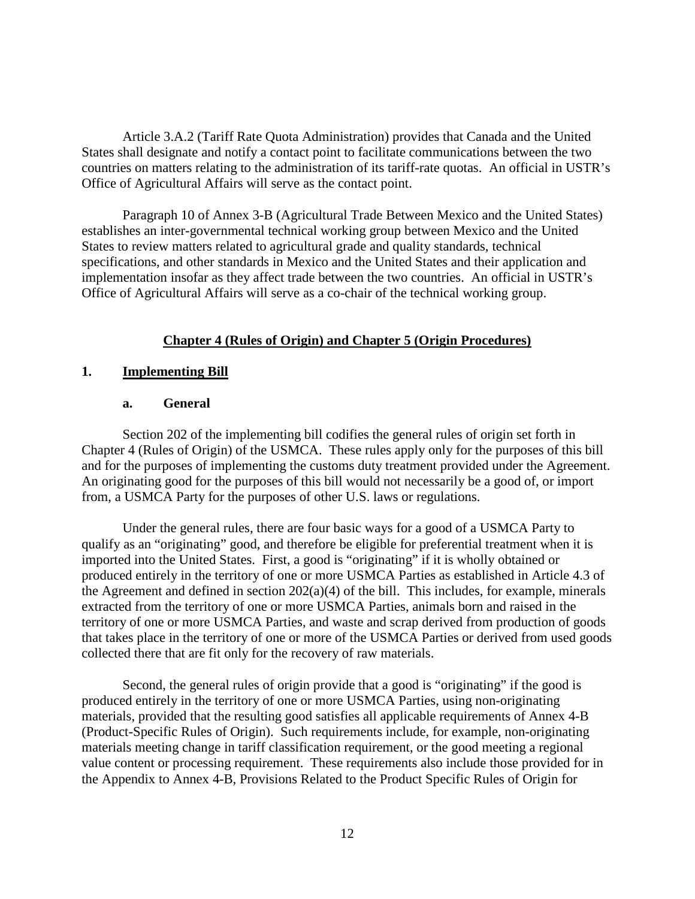Article 3.A.2 (Tariff Rate Quota Administration) provides that Canada and the United States shall designate and notify a contact point to facilitate communications between the two countries on matters relating to the administration of its tariff-rate quotas. An official in USTR's Office of Agricultural Affairs will serve as the contact point.

Paragraph 10 of Annex 3-B (Agricultural Trade Between Mexico and the United States) establishes an inter-governmental technical working group between Mexico and the United States to review matters related to agricultural grade and quality standards, technical specifications, and other standards in Mexico and the United States and their application and implementation insofar as they affect trade between the two countries. An official in USTR's Office of Agricultural Affairs will serve as a co-chair of the technical working group.

## Chapter 4 (Rules of Origin) and Chapter 5 (Origin Procedures)

### 1. Implementing Bill

#### a. General

Section 202 of the implementing bill codifies the general rules of origin set forth in Chapter 4 (Rules of Origin) of the USMCA. These rules apply only for the purposes of this bill and for the purposes of implementing the customs duty treatment provided under the Agreement. An originating good for the purposes of this bill would not necessarily be a good of, or import from, a USMCA Party for the purposes of other U.S. laws or regulations.

Under the general rules, there are four basic ways for a good of a USMCA Party to qualify as an "originating" good, and therefore be eligible for preferential treatment when it is imported into the United States. First, a good is "originating" if it is wholly obtained or produced entirely in the territory of one or more USMCA Parties as established in Article 4.3 of the Agreement and defined in section 202(a)(4) of the bill. This includes, for example, minerals extracted from the territory of one or more USMCA Parties, animals born and raised in the territory of one or more USMCA Parties, and waste and scrap derived from production of goods that takes place in the territory of one or more of the USMCA Parties or derived from used goods collected there that are fit only for the recovery of raw materials.

Second, the general rules of origin provide that a good is "originating" if the good is produced entirely in the territory of one or more USMCA Parties, using non-originating materials, provided that the resulting good satisfies all applicable requirements of Annex 4-B (Product-Specific Rules of Origin). Such requirements include, for example, non-originating materials meeting change in tariff classification requirement, or the good meeting a regional value content or processing requirement. These requirements also include those provided for in the Appendix to Annex 4-B, Provisions Related to the Product Specific Rules of Origin for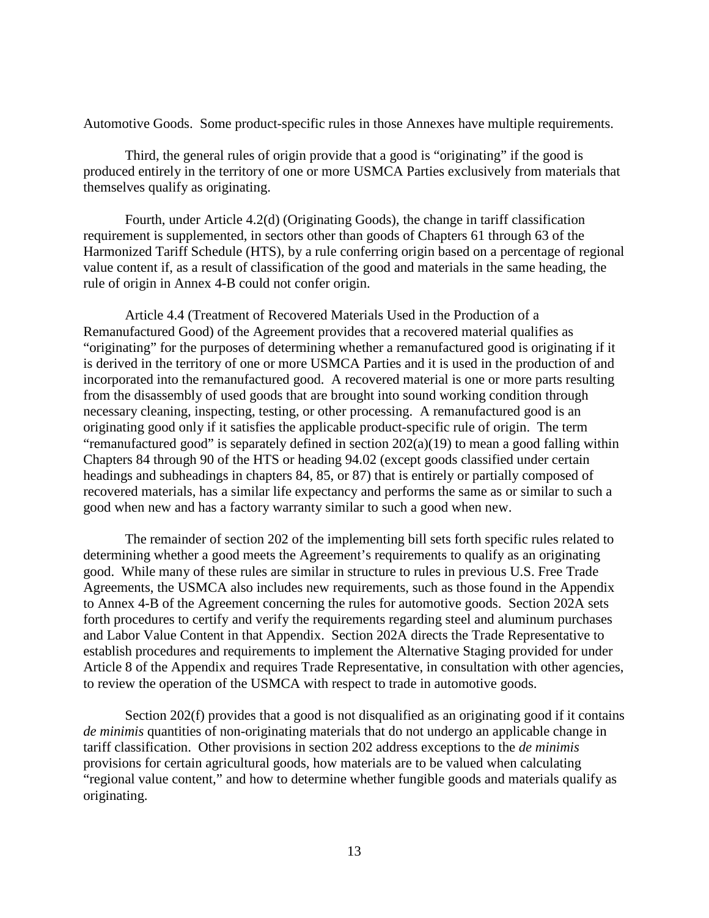Automotive Goods. Some product-specific rules in those Annexes have multiple requirements.

Third, the general rules of origin provide that a good is "originating" if the good is produced entirely in the territory of one or more USMCA Parties exclusively from materials that themselves qualify as originating.

Fourth, under Article 4.2(d) (Originating Goods), the change in tariff classification requirement is supplemented, in sectors other than goods of Chapters 61 through 63 of the Harmonized Tariff Schedule (HTS), by a rule conferring origin based on a percentage of regional value content if, as a result of classification of the good and materials in the same heading, the rule of origin in Annex 4-B could not confer origin.

Article 4.4 (Treatment of Recovered Materials Used in the Production of a Remanufactured Good) of the Agreement provides that a recovered material qualifies as "originating" for the purposes of determining whether a remanufactured good is originating if it is derived in the territory of one or more USMCA Parties and it is used in the production of and incorporated into the remanufactured good. A recovered material is one or more parts resulting from the disassembly of used goods that are brought into sound working condition through necessary cleaning, inspecting, testing, or other processing. A remanufactured good is an originating good only if it satisfies the applicable product-specific rule of origin. The term "remanufactured good" is separately defined in section 202(a)(19) to mean a good falling within Chapters 84 through 90 of the HTS or heading 94.02 (except goods classified under certain headings and subheadings in chapters 84, 85, or 87) that is entirely or partially composed of recovered materials, has a similar life expectancy and performs the same as or similar to such a good when new and has a factory warranty similar to such a good when new.

The remainder of section 202 of the implementing bill sets forth specific rules related to determining whether a good meets the Agreement's requirements to qualify as an originating good. While many of these rules are similar in structure to rules in previous U.S. Free Trade Agreements, the USMCA also includes new requirements, such as those found in the Appendix to Annex 4-B of the Agreement concerning the rules for automotive goods. Section 202A sets forth procedures to certify and verify the requirements regarding steel and aluminum purchases and Labor Value Content in that Appendix. Section 202A directs the Trade Representative to establish procedures and requirements to implement the Alternative Staging provided for under Article 8 of the Appendix and requires Trade Representative, in consultation with other agencies, to review the operation of the USMCA with respect to trade in automotive goods.

Section 202(f) provides that a good is not disqualified as an originating good if it contains *de minimis* quantities of non-originating materials that do not undergo an applicable change in tariff classification. Other provisions in section 202 address exceptions to the *de minimis* provisions for certain agricultural goods, how materials are to be valued when calculating "regional value content," and how to determine whether fungible goods and materials qualify as originating.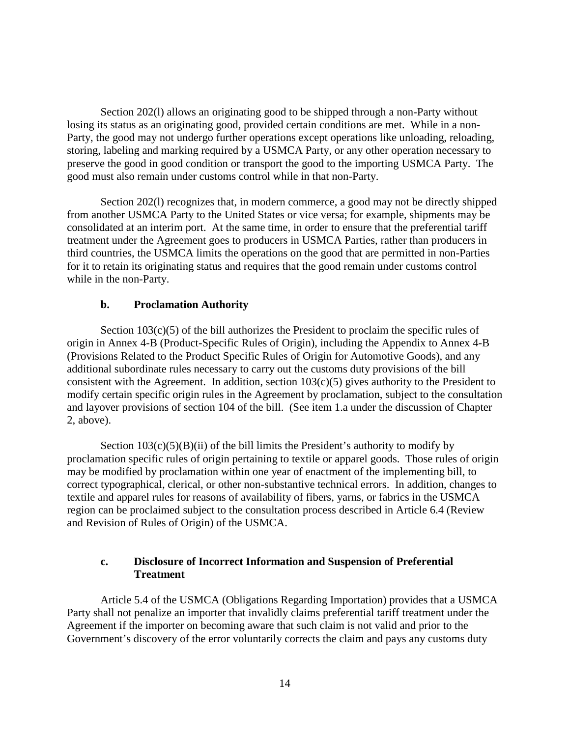Section 202(l) allows an originating good to be shipped through a non-Party without losing its status as an originating good, provided certain conditions are met. While in a non-Party, the good may not undergo further operations except operations like unloading, reloading, storing, labeling and marking required by a USMCA Party, or any other operation necessary to preserve the good in good condition or transport the good to the importing USMCA Party. The good must also remain under customs control while in that non-Party.

Section 202(l) recognizes that, in modern commerce, a good may not be directly shipped from another USMCA Party to the United States or vice versa; for example, shipments may be consolidated at an interim port. At the same time, in order to ensure that the preferential tariff treatment under the Agreement goes to producers in USMCA Parties, rather than producers in third countries, the USMCA limits the operations on the good that are permitted in non-Parties for it to retain its originating status and requires that the good remain under customs control while in the non-Party.

### b. Proclamation Authority

Section 103(c)(5) of the bill authorizes the President to proclaim the specific rules of origin in Annex 4-B (Product-Specific Rules of Origin), including the Appendix to Annex 4-B (Provisions Related to the Product Specific Rules of Origin for Automotive Goods), and any additional subordinate rules necessary to carry out the customs duty provisions of the bill consistent with the Agreement. In addition, section 103(c)(5) gives authority to the President to modify certain specific origin rules in the Agreement by proclamation, subject to the consultation and layover provisions of section 104 of the bill. (See item 1.a under the discussion of Chapter 2, above).

Section 103(c)(5)(B)(ii) of the bill limits the President's authority to modify by proclamation specific rules of origin pertaining to textile or apparel goods. Those rules of origin may be modified by proclamation within one year of enactment of the implementing bill, to correct typographical, clerical, or other non-substantive technical errors. In addition, changes to textile and apparel rules for reasons of availability of fibers, yarns, or fabrics in the USMCA region can be proclaimed subject to the consultation process described in Article 6.4 (Review and Revision of Rules of Origin) of the USMCA.

### c. Disclosure of Incorrect Information and Suspension of Preferential Treatment

Article 5.4 of the USMCA (Obligations Regarding Importation) provides that a USMCA Party shall not penalize an importer that invalidly claims preferential tariff treatment under the Agreement if the importer on becoming aware that such claim is not valid and prior to the Government's discovery of the error voluntarily corrects the claim and pays any customs duty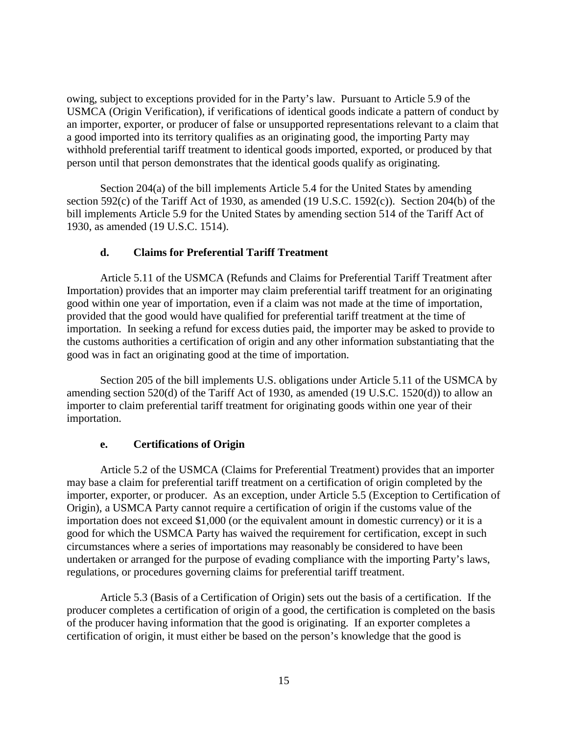owing, subject to exceptions provided for in the Party's law. Pursuant to Article 5.9 of the USMCA (Origin Verification), if verifications of identical goods indicate a pattern of conduct by an importer, exporter, or producer of false or unsupported representations relevant to a claim that a good imported into its territory qualifies as an originating good, the importing Party may withhold preferential tariff treatment to identical goods imported, exported, or produced by that person until that person demonstrates that the identical goods qualify as originating.

Section 204(a) of the bill implements Article 5.4 for the United States by amending section 592(c) of the Tariff Act of 1930, as amended (19 U.S.C. 1592(c)). Section 204(b) of the bill implements Article 5.9 for the United States by amending section 514 of the Tariff Act of 1930, as amended (19 U.S.C. 1514).

### d. Claims for Preferential Tariff Treatment

Article 5.11 of the USMCA (Refunds and Claims for Preferential Tariff Treatment after Importation) provides that an importer may claim preferential tariff treatment for an originating good within one year of importation, even if a claim was not made at the time of importation, provided that the good would have qualified for preferential tariff treatment at the time of importation. In seeking a refund for excess duties paid, the importer may be asked to provide to the customs authorities a certification of origin and any other information substantiating that the good was in fact an originating good at the time of importation.

Section 205 of the bill implements U.S. obligations under Article 5.11 of the USMCA by amending section 520(d) of the Tariff Act of 1930, as amended (19 U.S.C. 1520(d)) to allow an importer to claim preferential tariff treatment for originating goods within one year of their importation.

### e. Certifications of Origin

Article 5.2 of the USMCA (Claims for Preferential Treatment) provides that an importer may base a claim for preferential tariff treatment on a certification of origin completed by the importer, exporter, or producer. As an exception, under Article 5.5 (Exception to Certification of Origin), a USMCA Party cannot require a certification of origin if the customs value of the importation does not exceed $1,000 (or the equivalent amount in domestic currency) or it is a good for which the USMCA Party has waived the requirement for certification, except in such circumstances where a series of importations may reasonably be considered to have been undertaken or arranged for the purpose of evading compliance with the importing Party's laws, regulations, or procedures governing claims for preferential tariff treatment.

Article 5.3 (Basis of a Certification of Origin) sets out the basis of a certification. If the producer completes a certification of origin of a good, the certification is completed on the basis of the producer having information that the good is originating. If an exporter completes a certification of origin, it must either be based on the person's knowledge that the good is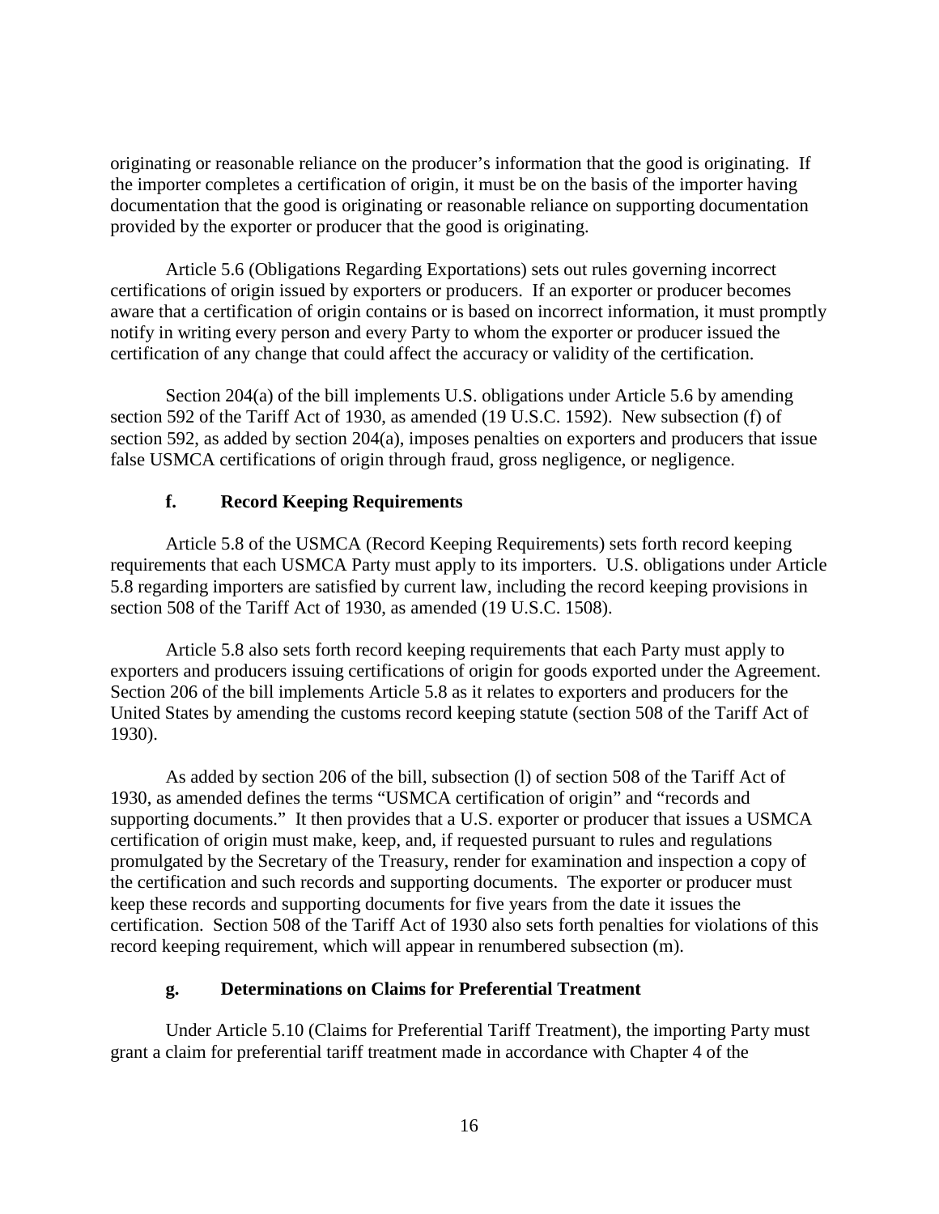originating or reasonable reliance on the producer's information that the good is originating. If the importer completes a certification of origin, it must be on the basis of the importer having documentation that the good is originating or reasonable reliance on supporting documentation provided by the exporter or producer that the good is originating.

Article 5.6 (Obligations Regarding Exportations) sets out rules governing incorrect certifications of origin issued by exporters or producers. If an exporter or producer becomes aware that a certification of origin contains or is based on incorrect information, it must promptly notify in writing every person and every Party to whom the exporter or producer issued the certification of any change that could affect the accuracy or validity of the certification.

Section 204(a) of the bill implements U.S. obligations under Article 5.6 by amending section 592 of the Tariff Act of 1930, as amended (19 U.S.C. 1592). New subsection (f) of section 592, as added by section 204(a), imposes penalties on exporters and producers that issue false USMCA certifications of origin through fraud, gross negligence, or negligence.

### f. Record Keeping Requirements

Article 5.8 of the USMCA (Record Keeping Requirements) sets forth record keeping requirements that each USMCA Party must apply to its importers. U.S. obligations under Article 5.8 regarding importers are satisfied by current law, including the record keeping provisions in section 508 of the Tariff Act of 1930, as amended (19 U.S.C. 1508).

Article 5.8 also sets forth record keeping requirements that each Party must apply to exporters and producers issuing certifications of origin for goods exported under the Agreement. Section 206 of the bill implements Article 5.8 as it relates to exporters and producers for the United States by amending the customs record keeping statute (section 508 of the Tariff Act of 1930).

As added by section 206 of the bill, subsection (l) of section 508 of the Tariff Act of 1930, as amended defines the terms "USMCA certification of origin" and "records and supporting documents." It then provides that a U.S. exporter or producer that issues a USMCA certification of origin must make, keep, and, if requested pursuant to rules and regulations promulgated by the Secretary of the Treasury, render for examination and inspection a copy of the certification and such records and supporting documents. The exporter or producer must keep these records and supporting documents for five years from the date it issues the certification. Section 508 of the Tariff Act of 1930 also sets forth penalties for violations of this record keeping requirement, which will appear in renumbered subsection (m).

### g. Determinations on Claims for Preferential Treatment

Under Article 5.10 (Claims for Preferential Tariff Treatment), the importing Party must grant a claim for preferential tariff treatment made in accordance with Chapter 4 of the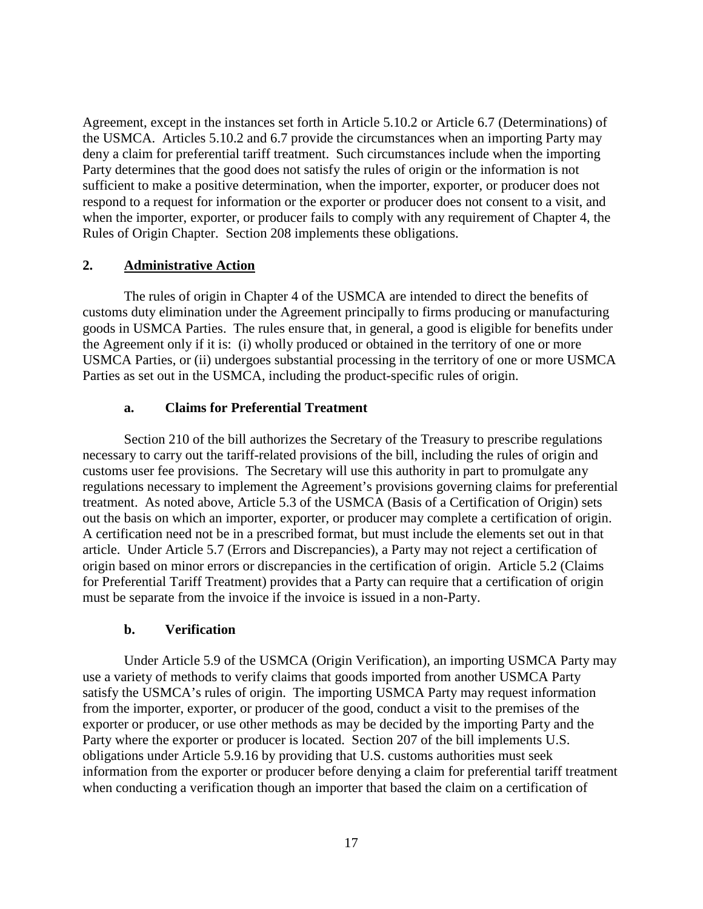Agreement, except in the instances set forth in Article 5.10.2 or Article 6.7 (Determinations) of the USMCA. Articles 5.10.2 and 6.7 provide the circumstances when an importing Party may deny a claim for preferential tariff treatment. Such circumstances include when the importing Party determines that the good does not satisfy the rules of origin or the information is not sufficient to make a positive determination, when the importer, exporter, or producer does not respond to a request for information or the exporter or producer does not consent to a visit, and when the importer, exporter, or producer fails to comply with any requirement of Chapter 4, the Rules of Origin Chapter. Section 208 implements these obligations.

## 2. Administrative Action

The rules of origin in Chapter 4 of the USMCA are intended to direct the benefits of customs duty elimination under the Agreement principally to firms producing or manufacturing goods in USMCA Parties. The rules ensure that, in general, a good is eligible for benefits under the Agreement only if it is: (i) wholly produced or obtained in the territory of one or more USMCA Parties, or (ii) undergoes substantial processing in the territory of one or more USMCA Parties as set out in the USMCA, including the product-specific rules of origin.

### a. Claims for Preferential Treatment

Section 210 of the bill authorizes the Secretary of the Treasury to prescribe regulations necessary to carry out the tariff-related provisions of the bill, including the rules of origin and customs user fee provisions. The Secretary will use this authority in part to promulgate any regulations necessary to implement the Agreement's provisions governing claims for preferential treatment. As noted above, Article 5.3 of the USMCA (Basis of a Certification of Origin) sets out the basis on which an importer, exporter, or producer may complete a certification of origin. A certification need not be in a prescribed format, but must include the elements set out in that article. Under Article 5.7 (Errors and Discrepancies), a Party may not reject a certification of origin based on minor errors or discrepancies in the certification of origin. Article 5.2 (Claims for Preferential Tariff Treatment) provides that a Party can require that a certification of origin must be separate from the invoice if the invoice is issued in a non-Party.

### b. Verification

Under Article 5.9 of the USMCA (Origin Verification), an importing USMCA Party may use a variety of methods to verify claims that goods imported from another USMCA Party satisfy the USMCA's rules of origin. The importing USMCA Party may request information from the importer, exporter, or producer of the good, conduct a visit to the premises of the exporter or producer, or use other methods as may be decided by the importing Party and the Party where the exporter or producer is located. Section 207 of the bill implements U.S. obligations under Article 5.9.16 by providing that U.S. customs authorities must seek information from the exporter or producer before denying a claim for preferential tariff treatment when conducting a verification though an importer that based the claim on a certification of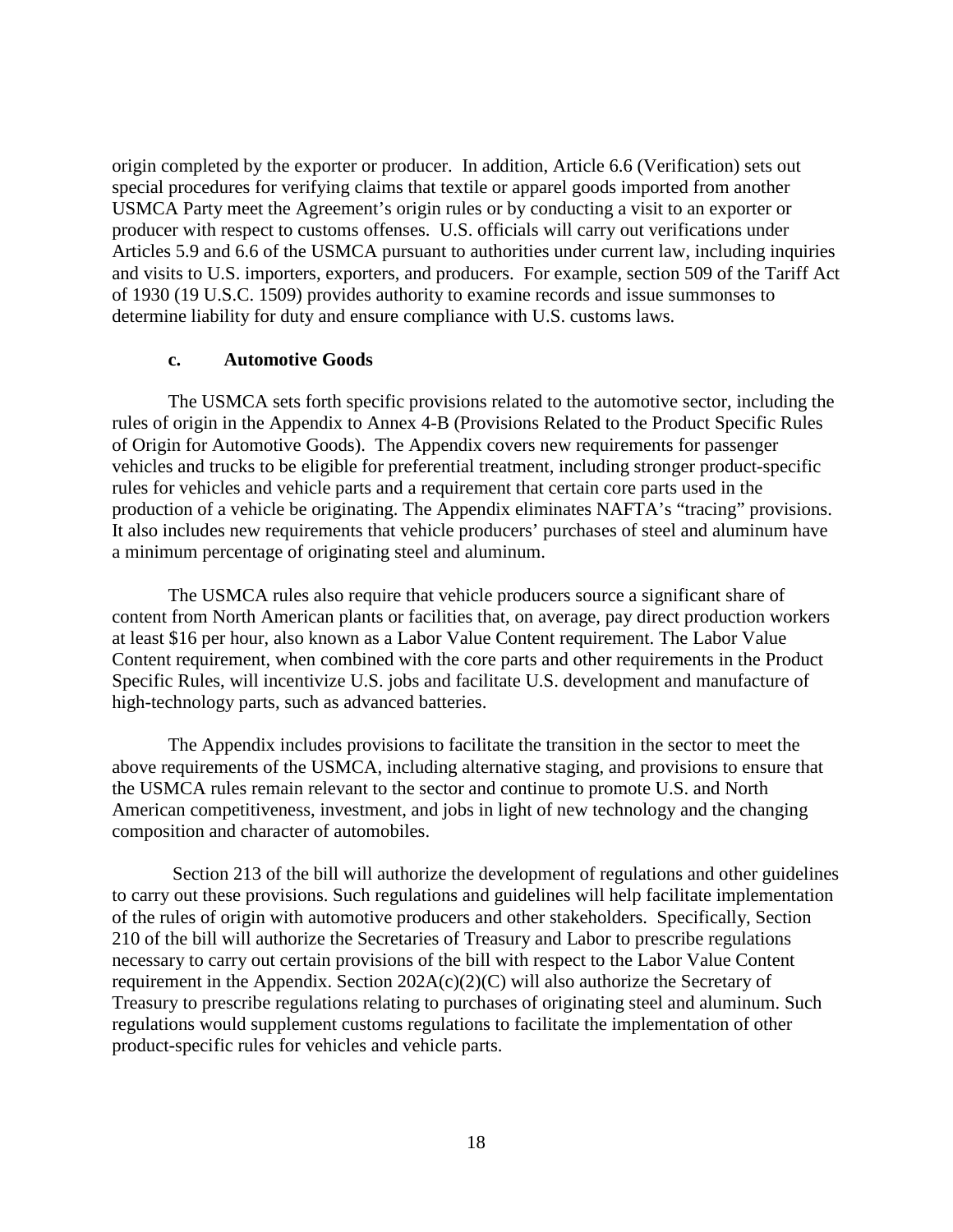origin completed by the exporter or producer. In addition, Article 6.6 (Verification) sets out special procedures for verifying claims that textile or apparel goods imported from another USMCA Party meet the Agreement's origin rules or by conducting a visit to an exporter or producer with respect to customs offenses. U.S. officials will carry out verifications under Articles 5.9 and 6.6 of the USMCA pursuant to authorities under current law, including inquiries and visits to U.S. importers, exporters, and producers. For example, section 509 of the Tariff Act of 1930 (19 U.S.C. 1509) provides authority to examine records and issue summonses to determine liability for duty and ensure compliance with U.S. customs laws.

#### c. Automotive Goods

The USMCA sets forth specific provisions related to the automotive sector, including the rules of origin in the Appendix to Annex 4-B (Provisions Related to the Product Specific Rules of Origin for Automotive Goods). The Appendix covers new requirements for passenger vehicles and trucks to be eligible for preferential treatment, including stronger product-specific rules for vehicles and vehicle parts and a requirement that certain core parts used in the production of a vehicle be originating. The Appendix eliminates NAFTA's "tracing" provisions. It also includes new requirements that vehicle producers' purchases of steel and aluminum have a minimum percentage of originating steel and aluminum.

The USMCA rules also require that vehicle producers source a significant share of content from North American plants or facilities that, on average, pay direct production workers at least $16 per hour, also known as a Labor Value Content requirement. The Labor Value Content requirement, when combined with the core parts and other requirements in the Product Specific Rules, will incentivize U.S. jobs and facilitate U.S. development and manufacture of high-technology parts, such as advanced batteries.

The Appendix includes provisions to facilitate the transition in the sector to meet the above requirements of the USMCA, including alternative staging, and provisions to ensure that the USMCA rules remain relevant to the sector and continue to promote U.S. and North American competitiveness, investment, and jobs in light of new technology and the changing composition and character of automobiles.

Section 213 of the bill will authorize the development of regulations and other guidelines to carry out these provisions. Such regulations and guidelines will help facilitate implementation of the rules of origin with automotive producers and other stakeholders. Specifically, Section 210 of the bill will authorize the Secretaries of Treasury and Labor to prescribe regulations necessary to carry out certain provisions of the bill with respect to the Labor Value Content requirement in the Appendix. Section 202A(c)(2)(C) will also authorize the Secretary of Treasury to prescribe regulations relating to purchases of originating steel and aluminum. Such regulations would supplement customs regulations to facilitate the implementation of other product-specific rules for vehicles and vehicle parts.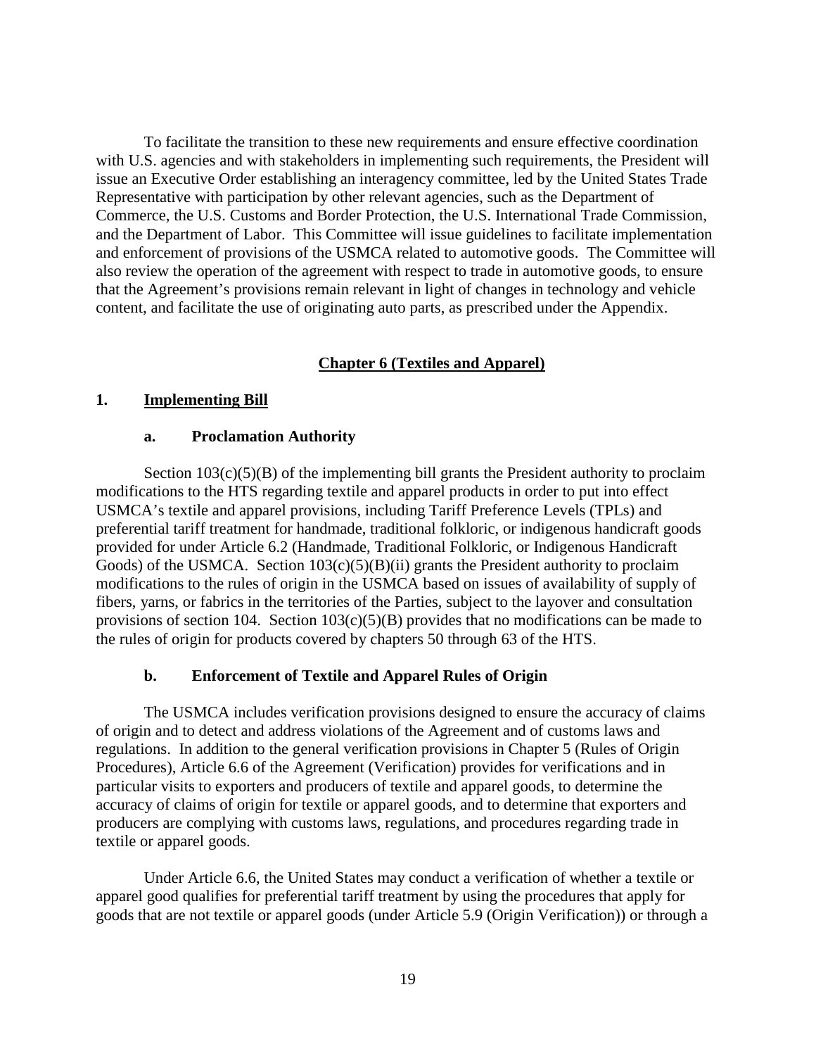To facilitate the transition to these new requirements and ensure effective coordination with U.S. agencies and with stakeholders in implementing such requirements, the President will issue an Executive Order establishing an interagency committee, led by the United States Trade Representative with participation by other relevant agencies, such as the Department of Commerce, the U.S. Customs and Border Protection, the U.S. International Trade Commission, and the Department of Labor. This Committee will issue guidelines to facilitate implementation and enforcement of provisions of the USMCA related to automotive goods. The Committee will also review the operation of the agreement with respect to trade in automotive goods, to ensure that the Agreement's provisions remain relevant in light of changes in technology and vehicle content, and facilitate the use of originating auto parts, as prescribed under the Appendix.

## Chapter 6 (Textiles and Apparel)

### 1. Implementing Bill

#### a. Proclamation Authority

Section 103(c)(5)(B) of the implementing bill grants the President authority to proclaim modifications to the HTS regarding textile and apparel products in order to put into effect USMCA's textile and apparel provisions, including Tariff Preference Levels (TPLs) and preferential tariff treatment for handmade, traditional folkloric, or indigenous handicraft goods provided for under Article 6.2 (Handmade, Traditional Folkloric, or Indigenous Handicraft Goods) of the USMCA. Section 103(c)(5)(B)(ii) grants the President authority to proclaim modifications to the rules of origin in the USMCA based on issues of availability of supply of fibers, yarns, or fabrics in the territories of the Parties, subject to the layover and consultation provisions of section 104. Section 103(c)(5)(B) provides that no modifications can be made to the rules of origin for products covered by chapters 50 through 63 of the HTS.

#### b. Enforcement of Textile and Apparel Rules of Origin

The USMCA includes verification provisions designed to ensure the accuracy of claims of origin and to detect and address violations of the Agreement and of customs laws and regulations. In addition to the general verification provisions in Chapter 5 (Rules of Origin Procedures), Article 6.6 of the Agreement (Verification) provides for verifications and in particular visits to exporters and producers of textile and apparel goods, to determine the accuracy of claims of origin for textile or apparel goods, and to determine that exporters and producers are complying with customs laws, regulations, and procedures regarding trade in textile or apparel goods.

Under Article 6.6, the United States may conduct a verification of whether a textile or apparel good qualifies for preferential tariff treatment by using the procedures that apply for goods that are not textile or apparel goods (under Article 5.9 (Origin Verification)) or through a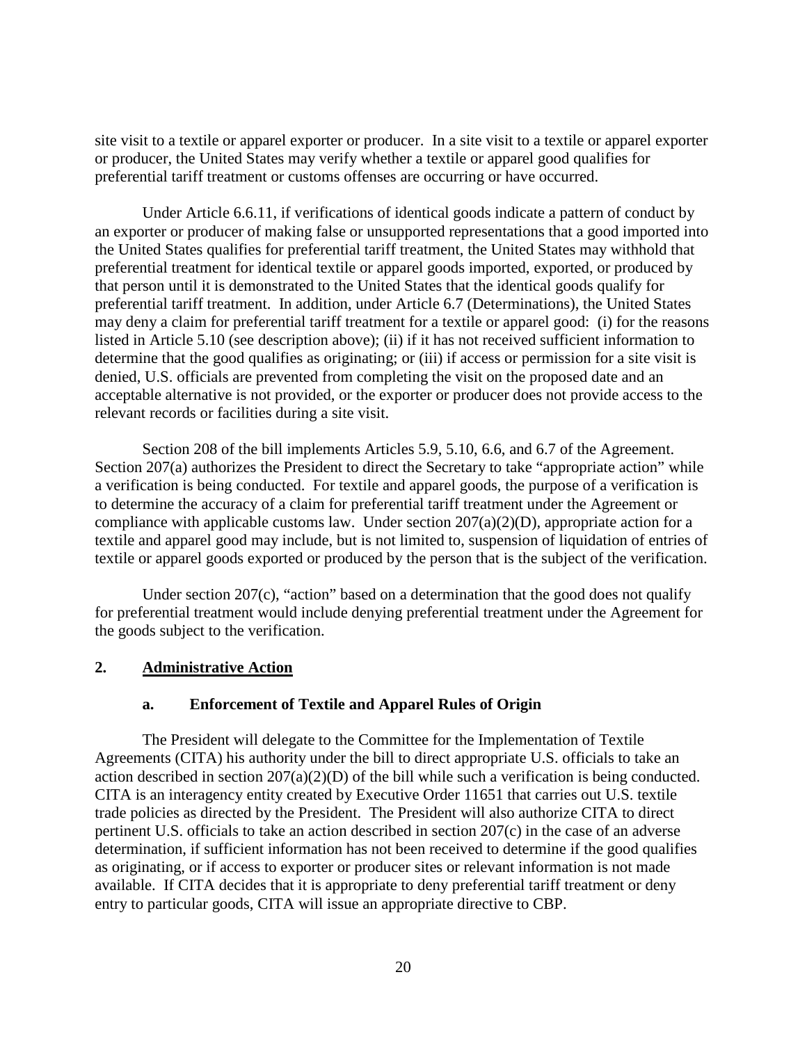site visit to a textile or apparel exporter or producer. In a site visit to a textile or apparel exporter or producer, the United States may verify whether a textile or apparel good qualifies for preferential tariff treatment or customs offenses are occurring or have occurred.

Under Article 6.6.11, if verifications of identical goods indicate a pattern of conduct by an exporter or producer of making false or unsupported representations that a good imported into the United States qualifies for preferential tariff treatment, the United States may withhold that preferential treatment for identical textile or apparel goods imported, exported, or produced by that person until it is demonstrated to the United States that the identical goods qualify for preferential tariff treatment. In addition, under Article 6.7 (Determinations), the United States may deny a claim for preferential tariff treatment for a textile or apparel good: (i) for the reasons listed in Article 5.10 (see description above); (ii) if it has not received sufficient information to determine that the good qualifies as originating; or (iii) if access or permission for a site visit is denied, U.S. officials are prevented from completing the visit on the proposed date and an acceptable alternative is not provided, or the exporter or producer does not provide access to the relevant records or facilities during a site visit.

Section 208 of the bill implements Articles 5.9, 5.10, 6.6, and 6.7 of the Agreement. Section 207(a) authorizes the President to direct the Secretary to take "appropriate action" while a verification is being conducted. For textile and apparel goods, the purpose of a verification is to determine the accuracy of a claim for preferential tariff treatment under the Agreement or compliance with applicable customs law. Under section 207(a)(2)(D), appropriate action for a textile and apparel good may include, but is not limited to, suspension of liquidation of entries of textile or apparel goods exported or produced by the person that is the subject of the verification.

Under section 207(c), "action" based on a determination that the good does not qualify for preferential treatment would include denying preferential treatment under the Agreement for the goods subject to the verification.

## 2. Administrative Action

### a. Enforcement of Textile and Apparel Rules of Origin

The President will delegate to the Committee for the Implementation of Textile Agreements (CITA) his authority under the bill to direct appropriate U.S. officials to take an action described in section 207(a)(2)(D) of the bill while such a verification is being conducted. CITA is an interagency entity created by Executive Order 11651 that carries out U.S. textile trade policies as directed by the President. The President will also authorize CITA to direct pertinent U.S. officials to take an action described in section 207(c) in the case of an adverse determination, if sufficient information has not been received to determine if the good qualifies as originating, or if access to exporter or producer sites or relevant information is not made available. If CITA decides that it is appropriate to deny preferential tariff treatment or deny entry to particular goods, CITA will issue an appropriate directive to CBP.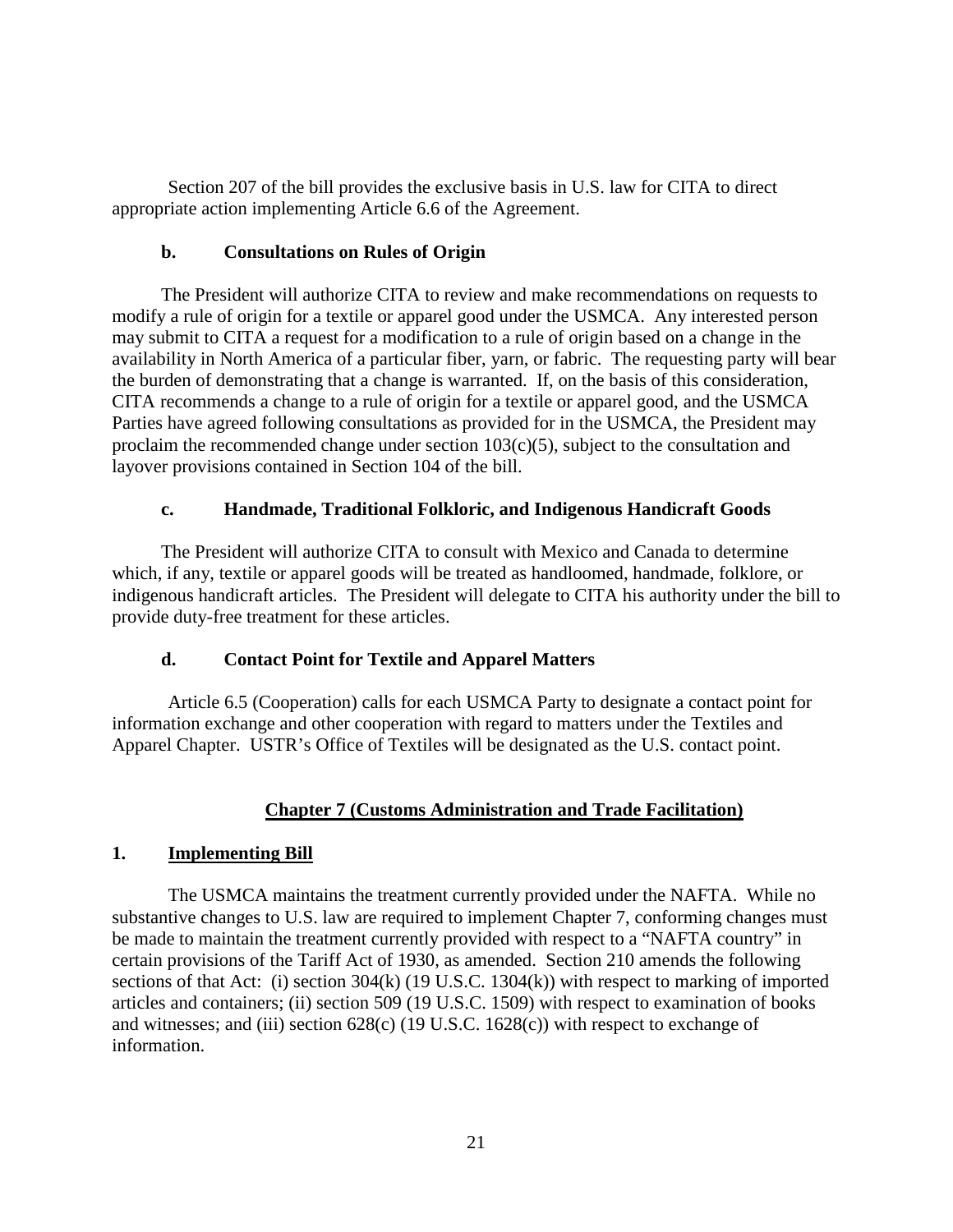Section 207 of the bill provides the exclusive basis in U.S. law for CITA to direct appropriate action implementing Article 6.6 of the Agreement.

### b. Consultations on Rules of Origin

The President will authorize CITA to review and make recommendations on requests to modify a rule of origin for a textile or apparel good under the USMCA. Any interested person may submit to CITA a request for a modification to a rule of origin based on a change in the availability in North America of a particular fiber, yarn, or fabric. The requesting party will bear the burden of demonstrating that a change is warranted. If, on the basis of this consideration, CITA recommends a change to a rule of origin for a textile or apparel good, and the USMCA Parties have agreed following consultations as provided for in the USMCA, the President may proclaim the recommended change under section 103(c)(5), subject to the consultation and layover provisions contained in Section 104 of the bill.

### c. Handmade, Traditional Folkloric, and Indigenous Handicraft Goods

The President will authorize CITA to consult with Mexico and Canada to determine which, if any, textile or apparel goods will be treated as handloomed, handmade, folklore, or indigenous handicraft articles. The President will delegate to CITA his authority under the bill to provide duty-free treatment for these articles.

### d. Contact Point for Textile and Apparel Matters

Article 6.5 (Cooperation) calls for each USMCA Party to designate a contact point for information exchange and other cooperation with regard to matters under the Textiles and Apparel Chapter. USTR's Office of Textiles will be designated as the U.S. contact point.

## Chapter 7 (Customs Administration and Trade Facilitation)

### 1. Implementing Bill

The USMCA maintains the treatment currently provided under the NAFTA. While no substantive changes to U.S. law are required to implement Chapter 7, conforming changes must be made to maintain the treatment currently provided with respect to a "NAFTA country" in certain provisions of the Tariff Act of 1930, as amended. Section 210 amends the following sections of that Act: (i) section 304(k) (19 U.S.C. 1304(k)) with respect to marking of imported articles and containers; (ii) section 509 (19 U.S.C. 1509) with respect to examination of books and witnesses; and (iii) section 628(c) (19 U.S.C. 1628(c)) with respect to exchange of information.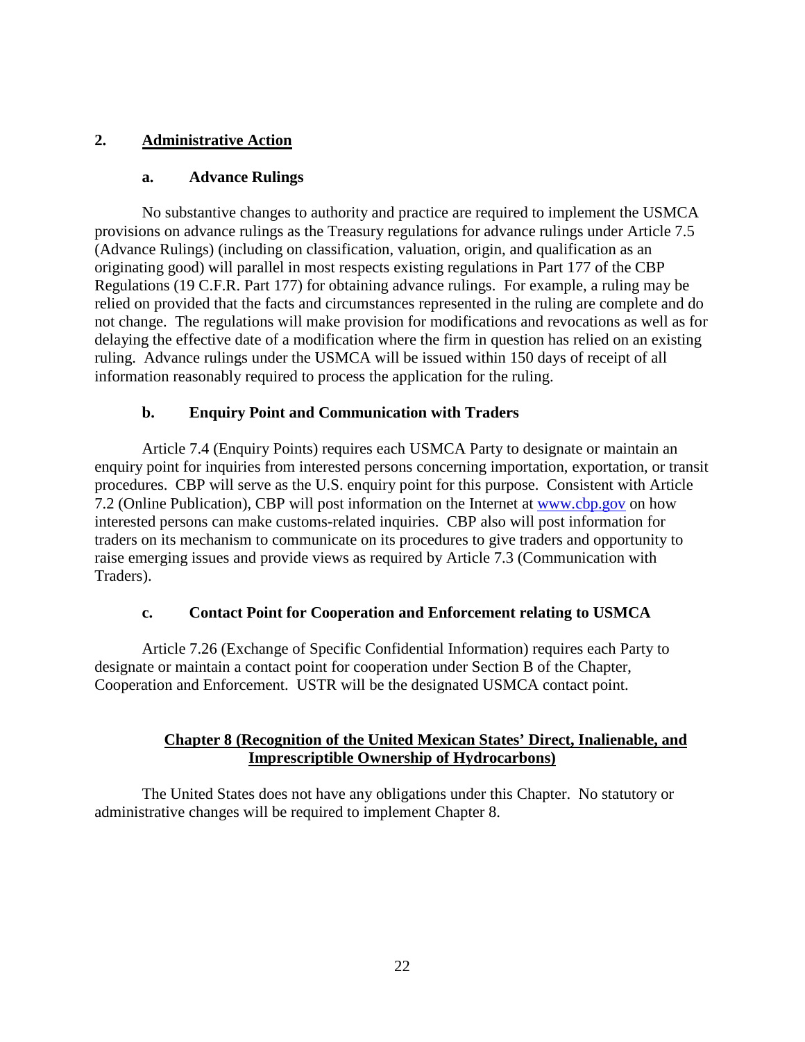## 2. Administrative Action

### a. Advance Rulings

No substantive changes to authority and practice are required to implement the USMCA provisions on advance rulings as the Treasury regulations for advance rulings under Article 7.5 (Advance Rulings) (including on classification, valuation, origin, and qualification as an originating good) will parallel in most respects existing regulations in Part 177 of the CBP Regulations (19 C.F.R. Part 177) for obtaining advance rulings. For example, a ruling may be relied on provided that the facts and circumstances represented in the ruling are complete and do not change. The regulations will make provision for modifications and revocations as well as for delaying the effective date of a modification where the firm in question has relied on an existing ruling. Advance rulings under the USMCA will be issued within 150 days of receipt of all information reasonably required to process the application for the ruling.

### b. Enquiry Point and Communication with Traders

Article 7.4 (Enquiry Points) requires each USMCA Party to designate or maintain an enquiry point for inquiries from interested persons concerning importation, exportation, or transit procedures. CBP will serve as the U.S. enquiry point for this purpose. Consistent with Article 7.2 (Online Publication), CBP will post information on the Internet at www.cbp.gov on how interested persons can make customs-related inquiries. CBP also will post information for traders on its mechanism to communicate on its procedures to give traders and opportunity to raise emerging issues and provide views as required by Article 7.3 (Communication with Traders).

### c. Contact Point for Cooperation and Enforcement relating to USMCA

Article 7.26 (Exchange of Specific Confidential Information) requires each Party to designate or maintain a contact point for cooperation under Section B of the Chapter, Cooperation and Enforcement. USTR will be the designated USMCA contact point.

## Chapter 8 (Recognition of the United Mexican States' Direct, Inalienable, and Imprescriptible Ownership of Hydrocarbons)

The United States does not have any obligations under this Chapter. No statutory or administrative changes will be required to implement Chapter 8.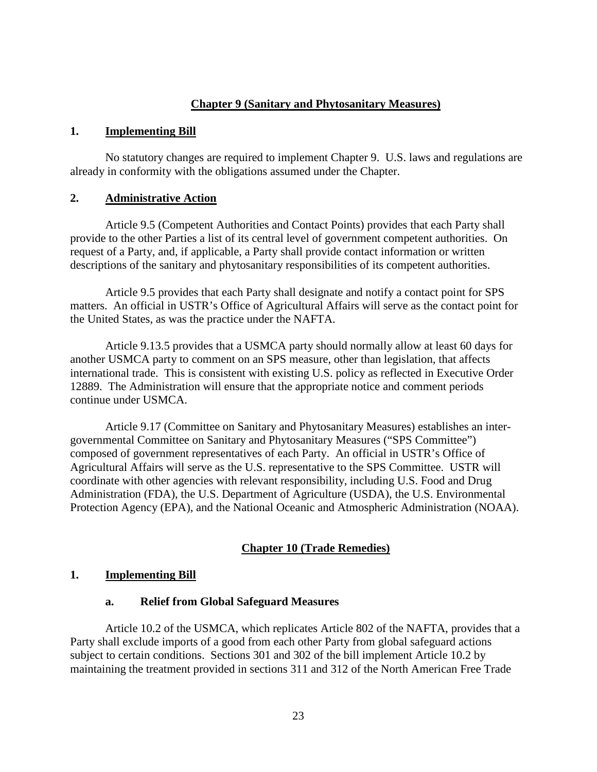## Chapter 9 (Sanitary and Phytosanitary Measures)

### 1. Implementing Bill

No statutory changes are required to implement Chapter 9. U.S. laws and regulations are already in conformity with the obligations assumed under the Chapter.

### 2. Administrative Action

Article 9.5 (Competent Authorities and Contact Points) provides that each Party shall provide to the other Parties a list of its central level of government competent authorities. On request of a Party, and, if applicable, a Party shall provide contact information or written descriptions of the sanitary and phytosanitary responsibilities of its competent authorities.

Article 9.5 provides that each Party shall designate and notify a contact point for SPS matters. An official in USTR's Office of Agricultural Affairs will serve as the contact point for the United States, as was the practice under the NAFTA.

Article 9.13.5 provides that a USMCA party should normally allow at least 60 days for another USMCA party to comment on an SPS measure, other than legislation, that affects international trade. This is consistent with existing U.S. policy as reflected in Executive Order 12889. The Administration will ensure that the appropriate notice and comment periods continue under USMCA.

Article 9.17 (Committee on Sanitary and Phytosanitary Measures) establishes an inter-governmental Committee on Sanitary and Phytosanitary Measures ("SPS Committee") composed of government representatives of each Party. An official in USTR's Office of Agricultural Affairs will serve as the U.S. representative to the SPS Committee. USTR will coordinate with other agencies with relevant responsibility, including U.S. Food and Drug Administration (FDA), the U.S. Department of Agriculture (USDA), the U.S. Environmental Protection Agency (EPA), and the National Oceanic and Atmospheric Administration (NOAA).

## Chapter 10 (Trade Remedies)

### 1. Implementing Bill

#### a. Relief from Global Safeguard Measures

Article 10.2 of the USMCA, which replicates Article 802 of the NAFTA, provides that a Party shall exclude imports of a good from each other Party from global safeguard actions subject to certain conditions. Sections 301 and 302 of the bill implement Article 10.2 by maintaining the treatment provided in sections 311 and 312 of the North American Free Trade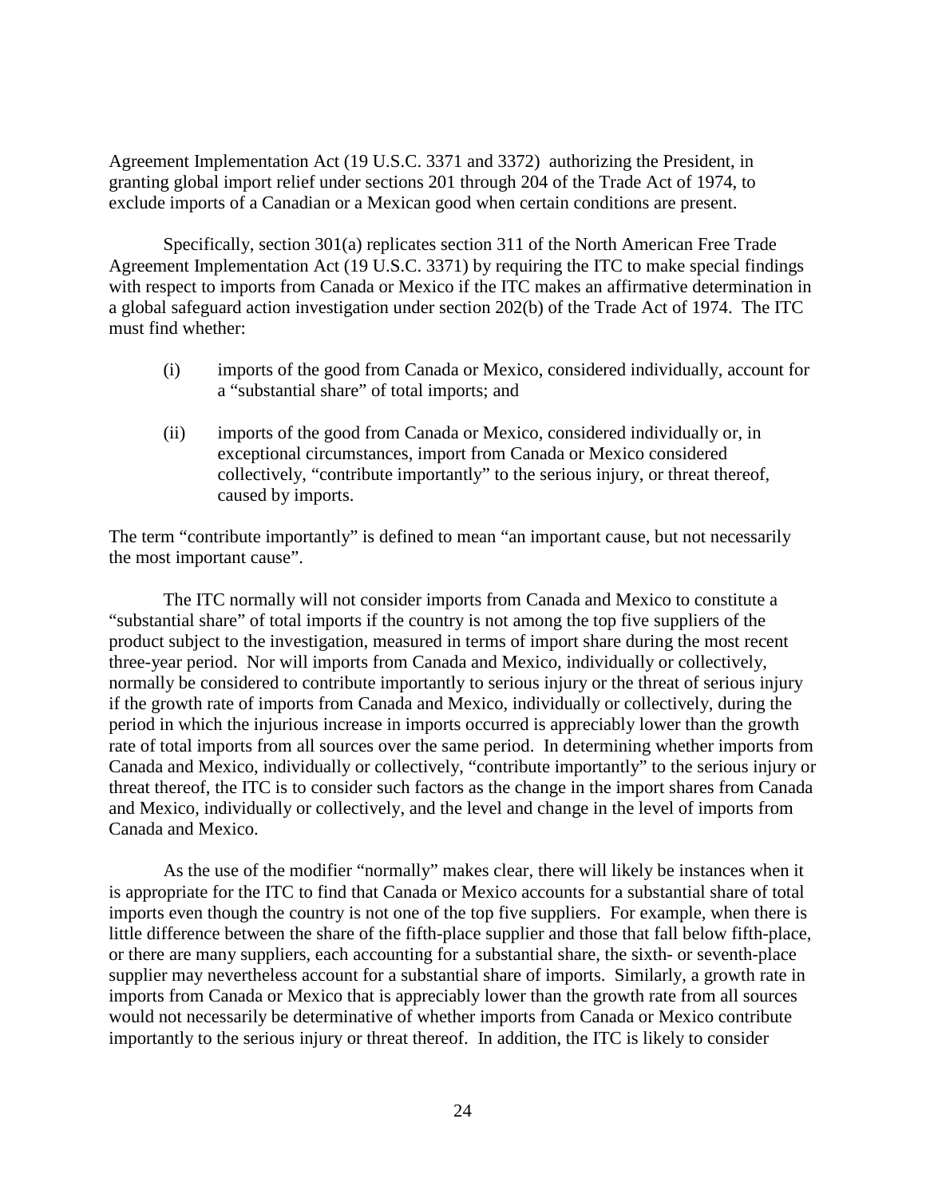Agreement Implementation Act (19 U.S.C. 3371 and 3372) authorizing the President, in granting global import relief under sections 201 through 204 of the Trade Act of 1974, to exclude imports of a Canadian or a Mexican good when certain conditions are present.

Specifically, section 301(a) replicates section 311 of the North American Free Trade Agreement Implementation Act (19 U.S.C. 3371) by requiring the ITC to make special findings with respect to imports from Canada or Mexico if the ITC makes an affirmative determination in a global safeguard action investigation under section 202(b) of the Trade Act of 1974. The ITC must find whether:

(i) imports of the good from Canada or Mexico, considered individually, account for a "substantial share" of total imports; and

(ii) imports of the good from Canada or Mexico, considered individually or, in exceptional circumstances, import from Canada or Mexico considered collectively, "contribute importantly" to the serious injury, or threat thereof, caused by imports.

The term "contribute importantly" is defined to mean "an important cause, but not necessarily the most important cause".

The ITC normally will not consider imports from Canada and Mexico to constitute a "substantial share" of total imports if the country is not among the top five suppliers of the product subject to the investigation, measured in terms of import share during the most recent three-year period. Nor will imports from Canada and Mexico, individually or collectively, normally be considered to contribute importantly to serious injury or the threat of serious injury if the growth rate of imports from Canada and Mexico, individually or collectively, during the period in which the injurious increase in imports occurred is appreciably lower than the growth rate of total imports from all sources over the same period. In determining whether imports from Canada and Mexico, individually or collectively, "contribute importantly" to the serious injury or threat thereof, the ITC is to consider such factors as the change in the import shares from Canada and Mexico, individually or collectively, and the level and change in the level of imports from Canada and Mexico.

As the use of the modifier "normally" makes clear, there will likely be instances when it is appropriate for the ITC to find that Canada or Mexico accounts for a substantial share of total imports even though the country is not one of the top five suppliers. For example, when there is little difference between the share of the fifth-place supplier and those that fall below fifth-place, or there are many suppliers, each accounting for a substantial share, the sixth- or seventh-place supplier may nevertheless account for a substantial share of imports. Similarly, a growth rate in imports from Canada or Mexico that is appreciably lower than the growth rate from all sources would not necessarily be determinative of whether imports from Canada or Mexico contribute importantly to the serious injury or threat thereof. In addition, the ITC is likely to consider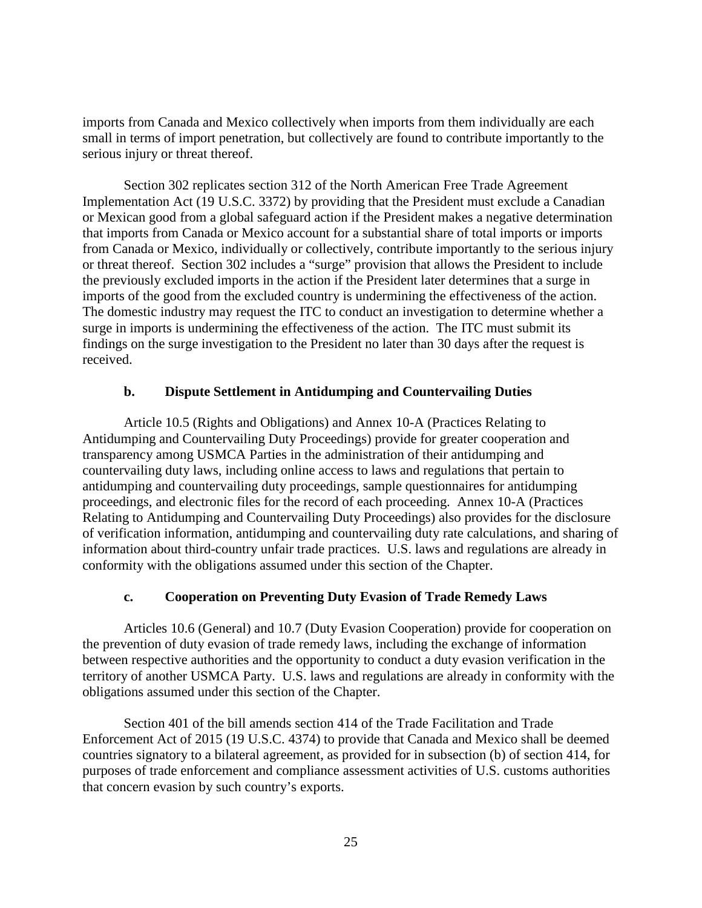imports from Canada and Mexico collectively when imports from them individually are each small in terms of import penetration, but collectively are found to contribute importantly to the serious injury or threat thereof.

Section 302 replicates section 312 of the North American Free Trade Agreement Implementation Act (19 U.S.C. 3372) by providing that the President must exclude a Canadian or Mexican good from a global safeguard action if the President makes a negative determination that imports from Canada or Mexico account for a substantial share of total imports or imports from Canada or Mexico, individually or collectively, contribute importantly to the serious injury or threat thereof. Section 302 includes a "surge" provision that allows the President to include the previously excluded imports in the action if the President later determines that a surge in imports of the good from the excluded country is undermining the effectiveness of the action. The domestic industry may request the ITC to conduct an investigation to determine whether a surge in imports is undermining the effectiveness of the action. The ITC must submit its findings on the surge investigation to the President no later than 30 days after the request is received.

#### b. Dispute Settlement in Antidumping and Countervailing Duties

Article 10.5 (Rights and Obligations) and Annex 10-A (Practices Relating to Antidumping and Countervailing Duty Proceedings) provide for greater cooperation and transparency among USMCA Parties in the administration of their antidumping and countervailing duty laws, including online access to laws and regulations that pertain to antidumping and countervailing duty proceedings, sample questionnaires for antidumping proceedings, and electronic files for the record of each proceeding. Annex 10-A (Practices Relating to Antidumping and Countervailing Duty Proceedings) also provides for the disclosure of verification information, antidumping and countervailing duty rate calculations, and sharing of information about third-country unfair trade practices. U.S. laws and regulations are already in conformity with the obligations assumed under this section of the Chapter.

#### c. Cooperation on Preventing Duty Evasion of Trade Remedy Laws

Articles 10.6 (General) and 10.7 (Duty Evasion Cooperation) provide for cooperation on the prevention of duty evasion of trade remedy laws, including the exchange of information between respective authorities and the opportunity to conduct a duty evasion verification in the territory of another USMCA Party. U.S. laws and regulations are already in conformity with the obligations assumed under this section of the Chapter.

Section 401 of the bill amends section 414 of the Trade Facilitation and Trade Enforcement Act of 2015 (19 U.S.C. 4374) to provide that Canada and Mexico shall be deemed countries signatory to a bilateral agreement, as provided for in subsection (b) of section 414, for purposes of trade enforcement and compliance assessment activities of U.S. customs authorities that concern evasion by such country's exports.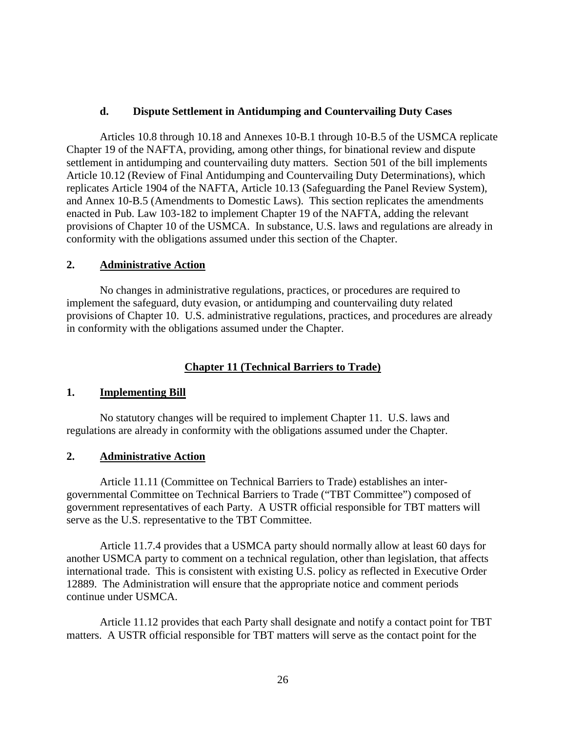#### d. Dispute Settlement in Antidumping and Countervailing Duty Cases

Articles 10.8 through 10.18 and Annexes 10-B.1 through 10-B.5 of the USMCA replicate Chapter 19 of the NAFTA, providing, among other things, for binational review and dispute settlement in antidumping and countervailing duty matters. Section 501 of the bill implements Article 10.12 (Review of Final Antidumping and Countervailing Duty Determinations), which replicates Article 1904 of the NAFTA, Article 10.13 (Safeguarding the Panel Review System), and Annex 10-B.5 (Amendments to Domestic Laws). This section replicates the amendments enacted in Pub. Law 103-182 to implement Chapter 19 of the NAFTA, adding the relevant provisions of Chapter 10 of the USMCA. In substance, U.S. laws and regulations are already in conformity with the obligations assumed under this section of the Chapter.

### 2. Administrative Action

No changes in administrative regulations, practices, or procedures are required to implement the safeguard, duty evasion, or antidumping and countervailing duty related provisions of Chapter 10. U.S. administrative regulations, practices, and procedures are already in conformity with the obligations assumed under the Chapter.

## Chapter 11 (Technical Barriers to Trade)

### 1. Implementing Bill

No statutory changes will be required to implement Chapter 11. U.S. laws and regulations are already in conformity with the obligations assumed under the Chapter.

### 2. Administrative Action

Article 11.11 (Committee on Technical Barriers to Trade) establishes an inter-governmental Committee on Technical Barriers to Trade ("TBT Committee") composed of government representatives of each Party. A USTR official responsible for TBT matters will serve as the U.S. representative to the TBT Committee.

Article 11.7.4 provides that a USMCA party should normally allow at least 60 days for another USMCA party to comment on a technical regulation, other than legislation, that affects international trade. This is consistent with existing U.S. policy as reflected in Executive Order 12889. The Administration will ensure that the appropriate notice and comment periods continue under USMCA.

Article 11.12 provides that each Party shall designate and notify a contact point for TBT matters. A USTR official responsible for TBT matters will serve as the contact point for the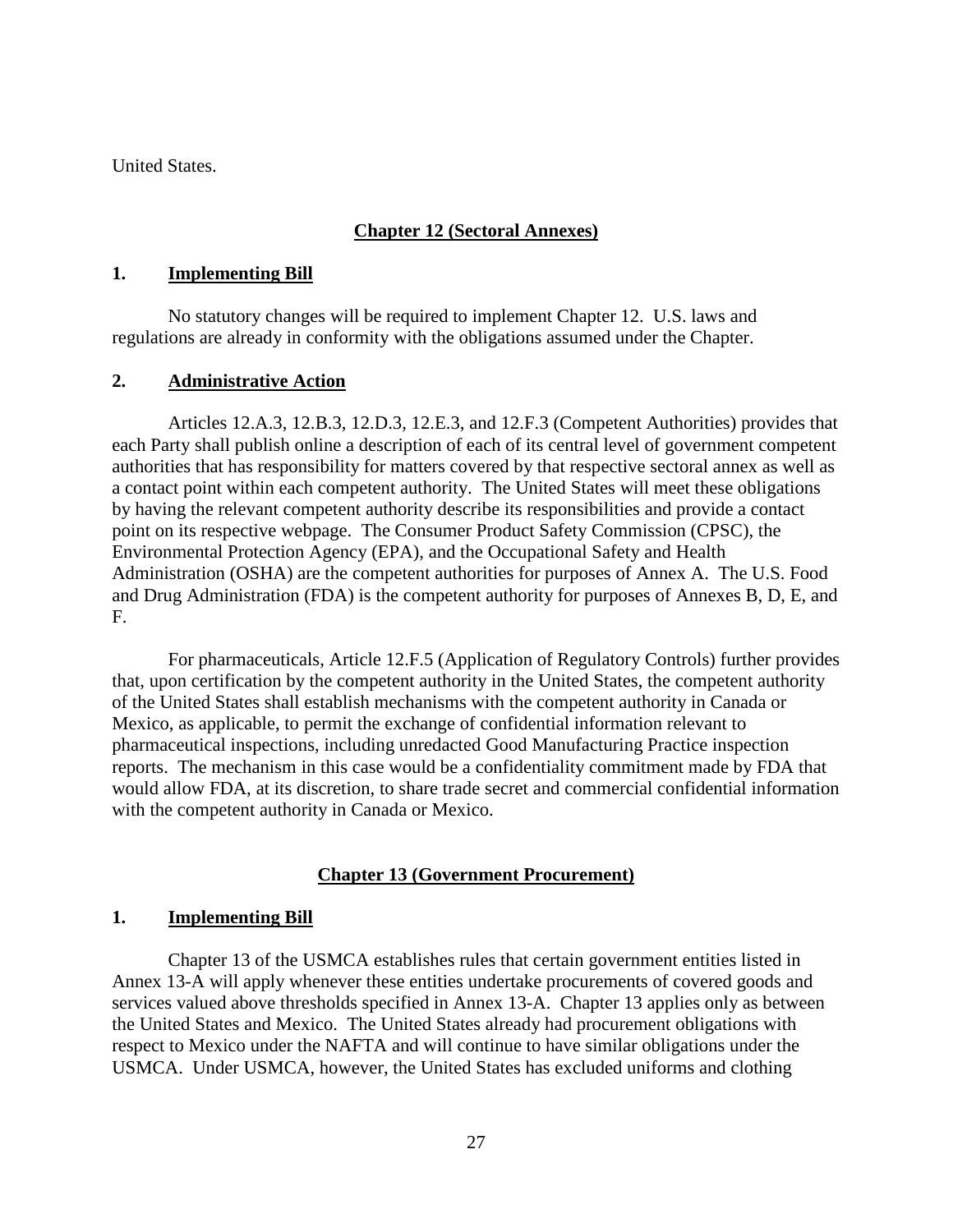United States.

## Chapter 12 (Sectoral Annexes)

### 1. Implementing Bill

No statutory changes will be required to implement Chapter 12. U.S. laws and regulations are already in conformity with the obligations assumed under the Chapter.

### 2. Administrative Action

Articles 12.A.3, 12.B.3, 12.D.3, 12.E.3, and 12.F.3 (Competent Authorities) provides that each Party shall publish online a description of each of its central level of government competent authorities that has responsibility for matters covered by that respective sectoral annex as well as a contact point within each competent authority. The United States will meet these obligations by having the relevant competent authority describe its responsibilities and provide a contact point on its respective webpage. The Consumer Product Safety Commission (CPSC), the Environmental Protection Agency (EPA), and the Occupational Safety and Health Administration (OSHA) are the competent authorities for purposes of Annex A. The U.S. Food and Drug Administration (FDA) is the competent authority for purposes of Annexes B, D, E, and F.

For pharmaceuticals, Article 12.F.5 (Application of Regulatory Controls) further provides that, upon certification by the competent authority in the United States, the competent authority of the United States shall establish mechanisms with the competent authority in Canada or Mexico, as applicable, to permit the exchange of confidential information relevant to pharmaceutical inspections, including unredacted Good Manufacturing Practice inspection reports. The mechanism in this case would be a confidentiality commitment made by FDA that would allow FDA, at its discretion, to share trade secret and commercial confidential information with the competent authority in Canada or Mexico.

## Chapter 13 (Government Procurement)

### 1. Implementing Bill

Chapter 13 of the USMCA establishes rules that certain government entities listed in Annex 13-A will apply whenever these entities undertake procurements of covered goods and services valued above thresholds specified in Annex 13-A. Chapter 13 applies only as between the United States and Mexico. The United States already had procurement obligations with respect to Mexico under the NAFTA and will continue to have similar obligations under the USMCA. Under USMCA, however, the United States has excluded uniforms and clothing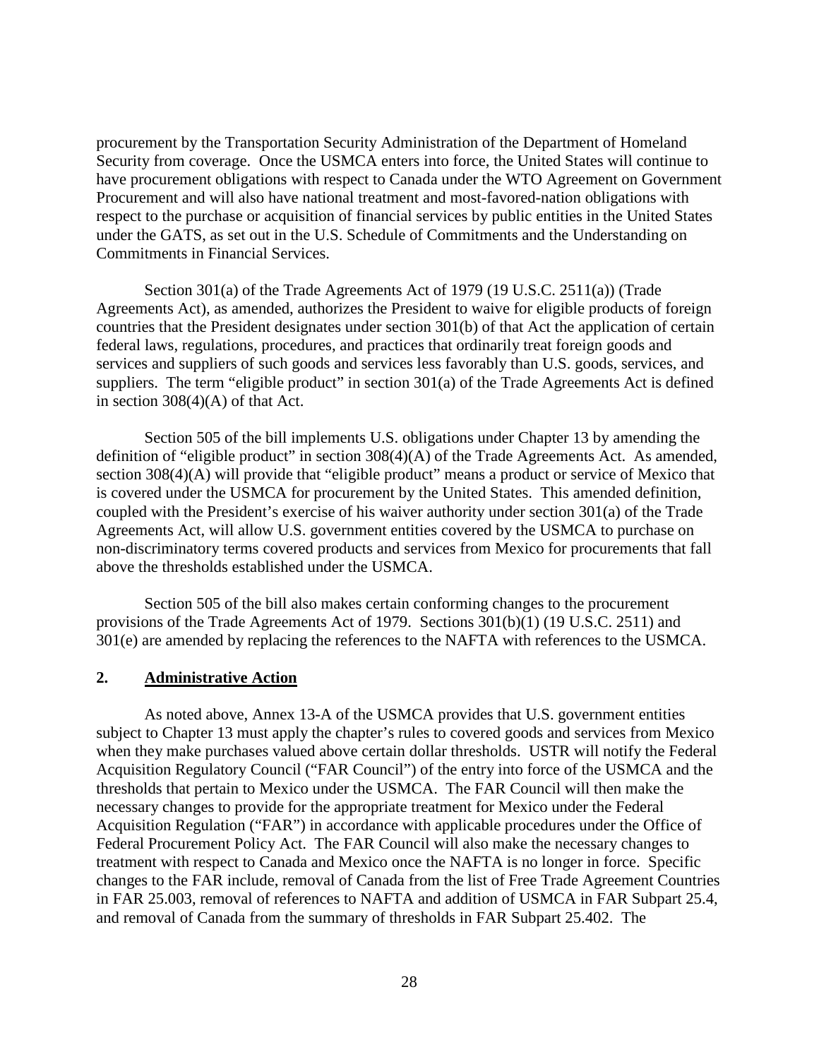procurement by the Transportation Security Administration of the Department of Homeland Security from coverage. Once the USMCA enters into force, the United States will continue to have procurement obligations with respect to Canada under the WTO Agreement on Government Procurement and will also have national treatment and most-favored-nation obligations with respect to the purchase or acquisition of financial services by public entities in the United States under the GATS, as set out in the U.S. Schedule of Commitments and the Understanding on Commitments in Financial Services.

Section 301(a) of the Trade Agreements Act of 1979 (19 U.S.C. 2511(a)) (Trade Agreements Act), as amended, authorizes the President to waive for eligible products of foreign countries that the President designates under section 301(b) of that Act the application of certain federal laws, regulations, procedures, and practices that ordinarily treat foreign goods and services and suppliers of such goods and services less favorably than U.S. goods, services, and suppliers. The term "eligible product" in section 301(a) of the Trade Agreements Act is defined in section 308(4)(A) of that Act.

Section 505 of the bill implements U.S. obligations under Chapter 13 by amending the definition of "eligible product" in section 308(4)(A) of the Trade Agreements Act. As amended, section 308(4)(A) will provide that "eligible product" means a product or service of Mexico that is covered under the USMCA for procurement by the United States. This amended definition, coupled with the President's exercise of his waiver authority under section 301(a) of the Trade Agreements Act, will allow U.S. government entities covered by the USMCA to purchase on non-discriminatory terms covered products and services from Mexico for procurements that fall above the thresholds established under the USMCA.

Section 505 of the bill also makes certain conforming changes to the procurement provisions of the Trade Agreements Act of 1979. Sections 301(b)(1) (19 U.S.C. 2511) and 301(e) are amended by replacing the references to the NAFTA with references to the USMCA.

## 2. Administrative Action

As noted above, Annex 13-A of the USMCA provides that U.S. government entities subject to Chapter 13 must apply the chapter's rules to covered goods and services from Mexico when they make purchases valued above certain dollar thresholds. USTR will notify the Federal Acquisition Regulatory Council ("FAR Council") of the entry into force of the USMCA and the thresholds that pertain to Mexico under the USMCA. The FAR Council will then make the necessary changes to provide for the appropriate treatment for Mexico under the Federal Acquisition Regulation ("FAR") in accordance with applicable procedures under the Office of Federal Procurement Policy Act. The FAR Council will also make the necessary changes to treatment with respect to Canada and Mexico once the NAFTA is no longer in force. Specific changes to the FAR include, removal of Canada from the list of Free Trade Agreement Countries in FAR 25.003, removal of references to NAFTA and addition of USMCA in FAR Subpart 25.4, and removal of Canada from the summary of thresholds in FAR Subpart 25.402. The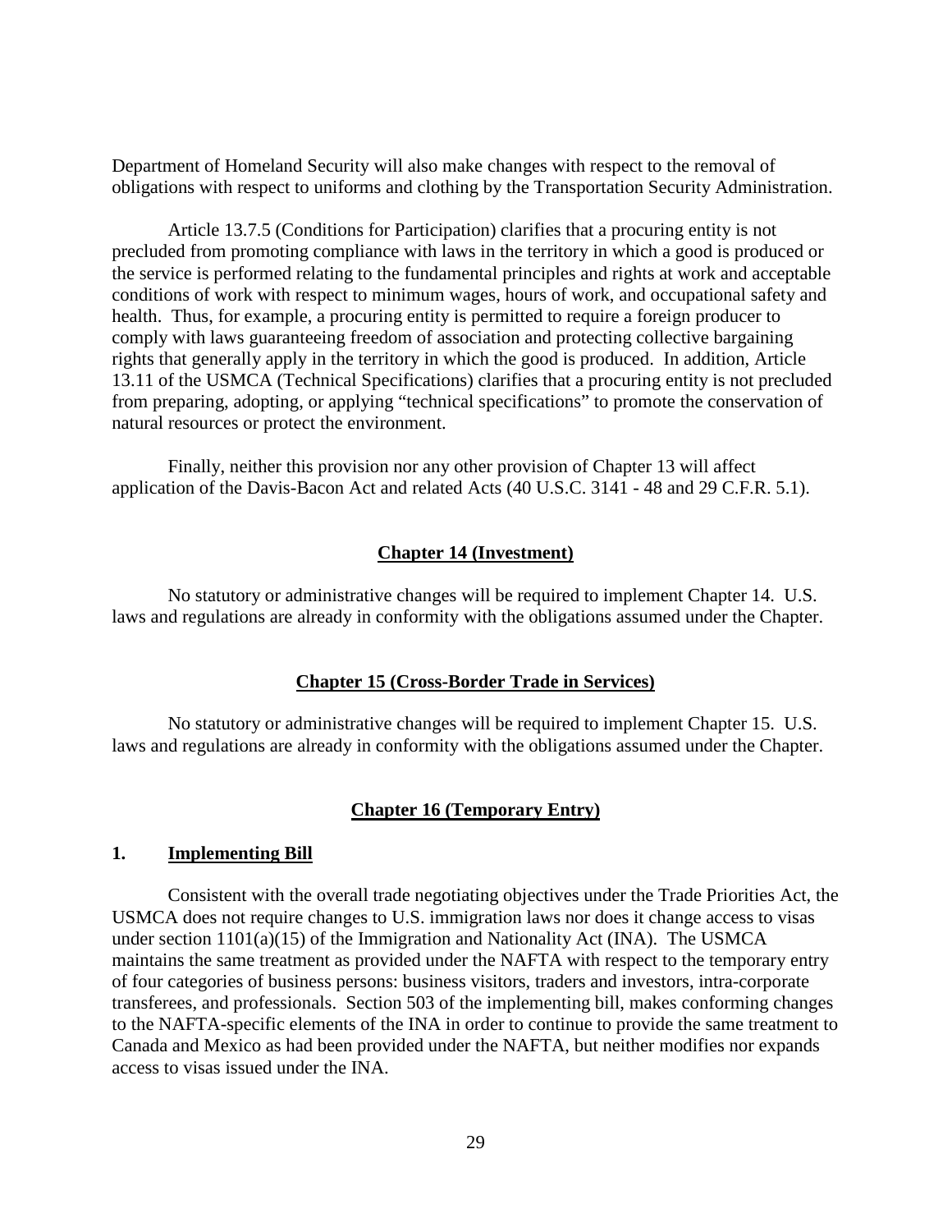Department of Homeland Security will also make changes with respect to the removal of obligations with respect to uniforms and clothing by the Transportation Security Administration.

Article 13.7.5 (Conditions for Participation) clarifies that a procuring entity is not precluded from promoting compliance with laws in the territory in which a good is produced or the service is performed relating to the fundamental principles and rights at work and acceptable conditions of work with respect to minimum wages, hours of work, and occupational safety and health. Thus, for example, a procuring entity is permitted to require a foreign producer to comply with laws guaranteeing freedom of association and protecting collective bargaining rights that generally apply in the territory in which the good is produced. In addition, Article 13.11 of the USMCA (Technical Specifications) clarifies that a procuring entity is not precluded from preparing, adopting, or applying "technical specifications" to promote the conservation of natural resources or protect the environment.

Finally, neither this provision nor any other provision of Chapter 13 will affect application of the Davis-Bacon Act and related Acts (40 U.S.C. 3141 - 48 and 29 C.F.R. 5.1).

## Chapter 14 (Investment)

No statutory or administrative changes will be required to implement Chapter 14. U.S. laws and regulations are already in conformity with the obligations assumed under the Chapter.

## Chapter 15 (Cross-Border Trade in Services)

No statutory or administrative changes will be required to implement Chapter 15. U.S. laws and regulations are already in conformity with the obligations assumed under the Chapter.

## Chapter 16 (Temporary Entry)

### 1. Implementing Bill

Consistent with the overall trade negotiating objectives under the Trade Priorities Act, the USMCA does not require changes to U.S. immigration laws nor does it change access to visas under section 1101(a)(15) of the Immigration and Nationality Act (INA). The USMCA maintains the same treatment as provided under the NAFTA with respect to the temporary entry of four categories of business persons: business visitors, traders and investors, intra-corporate transferees, and professionals. Section 503 of the implementing bill, makes conforming changes to the NAFTA-specific elements of the INA in order to continue to provide the same treatment to Canada and Mexico as had been provided under the NAFTA, but neither modifies nor expands access to visas issued under the INA.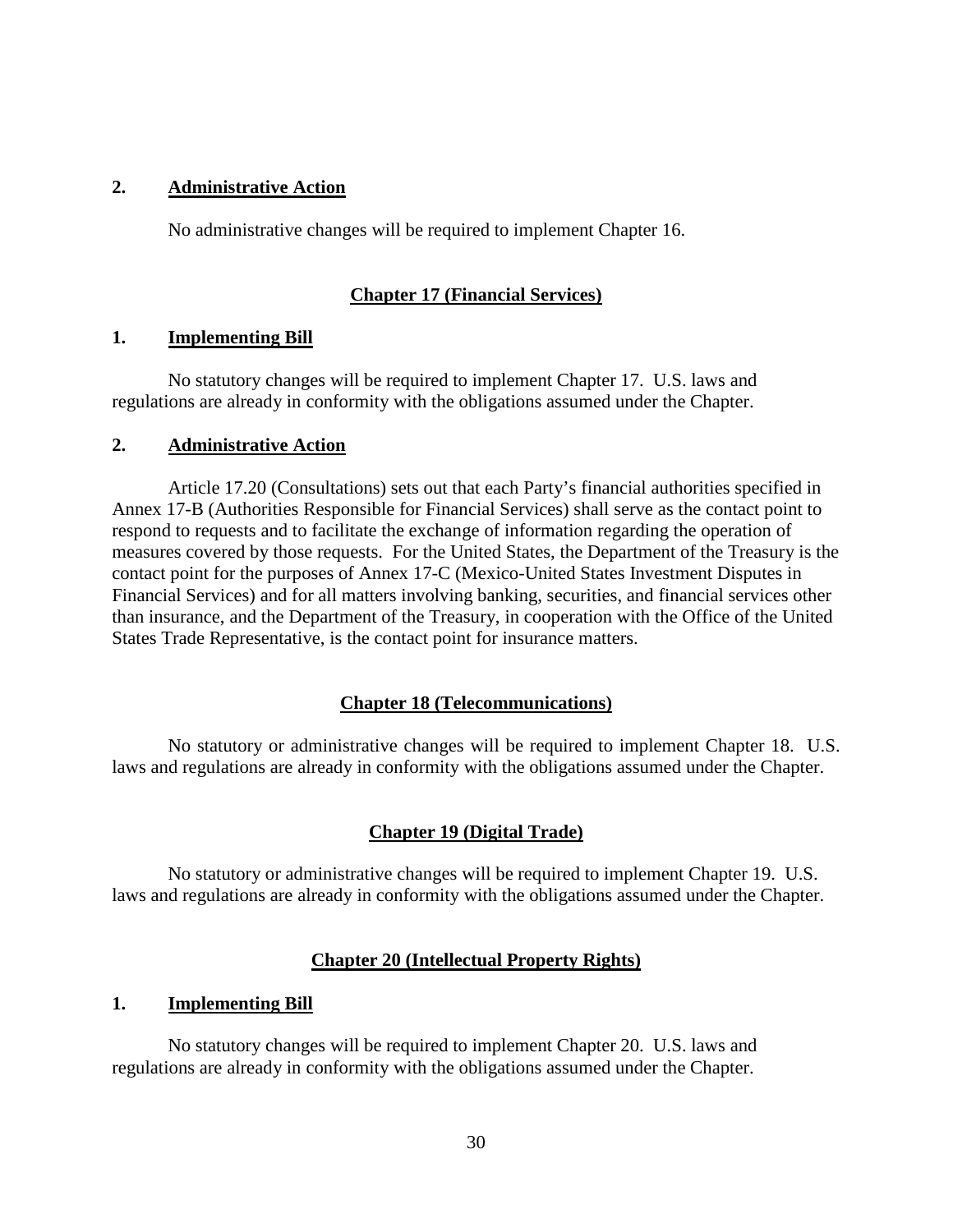**2. Administrative Action**

No administrative changes will be required to implement Chapter 16.

## Chapter 17 (Financial Services)

**1. Implementing Bill**

No statutory changes will be required to implement Chapter 17. U.S. laws and regulations are already in conformity with the obligations assumed under the Chapter.

**2. Administrative Action**

Article 17.20 (Consultations) sets out that each Party's financial authorities specified in Annex 17-B (Authorities Responsible for Financial Services) shall serve as the contact point to respond to requests and to facilitate the exchange of information regarding the operation of measures covered by those requests. For the United States, the Department of the Treasury is the contact point for the purposes of Annex 17-C (Mexico-United States Investment Disputes in Financial Services) and for all matters involving banking, securities, and financial services other than insurance, and the Department of the Treasury, in cooperation with the Office of the United States Trade Representative, is the contact point for insurance matters.

## Chapter 18 (Telecommunications)

No statutory or administrative changes will be required to implement Chapter 18. U.S. laws and regulations are already in conformity with the obligations assumed under the Chapter.

## Chapter 19 (Digital Trade)

No statutory or administrative changes will be required to implement Chapter 19. U.S. laws and regulations are already in conformity with the obligations assumed under the Chapter.

## Chapter 20 (Intellectual Property Rights)

**1. Implementing Bill**

No statutory changes will be required to implement Chapter 20. U.S. laws and regulations are already in conformity with the obligations assumed under the Chapter.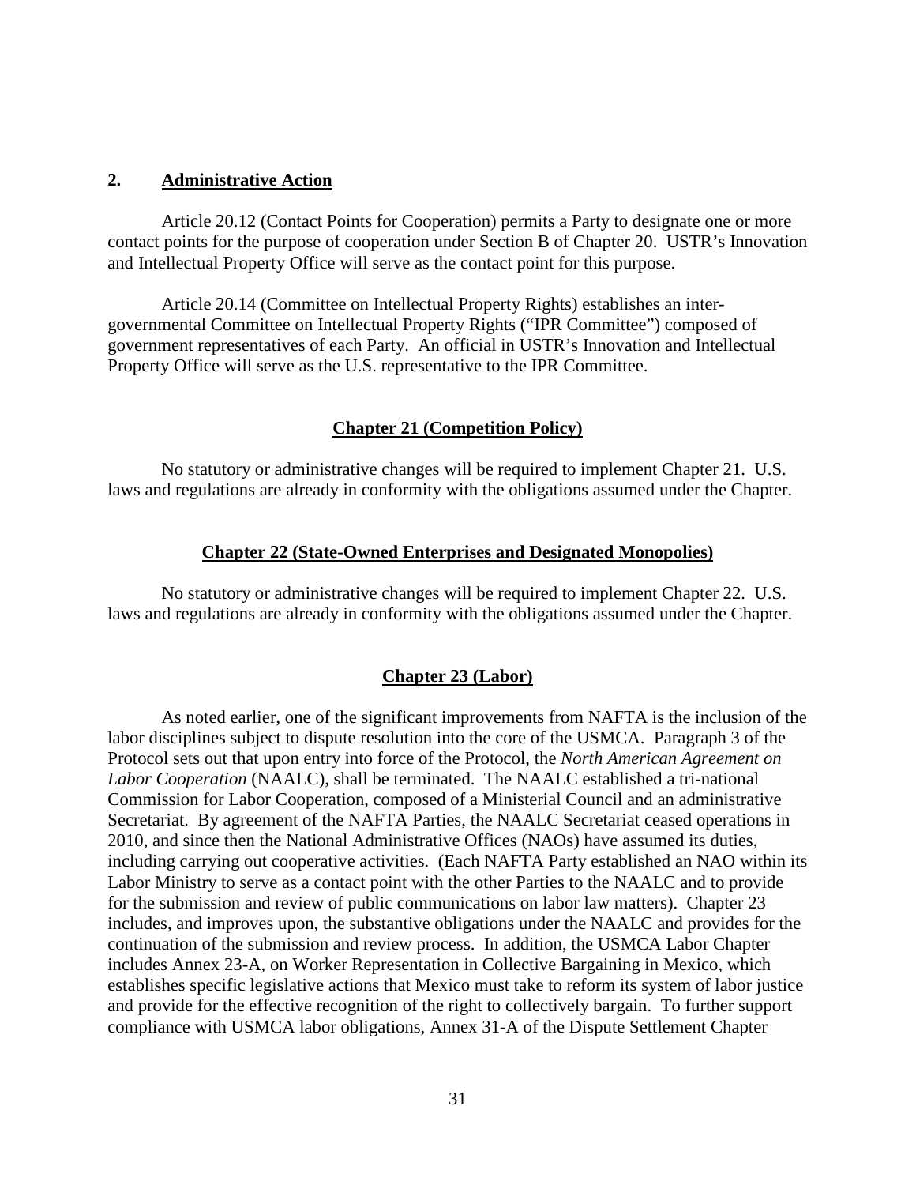## 2. Administrative Action

Article 20.12 (Contact Points for Cooperation) permits a Party to designate one or more contact points for the purpose of cooperation under Section B of Chapter 20. USTR's Innovation and Intellectual Property Office will serve as the contact point for this purpose.

Article 20.14 (Committee on Intellectual Property Rights) establishes an inter-governmental Committee on Intellectual Property Rights ("IPR Committee") composed of government representatives of each Party. An official in USTR's Innovation and Intellectual Property Office will serve as the U.S. representative to the IPR Committee.

## Chapter 21 (Competition Policy)

No statutory or administrative changes will be required to implement Chapter 21. U.S. laws and regulations are already in conformity with the obligations assumed under the Chapter.

## Chapter 22 (State-Owned Enterprises and Designated Monopolies)

No statutory or administrative changes will be required to implement Chapter 22. U.S. laws and regulations are already in conformity with the obligations assumed under the Chapter.

## Chapter 23 (Labor)

As noted earlier, one of the significant improvements from NAFTA is the inclusion of the labor disciplines subject to dispute resolution into the core of the USMCA. Paragraph 3 of the Protocol sets out that upon entry into force of the Protocol, the *North American Agreement on Labor Cooperation* (NAALC), shall be terminated. The NAALC established a tri-national Commission for Labor Cooperation, composed of a Ministerial Council and an administrative Secretariat. By agreement of the NAFTA Parties, the NAALC Secretariat ceased operations in 2010, and since then the National Administrative Offices (NAOs) have assumed its duties, including carrying out cooperative activities. (Each NAFTA Party established an NAO within its Labor Ministry to serve as a contact point with the other Parties to the NAALC and to provide for the submission and review of public communications on labor law matters). Chapter 23 includes, and improves upon, the substantive obligations under the NAALC and provides for the continuation of the submission and review process. In addition, the USMCA Labor Chapter includes Annex 23-A, on Worker Representation in Collective Bargaining in Mexico, which establishes specific legislative actions that Mexico must take to reform its system of labor justice and provide for the effective recognition of the right to collectively bargain. To further support compliance with USMCA labor obligations, Annex 31-A of the Dispute Settlement Chapter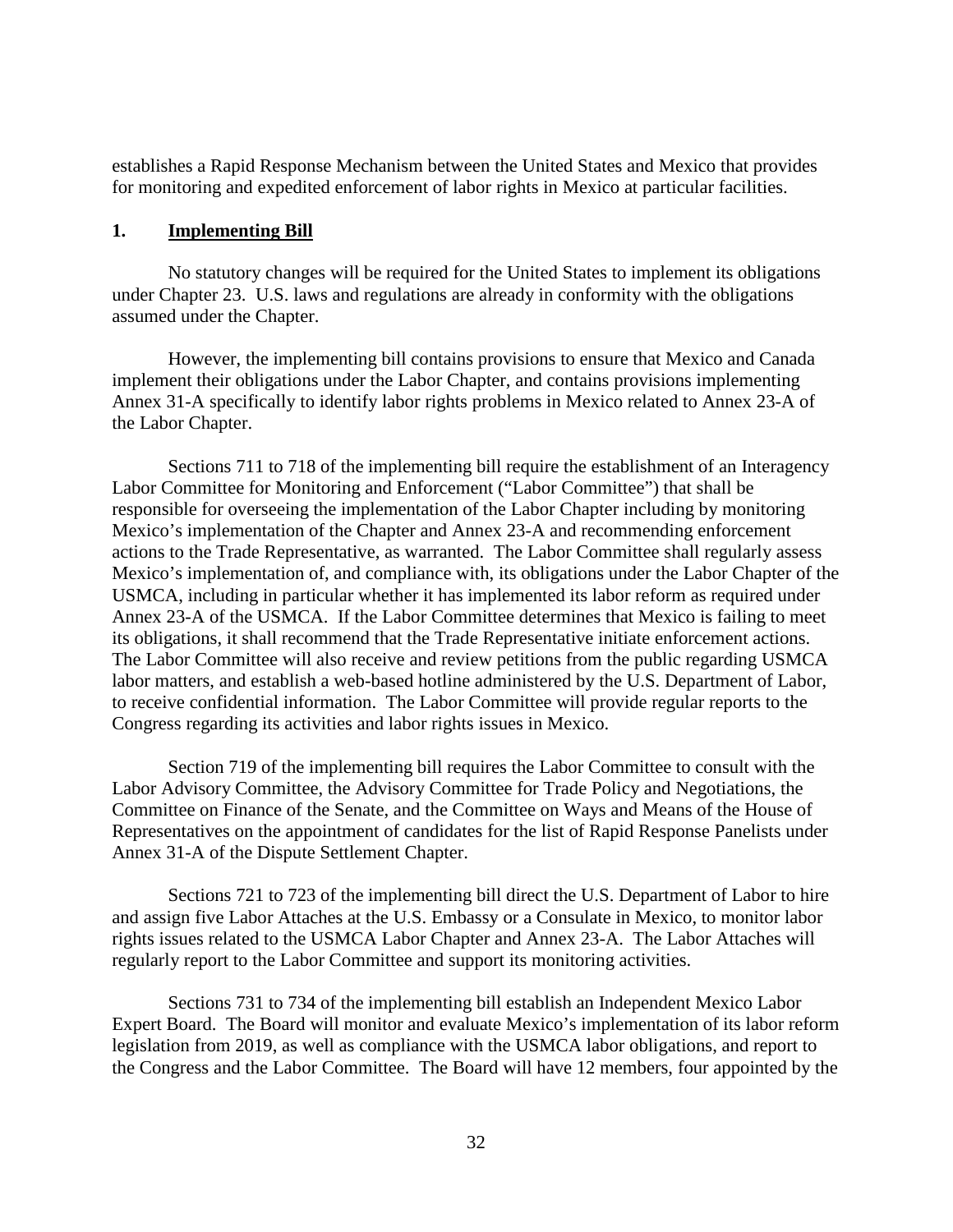establishes a Rapid Response Mechanism between the United States and Mexico that provides for monitoring and expedited enforcement of labor rights in Mexico at particular facilities.

### 1. **Implementing Bill**

No statutory changes will be required for the United States to implement its obligations under Chapter 23. U.S. laws and regulations are already in conformity with the obligations assumed under the Chapter.

However, the implementing bill contains provisions to ensure that Mexico and Canada implement their obligations under the Labor Chapter, and contains provisions implementing Annex 31-A specifically to identify labor rights problems in Mexico related to Annex 23-A of the Labor Chapter.

Sections 711 to 718 of the implementing bill require the establishment of an Interagency Labor Committee for Monitoring and Enforcement ("Labor Committee") that shall be responsible for overseeing the implementation of the Labor Chapter including by monitoring Mexico's implementation of the Chapter and Annex 23-A and recommending enforcement actions to the Trade Representative, as warranted. The Labor Committee shall regularly assess Mexico's implementation of, and compliance with, its obligations under the Labor Chapter of the USMCA, including in particular whether it has implemented its labor reform as required under Annex 23-A of the USMCA. If the Labor Committee determines that Mexico is failing to meet its obligations, it shall recommend that the Trade Representative initiate enforcement actions. The Labor Committee will also receive and review petitions from the public regarding USMCA labor matters, and establish a web-based hotline administered by the U.S. Department of Labor, to receive confidential information. The Labor Committee will provide regular reports to the Congress regarding its activities and labor rights issues in Mexico.

Section 719 of the implementing bill requires the Labor Committee to consult with the Labor Advisory Committee, the Advisory Committee for Trade Policy and Negotiations, the Committee on Finance of the Senate, and the Committee on Ways and Means of the House of Representatives on the appointment of candidates for the list of Rapid Response Panelists under Annex 31-A of the Dispute Settlement Chapter.

Sections 721 to 723 of the implementing bill direct the U.S. Department of Labor to hire and assign five Labor Attaches at the U.S. Embassy or a Consulate in Mexico, to monitor labor rights issues related to the USMCA Labor Chapter and Annex 23-A. The Labor Attaches will regularly report to the Labor Committee and support its monitoring activities.

Sections 731 to 734 of the implementing bill establish an Independent Mexico Labor Expert Board. The Board will monitor and evaluate Mexico's implementation of its labor reform legislation from 2019, as well as compliance with the USMCA labor obligations, and report to the Congress and the Labor Committee. The Board will have 12 members, four appointed by the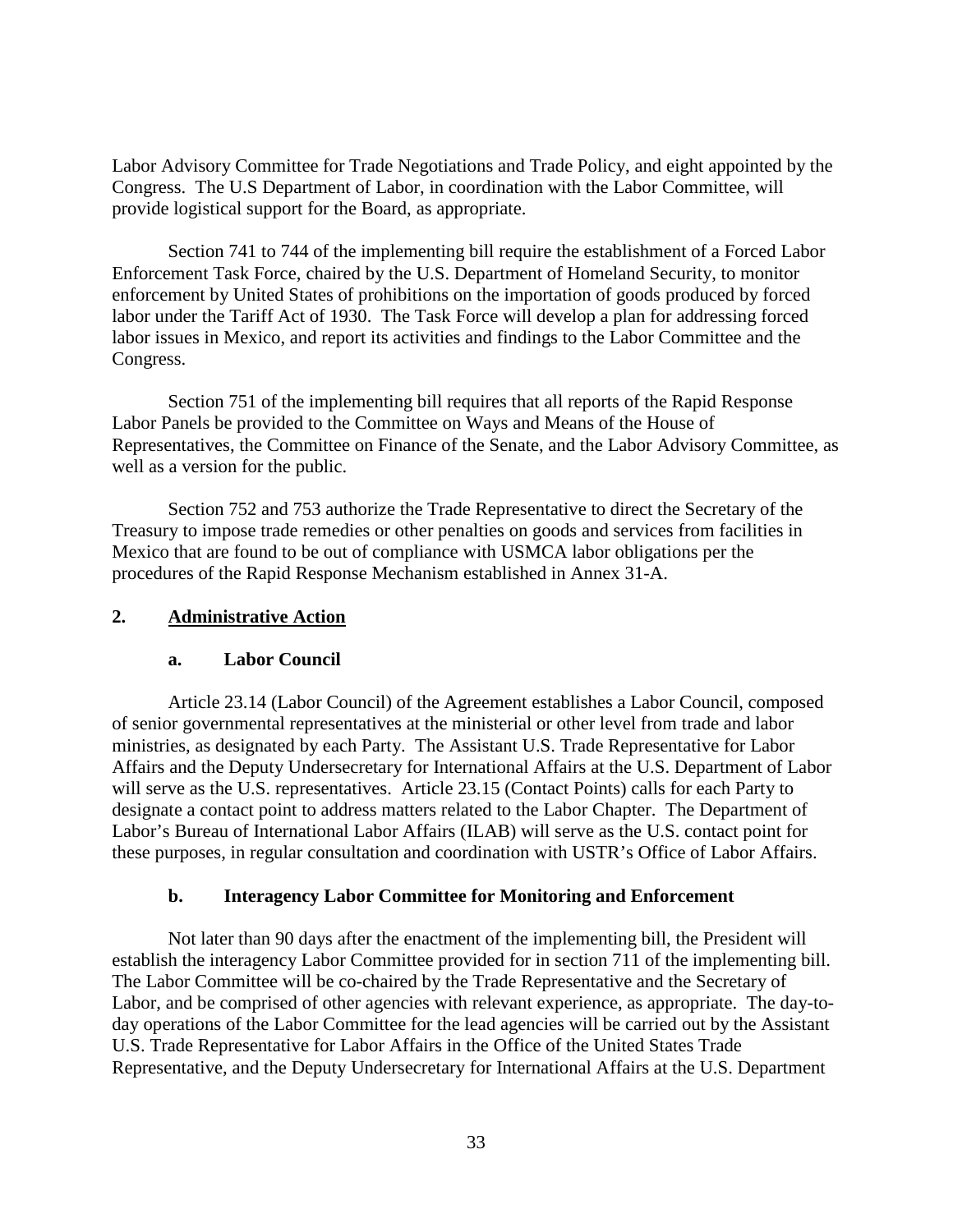Labor Advisory Committee for Trade Negotiations and Trade Policy, and eight appointed by the Congress. The U.S Department of Labor, in coordination with the Labor Committee, will provide logistical support for the Board, as appropriate.

Section 741 to 744 of the implementing bill require the establishment of a Forced Labor Enforcement Task Force, chaired by the U.S. Department of Homeland Security, to monitor enforcement by United States of prohibitions on the importation of goods produced by forced labor under the Tariff Act of 1930. The Task Force will develop a plan for addressing forced labor issues in Mexico, and report its activities and findings to the Labor Committee and the Congress.

Section 751 of the implementing bill requires that all reports of the Rapid Response Labor Panels be provided to the Committee on Ways and Means of the House of Representatives, the Committee on Finance of the Senate, and the Labor Advisory Committee, as well as a version for the public.

Section 752 and 753 authorize the Trade Representative to direct the Secretary of the Treasury to impose trade remedies or other penalties on goods and services from facilities in Mexico that are found to be out of compliance with USMCA labor obligations per the procedures of the Rapid Response Mechanism established in Annex 31-A.

## 2. <u>Administrative Action</u>

### a. Labor Council

Article 23.14 (Labor Council) of the Agreement establishes a Labor Council, composed of senior governmental representatives at the ministerial or other level from trade and labor ministries, as designated by each Party. The Assistant U.S. Trade Representative for Labor Affairs and the Deputy Undersecretary for International Affairs at the U.S. Department of Labor will serve as the U.S. representatives. Article 23.15 (Contact Points) calls for each Party to designate a contact point to address matters related to the Labor Chapter. The Department of Labor's Bureau of International Labor Affairs (ILAB) will serve as the U.S. contact point for these purposes, in regular consultation and coordination with USTR's Office of Labor Affairs.

### b. Interagency Labor Committee for Monitoring and Enforcement

Not later than 90 days after the enactment of the implementing bill, the President will establish the interagency Labor Committee provided for in section 711 of the implementing bill. The Labor Committee will be co-chaired by the Trade Representative and the Secretary of Labor, and be comprised of other agencies with relevant experience, as appropriate. The day-to-day operations of the Labor Committee for the lead agencies will be carried out by the Assistant U.S. Trade Representative for Labor Affairs in the Office of the United States Trade Representative, and the Deputy Undersecretary for International Affairs at the U.S. Department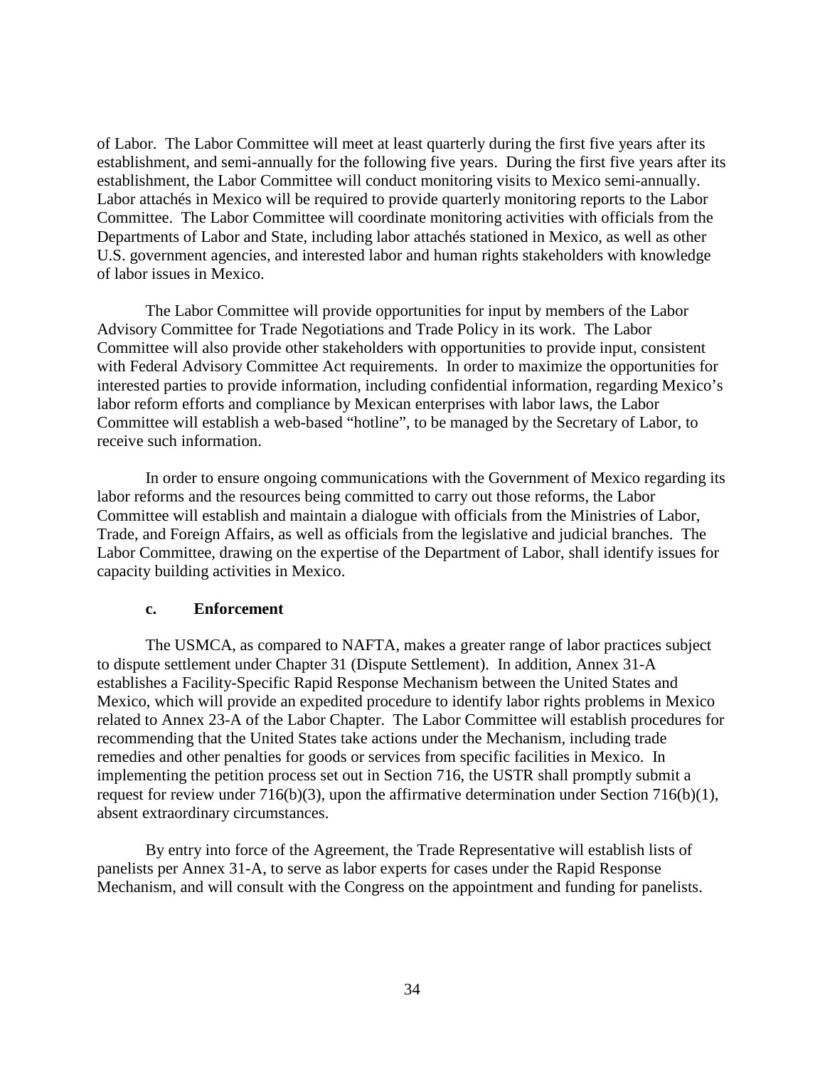of Labor. The Labor Committee will meet at least quarterly during the first five years after its establishment, and semi-annually for the following five years. During the first five years after its establishment, the Labor Committee will conduct monitoring visits to Mexico semi-annually. Labor attachés in Mexico will be required to provide quarterly monitoring reports to the Labor Committee. The Labor Committee will coordinate monitoring activities with officials from the Departments of Labor and State, including labor attachés stationed in Mexico, as well as other U.S. government agencies, and interested labor and human rights stakeholders with knowledge of labor issues in Mexico.

The Labor Committee will provide opportunities for input by members of the Labor Advisory Committee for Trade Negotiations and Trade Policy in its work. The Labor Committee will also provide other stakeholders with opportunities to provide input, consistent with Federal Advisory Committee Act requirements. In order to maximize the opportunities for interested parties to provide information, including confidential information, regarding Mexico's labor reform efforts and compliance by Mexican enterprises with labor laws, the Labor Committee will establish a web-based "hotline", to be managed by the Secretary of Labor, to receive such information.

In order to ensure ongoing communications with the Government of Mexico regarding its labor reforms and the resources being committed to carry out those reforms, the Labor Committee will establish and maintain a dialogue with officials from the Ministries of Labor, Trade, and Foreign Affairs, as well as officials from the legislative and judicial branches. The Labor Committee, drawing on the expertise of the Department of Labor, shall identify issues for capacity building activities in Mexico.

#### c. Enforcement

The USMCA, as compared to NAFTA, makes a greater range of labor practices subject to dispute settlement under Chapter 31 (Dispute Settlement). In addition, Annex 31-A establishes a Facility-Specific Rapid Response Mechanism between the United States and Mexico, which will provide an expedited procedure to identify labor rights problems in Mexico related to Annex 23-A of the Labor Chapter. The Labor Committee will establish procedures for recommending that the United States take actions under the Mechanism, including trade remedies and other penalties for goods or services from specific facilities in Mexico. In implementing the petition process set out in Section 716, the USTR shall promptly submit a request for review under 716(b)(3), upon the affirmative determination under Section 716(b)(1), absent extraordinary circumstances.

By entry into force of the Agreement, the Trade Representative will establish lists of panelists per Annex 31-A, to serve as labor experts for cases under the Rapid Response Mechanism, and will consult with the Congress on the appointment and funding for panelists.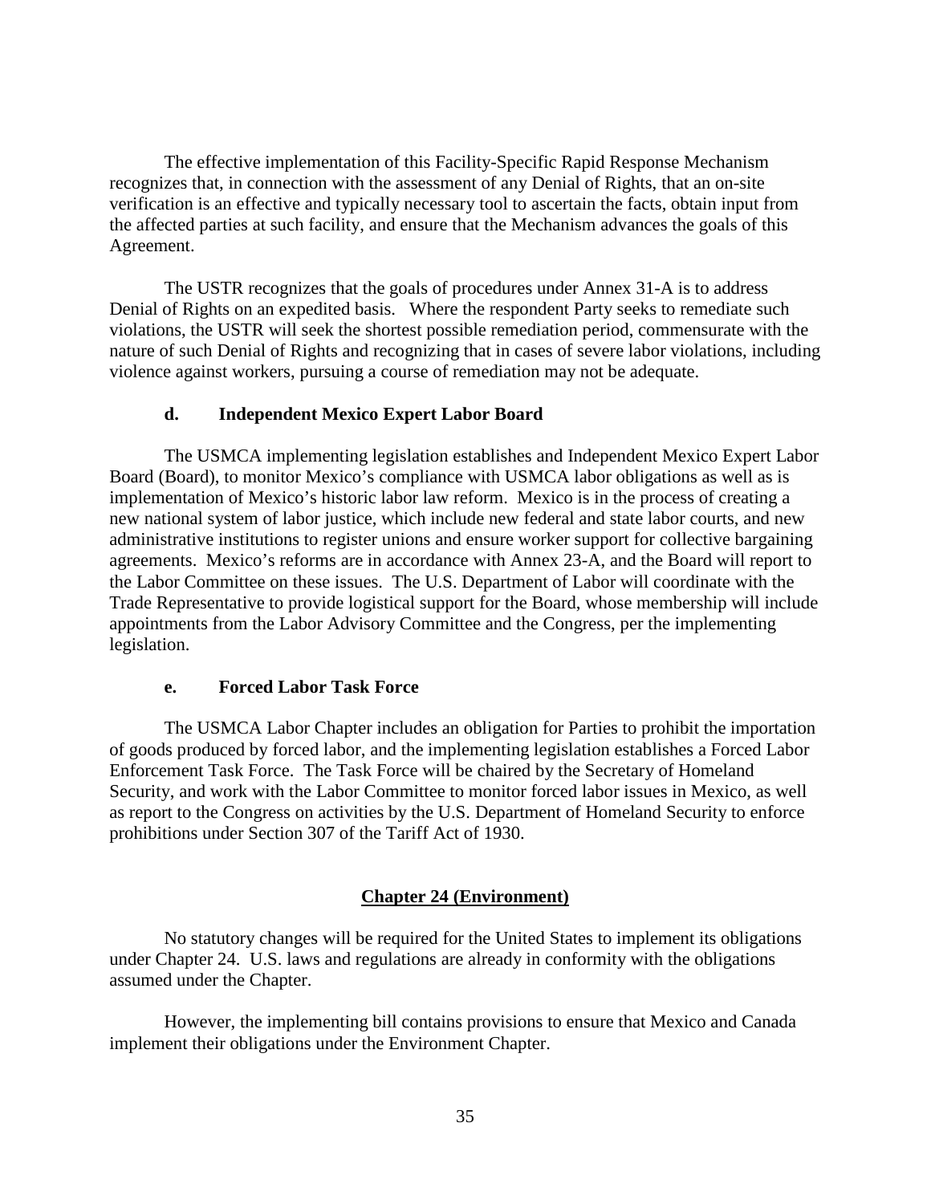The effective implementation of this Facility-Specific Rapid Response Mechanism recognizes that, in connection with the assessment of any Denial of Rights, that an on-site verification is an effective and typically necessary tool to ascertain the facts, obtain input from the affected parties at such facility, and ensure that the Mechanism advances the goals of this Agreement.

The USTR recognizes that the goals of procedures under Annex 31-A is to address Denial of Rights on an expedited basis. Where the respondent Party seeks to remediate such violations, the USTR will seek the shortest possible remediation period, commensurate with the nature of such Denial of Rights and recognizing that in cases of severe labor violations, including violence against workers, pursuing a course of remediation may not be adequate.

#### d. Independent Mexico Expert Labor Board

The USMCA implementing legislation establishes and Independent Mexico Expert Labor Board (Board), to monitor Mexico's compliance with USMCA labor obligations as well as is implementation of Mexico's historic labor law reform. Mexico is in the process of creating a new national system of labor justice, which include new federal and state labor courts, and new administrative institutions to register unions and ensure worker support for collective bargaining agreements. Mexico's reforms are in accordance with Annex 23-A, and the Board will report to the Labor Committee on these issues. The U.S. Department of Labor will coordinate with the Trade Representative to provide logistical support for the Board, whose membership will include appointments from the Labor Advisory Committee and the Congress, per the implementing legislation.

#### e. Forced Labor Task Force

The USMCA Labor Chapter includes an obligation for Parties to prohibit the importation of goods produced by forced labor, and the implementing legislation establishes a Forced Labor Enforcement Task Force. The Task Force will be chaired by the Secretary of Homeland Security, and work with the Labor Committee to monitor forced labor issues in Mexico, as well as report to the Congress on activities by the U.S. Department of Homeland Security to enforce prohibitions under Section 307 of the Tariff Act of 1930.

## Chapter 24 (Environment)

No statutory changes will be required for the United States to implement its obligations under Chapter 24. U.S. laws and regulations are already in conformity with the obligations assumed under the Chapter.

However, the implementing bill contains provisions to ensure that Mexico and Canada implement their obligations under the Environment Chapter.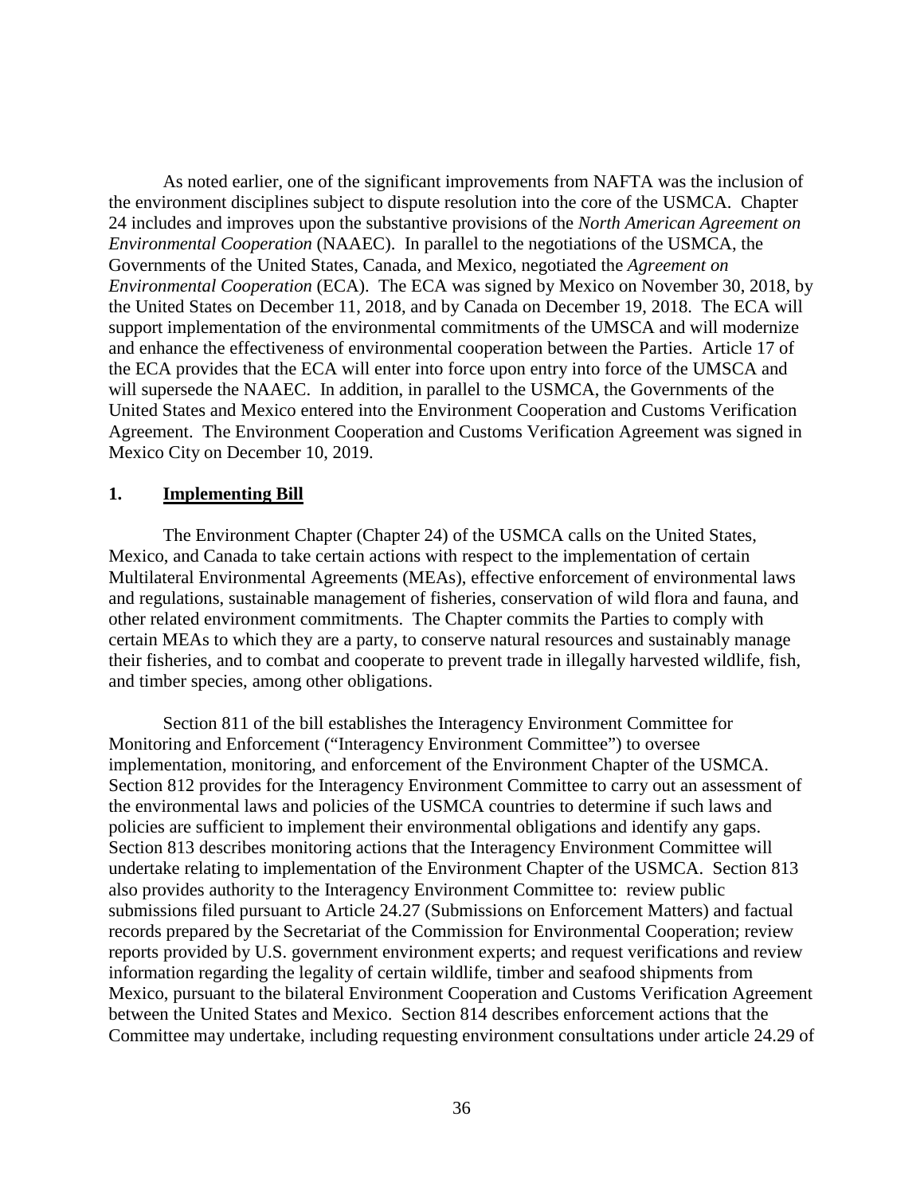As noted earlier, one of the significant improvements from NAFTA was the inclusion of the environment disciplines subject to dispute resolution into the core of the USMCA. Chapter 24 includes and improves upon the substantive provisions of the *North American Agreement on Environmental Cooperation* (NAAEC). In parallel to the negotiations of the USMCA, the Governments of the United States, Canada, and Mexico, negotiated the *Agreement on Environmental Cooperation* (ECA). The ECA was signed by Mexico on November 30, 2018, by the United States on December 11, 2018, and by Canada on December 19, 2018. The ECA will support implementation of the environmental commitments of the UMSCA and will modernize and enhance the effectiveness of environmental cooperation between the Parties. Article 17 of the ECA provides that the ECA will enter into force upon entry into force of the UMSCA and will supersede the NAAEC. In addition, in parallel to the USMCA, the Governments of the United States and Mexico entered into the Environment Cooperation and Customs Verification Agreement. The Environment Cooperation and Customs Verification Agreement was signed in Mexico City on December 10, 2019.

## 1. Implementing Bill

The Environment Chapter (Chapter 24) of the USMCA calls on the United States, Mexico, and Canada to take certain actions with respect to the implementation of certain Multilateral Environmental Agreements (MEAs), effective enforcement of environmental laws and regulations, sustainable management of fisheries, conservation of wild flora and fauna, and other related environment commitments. The Chapter commits the Parties to comply with certain MEAs to which they are a party, to conserve natural resources and sustainably manage their fisheries, and to combat and cooperate to prevent trade in illegally harvested wildlife, fish, and timber species, among other obligations.

Section 811 of the bill establishes the Interagency Environment Committee for Monitoring and Enforcement ("Interagency Environment Committee") to oversee implementation, monitoring, and enforcement of the Environment Chapter of the USMCA. Section 812 provides for the Interagency Environment Committee to carry out an assessment of the environmental laws and policies of the USMCA countries to determine if such laws and policies are sufficient to implement their environmental obligations and identify any gaps. Section 813 describes monitoring actions that the Interagency Environment Committee will undertake relating to implementation of the Environment Chapter of the USMCA. Section 813 also provides authority to the Interagency Environment Committee to: review public submissions filed pursuant to Article 24.27 (Submissions on Enforcement Matters) and factual records prepared by the Secretariat of the Commission for Environmental Cooperation; review reports provided by U.S. government environment experts; and request verifications and review information regarding the legality of certain wildlife, timber and seafood shipments from Mexico, pursuant to the bilateral Environment Cooperation and Customs Verification Agreement between the United States and Mexico. Section 814 describes enforcement actions that the Committee may undertake, including requesting environment consultations under article 24.29 of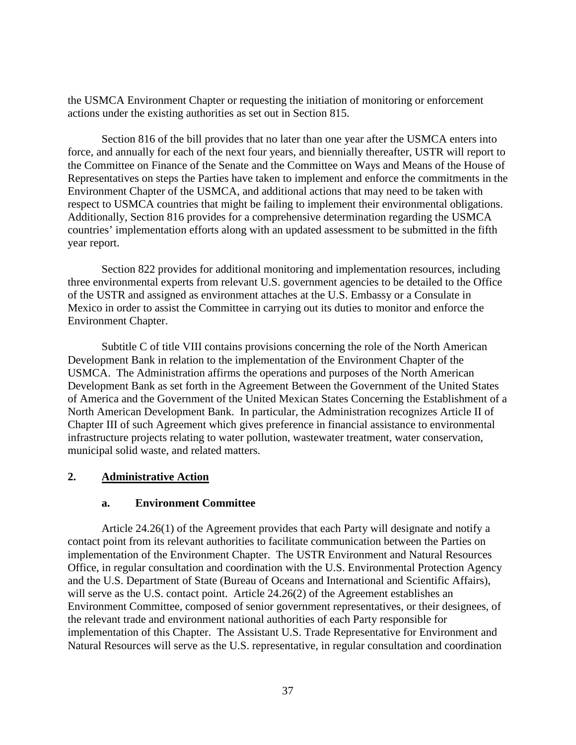the USMCA Environment Chapter or requesting the initiation of monitoring or enforcement actions under the existing authorities as set out in Section 815.

Section 816 of the bill provides that no later than one year after the USMCA enters into force, and annually for each of the next four years, and biennially thereafter, USTR will report to the Committee on Finance of the Senate and the Committee on Ways and Means of the House of Representatives on steps the Parties have taken to implement and enforce the commitments in the Environment Chapter of the USMCA, and additional actions that may need to be taken with respect to USMCA countries that might be failing to implement their environmental obligations. Additionally, Section 816 provides for a comprehensive determination regarding the USMCA countries' implementation efforts along with an updated assessment to be submitted in the fifth year report.

Section 822 provides for additional monitoring and implementation resources, including three environmental experts from relevant U.S. government agencies to be detailed to the Office of the USTR and assigned as environment attaches at the U.S. Embassy or a Consulate in Mexico in order to assist the Committee in carrying out its duties to monitor and enforce the Environment Chapter.

Subtitle C of title VIII contains provisions concerning the role of the North American Development Bank in relation to the implementation of the Environment Chapter of the USMCA. The Administration affirms the operations and purposes of the North American Development Bank as set forth in the Agreement Between the Government of the United States of America and the Government of the United Mexican States Concerning the Establishment of a North American Development Bank. In particular, the Administration recognizes Article II of Chapter III of such Agreement which gives preference in financial assistance to environmental infrastructure projects relating to water pollution, wastewater treatment, water conservation, municipal solid waste, and related matters.

## 2. Administrative Action

### a. Environment Committee

Article 24.26(1) of the Agreement provides that each Party will designate and notify a contact point from its relevant authorities to facilitate communication between the Parties on implementation of the Environment Chapter. The USTR Environment and Natural Resources Office, in regular consultation and coordination with the U.S. Environmental Protection Agency and the U.S. Department of State (Bureau of Oceans and International and Scientific Affairs), will serve as the U.S. contact point. Article 24.26(2) of the Agreement establishes an Environment Committee, composed of senior government representatives, or their designees, of the relevant trade and environment national authorities of each Party responsible for implementation of this Chapter. The Assistant U.S. Trade Representative for Environment and Natural Resources will serve as the U.S. representative, in regular consultation and coordination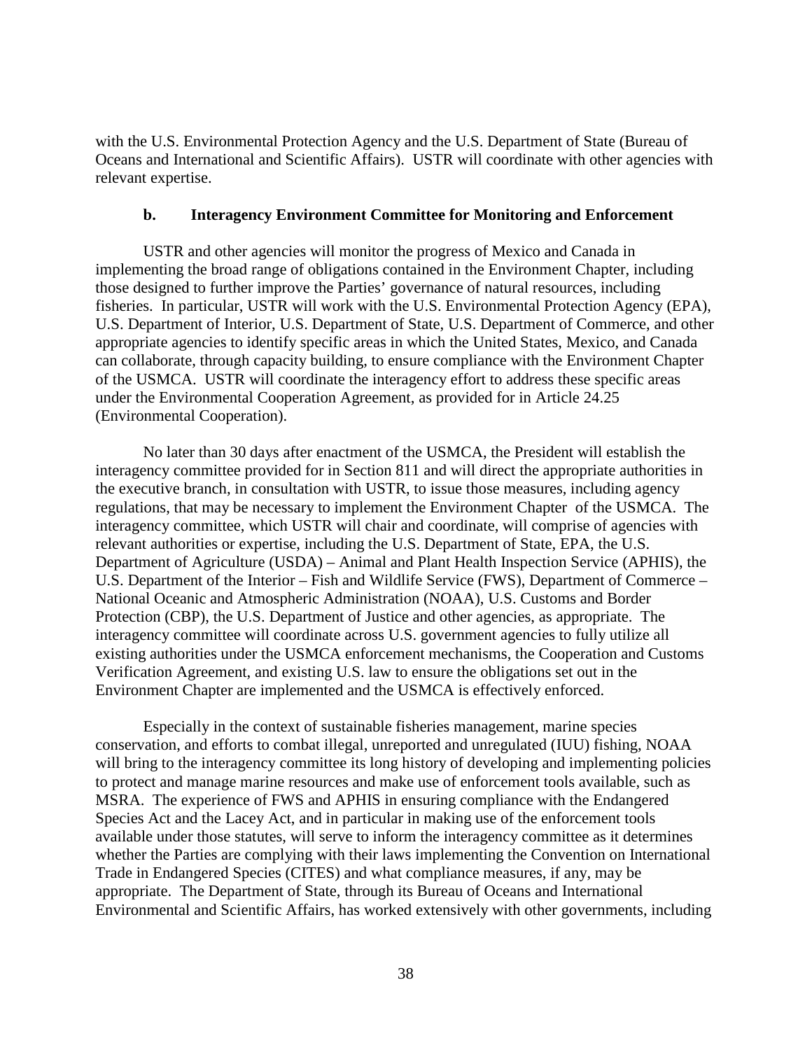with the U.S. Environmental Protection Agency and the U.S. Department of State (Bureau of Oceans and International and Scientific Affairs). USTR will coordinate with other agencies with relevant expertise.

### b. Interagency Environment Committee for Monitoring and Enforcement

USTR and other agencies will monitor the progress of Mexico and Canada in implementing the broad range of obligations contained in the Environment Chapter, including those designed to further improve the Parties' governance of natural resources, including fisheries. In particular, USTR will work with the U.S. Environmental Protection Agency (EPA), U.S. Department of Interior, U.S. Department of State, U.S. Department of Commerce, and other appropriate agencies to identify specific areas in which the United States, Mexico, and Canada can collaborate, through capacity building, to ensure compliance with the Environment Chapter of the USMCA. USTR will coordinate the interagency effort to address these specific areas under the Environmental Cooperation Agreement, as provided for in Article 24.25 (Environmental Cooperation).

No later than 30 days after enactment of the USMCA, the President will establish the interagency committee provided for in Section 811 and will direct the appropriate authorities in the executive branch, in consultation with USTR, to issue those measures, including agency regulations, that may be necessary to implement the Environment Chapter of the USMCA. The interagency committee, which USTR will chair and coordinate, will comprise of agencies with relevant authorities or expertise, including the U.S. Department of State, EPA, the U.S. Department of Agriculture (USDA) – Animal and Plant Health Inspection Service (APHIS), the U.S. Department of the Interior – Fish and Wildlife Service (FWS), Department of Commerce – National Oceanic and Atmospheric Administration (NOAA), U.S. Customs and Border Protection (CBP), the U.S. Department of Justice and other agencies, as appropriate. The interagency committee will coordinate across U.S. government agencies to fully utilize all existing authorities under the USMCA enforcement mechanisms, the Cooperation and Customs Verification Agreement, and existing U.S. law to ensure the obligations set out in the Environment Chapter are implemented and the USMCA is effectively enforced.

Especially in the context of sustainable fisheries management, marine species conservation, and efforts to combat illegal, unreported and unregulated (IUU) fishing, NOAA will bring to the interagency committee its long history of developing and implementing policies to protect and manage marine resources and make use of enforcement tools available, such as MSRA. The experience of FWS and APHIS in ensuring compliance with the Endangered Species Act and the Lacey Act, and in particular in making use of the enforcement tools available under those statutes, will serve to inform the interagency committee as it determines whether the Parties are complying with their laws implementing the Convention on International Trade in Endangered Species (CITES) and what compliance measures, if any, may be appropriate. The Department of State, through its Bureau of Oceans and International Environmental and Scientific Affairs, has worked extensively with other governments, including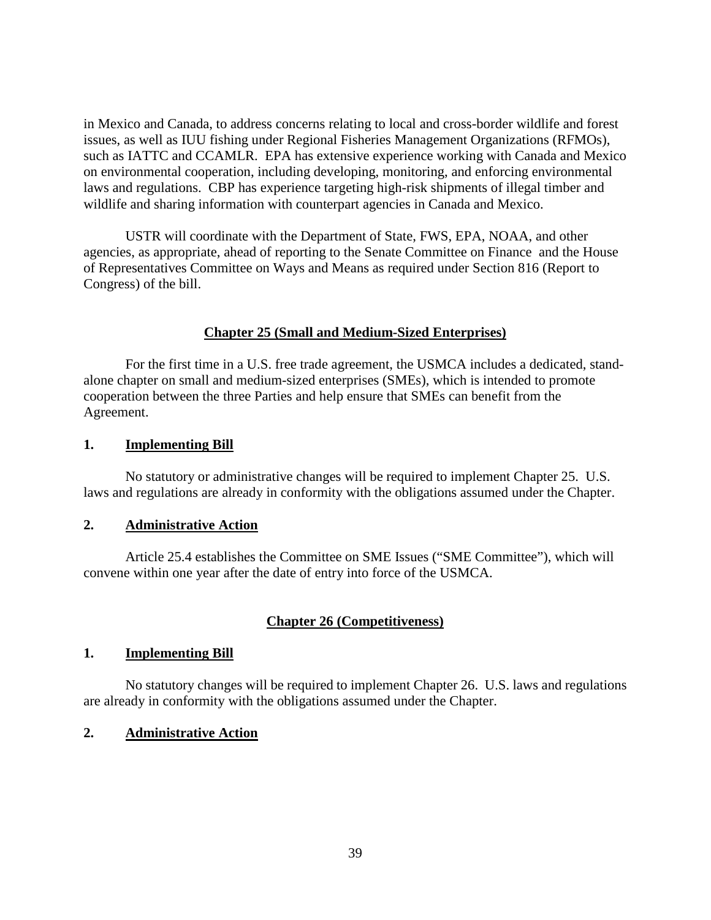in Mexico and Canada, to address concerns relating to local and cross-border wildlife and forest issues, as well as IUU fishing under Regional Fisheries Management Organizations (RFMOs), such as IATTC and CCAMLR. EPA has extensive experience working with Canada and Mexico on environmental cooperation, including developing, monitoring, and enforcing environmental laws and regulations. CBP has experience targeting high-risk shipments of illegal timber and wildlife and sharing information with counterpart agencies in Canada and Mexico.

USTR will coordinate with the Department of State, FWS, EPA, NOAA, and other agencies, as appropriate, ahead of reporting to the Senate Committee on Finance and the House of Representatives Committee on Ways and Means as required under Section 816 (Report to Congress) of the bill.

## Chapter 25 (Small and Medium-Sized Enterprises)

For the first time in a U.S. free trade agreement, the USMCA includes a dedicated, stand-alone chapter on small and medium-sized enterprises (SMEs), which is intended to promote cooperation between the three Parties and help ensure that SMEs can benefit from the Agreement.

### 1. Implementing Bill

No statutory or administrative changes will be required to implement Chapter 25. U.S. laws and regulations are already in conformity with the obligations assumed under the Chapter.

### 2. Administrative Action

Article 25.4 establishes the Committee on SME Issues ("SME Committee"), which will convene within one year after the date of entry into force of the USMCA.

## Chapter 26 (Competitiveness)

### 1. Implementing Bill

No statutory changes will be required to implement Chapter 26. U.S. laws and regulations are already in conformity with the obligations assumed under the Chapter.

### 2. Administrative Action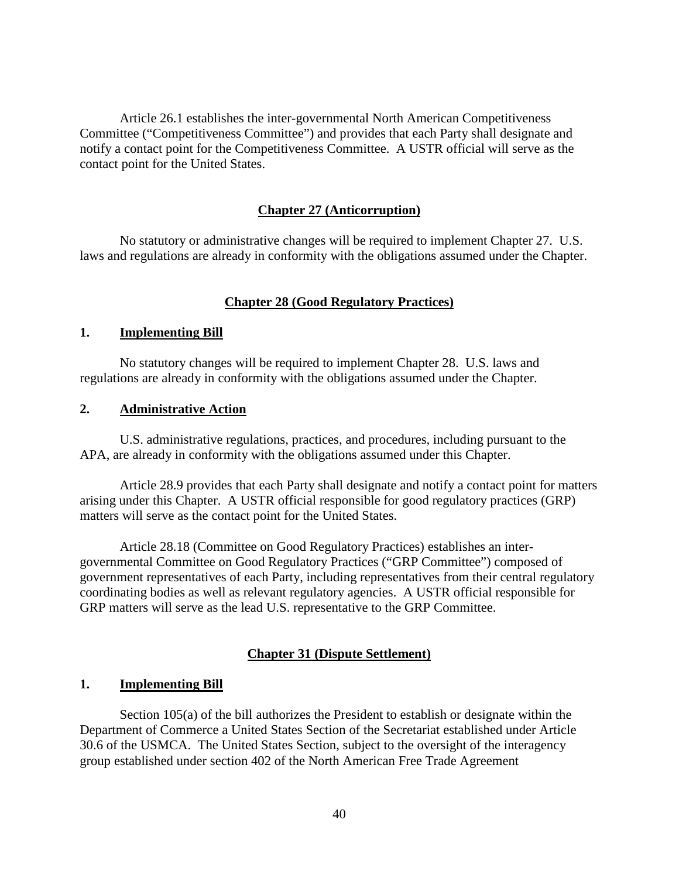Article 26.1 establishes the inter-governmental North American Competitiveness Committee ("Competitiveness Committee") and provides that each Party shall designate and notify a contact point for the Competitiveness Committee. A USTR official will serve as the contact point for the United States.

## Chapter 27 (Anticorruption)

No statutory or administrative changes will be required to implement Chapter 27. U.S. laws and regulations are already in conformity with the obligations assumed under the Chapter.

## Chapter 28 (Good Regulatory Practices)

### 1. Implementing Bill

No statutory changes will be required to implement Chapter 28. U.S. laws and regulations are already in conformity with the obligations assumed under the Chapter.

### 2. Administrative Action

U.S. administrative regulations, practices, and procedures, including pursuant to the APA, are already in conformity with the obligations assumed under this Chapter.

Article 28.9 provides that each Party shall designate and notify a contact point for matters arising under this Chapter. A USTR official responsible for good regulatory practices (GRP) matters will serve as the contact point for the United States.

Article 28.18 (Committee on Good Regulatory Practices) establishes an inter-governmental Committee on Good Regulatory Practices ("GRP Committee") composed of government representatives of each Party, including representatives from their central regulatory coordinating bodies as well as relevant regulatory agencies. A USTR official responsible for GRP matters will serve as the lead U.S. representative to the GRP Committee.

## Chapter 31 (Dispute Settlement)

### 1. Implementing Bill

Section 105(a) of the bill authorizes the President to establish or designate within the Department of Commerce a United States Section of the Secretariat established under Article 30.6 of the USMCA. The United States Section, subject to the oversight of the interagency group established under section 402 of the North American Free Trade Agreement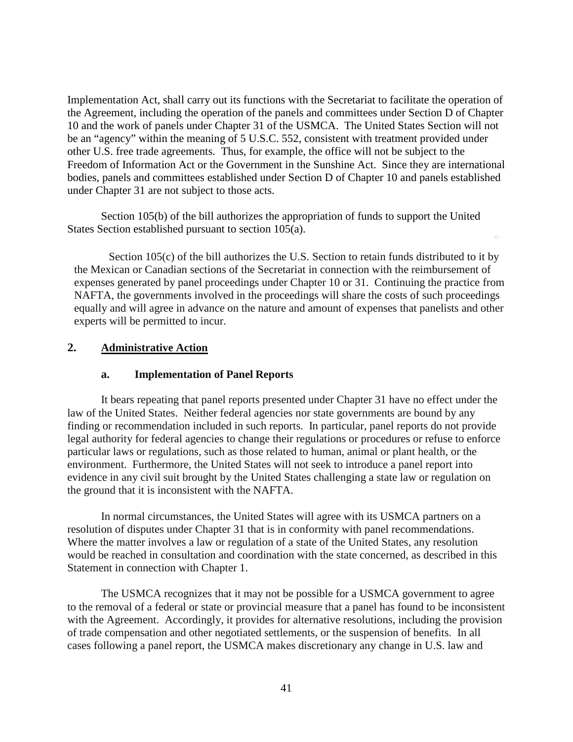Implementation Act, shall carry out its functions with the Secretariat to facilitate the operation of the Agreement, including the operation of the panels and committees under Section D of Chapter 10 and the work of panels under Chapter 31 of the USMCA. The United States Section will not be an "agency" within the meaning of 5 U.S.C. 552, consistent with treatment provided under other U.S. free trade agreements. Thus, for example, the office will not be subject to the Freedom of Information Act or the Government in the Sunshine Act. Since they are international bodies, panels and committees established under Section D of Chapter 10 and panels established under Chapter 31 are not subject to those acts.

Section 105(b) of the bill authorizes the appropriation of funds to support the United States Section established pursuant to section 105(a).

Section 105(c) of the bill authorizes the U.S. Section to retain funds distributed to it by the Mexican or Canadian sections of the Secretariat in connection with the reimbursement of expenses generated by panel proceedings under Chapter 10 or 31. Continuing the practice from NAFTA, the governments involved in the proceedings will share the costs of such proceedings equally and will agree in advance on the nature and amount of expenses that panelists and other experts will be permitted to incur.

## 2. Administrative Action

### a. Implementation of Panel Reports

It bears repeating that panel reports presented under Chapter 31 have no effect under the law of the United States. Neither federal agencies nor state governments are bound by any finding or recommendation included in such reports. In particular, panel reports do not provide legal authority for federal agencies to change their regulations or procedures or refuse to enforce particular laws or regulations, such as those related to human, animal or plant health, or the environment. Furthermore, the United States will not seek to introduce a panel report into evidence in any civil suit brought by the United States challenging a state law or regulation on the ground that it is inconsistent with the NAFTA.

In normal circumstances, the United States will agree with its USMCA partners on a resolution of disputes under Chapter 31 that is in conformity with panel recommendations. Where the matter involves a law or regulation of a state of the United States, any resolution would be reached in consultation and coordination with the state concerned, as described in this Statement in connection with Chapter 1.

The USMCA recognizes that it may not be possible for a USMCA government to agree to the removal of a federal or state or provincial measure that a panel has found to be inconsistent with the Agreement. Accordingly, it provides for alternative resolutions, including the provision of trade compensation and other negotiated settlements, or the suspension of benefits. In all cases following a panel report, the USMCA makes discretionary any change in U.S. law and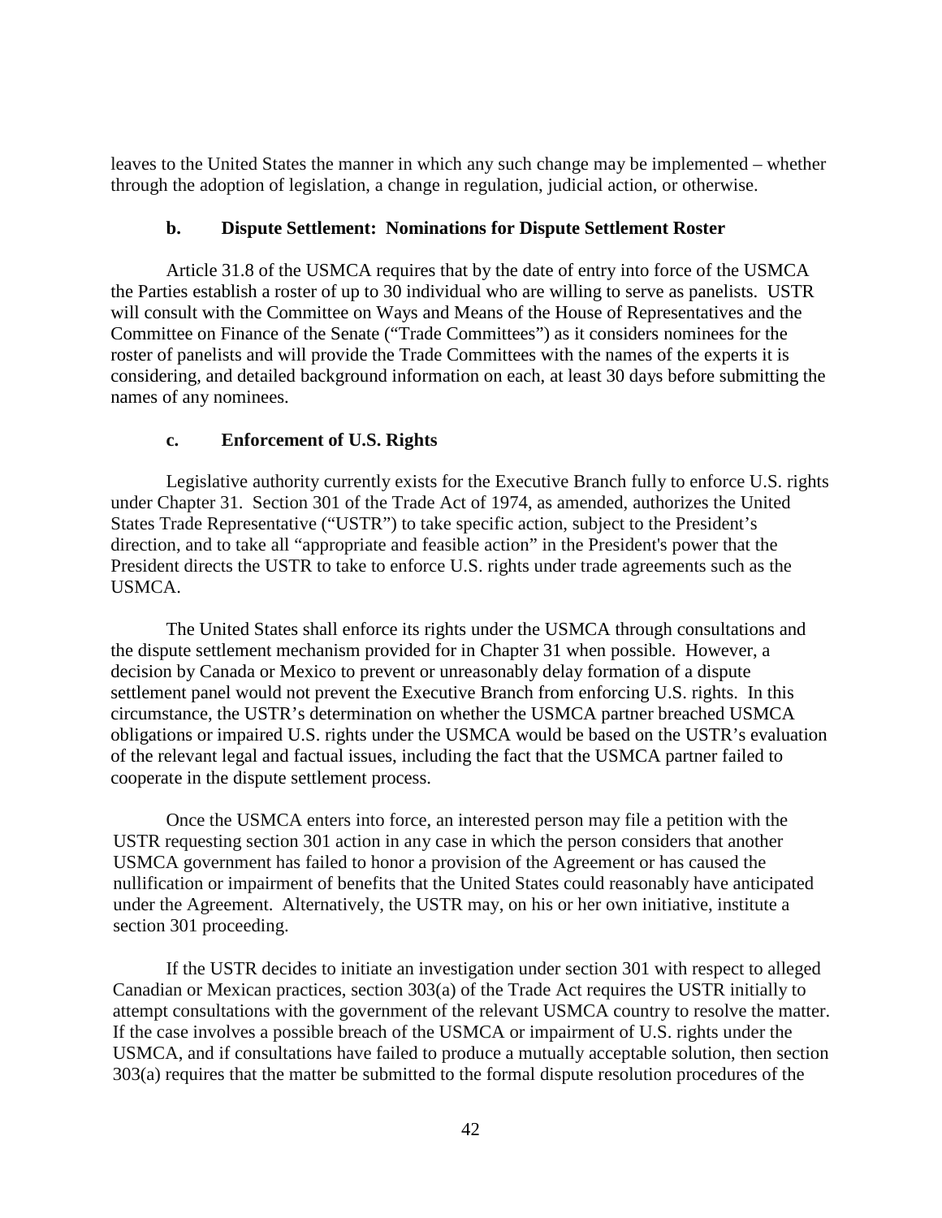leaves to the United States the manner in which any such change may be implemented – whether through the adoption of legislation, a change in regulation, judicial action, or otherwise.

### b. Dispute Settlement: Nominations for Dispute Settlement Roster

Article 31.8 of the USMCA requires that by the date of entry into force of the USMCA the Parties establish a roster of up to 30 individual who are willing to serve as panelists. USTR will consult with the Committee on Ways and Means of the House of Representatives and the Committee on Finance of the Senate ("Trade Committees") as it considers nominees for the roster of panelists and will provide the Trade Committees with the names of the experts it is considering, and detailed background information on each, at least 30 days before submitting the names of any nominees.

### c. Enforcement of U.S. Rights

Legislative authority currently exists for the Executive Branch fully to enforce U.S. rights under Chapter 31. Section 301 of the Trade Act of 1974, as amended, authorizes the United States Trade Representative ("USTR") to take specific action, subject to the President's direction, and to take all "appropriate and feasible action" in the President's power that the President directs the USTR to take to enforce U.S. rights under trade agreements such as the USMCA.

The United States shall enforce its rights under the USMCA through consultations and the dispute settlement mechanism provided for in Chapter 31 when possible. However, a decision by Canada or Mexico to prevent or unreasonably delay formation of a dispute settlement panel would not prevent the Executive Branch from enforcing U.S. rights. In this circumstance, the USTR's determination on whether the USMCA partner breached USMCA obligations or impaired U.S. rights under the USMCA would be based on the USTR's evaluation of the relevant legal and factual issues, including the fact that the USMCA partner failed to cooperate in the dispute settlement process.

Once the USMCA enters into force, an interested person may file a petition with the USTR requesting section 301 action in any case in which the person considers that another USMCA government has failed to honor a provision of the Agreement or has caused the nullification or impairment of benefits that the United States could reasonably have anticipated under the Agreement. Alternatively, the USTR may, on his or her own initiative, institute a section 301 proceeding.

If the USTR decides to initiate an investigation under section 301 with respect to alleged Canadian or Mexican practices, section 303(a) of the Trade Act requires the USTR initially to attempt consultations with the government of the relevant USMCA country to resolve the matter. If the case involves a possible breach of the USMCA or impairment of U.S. rights under the USMCA, and if consultations have failed to produce a mutually acceptable solution, then section 303(a) requires that the matter be submitted to the formal dispute resolution procedures of the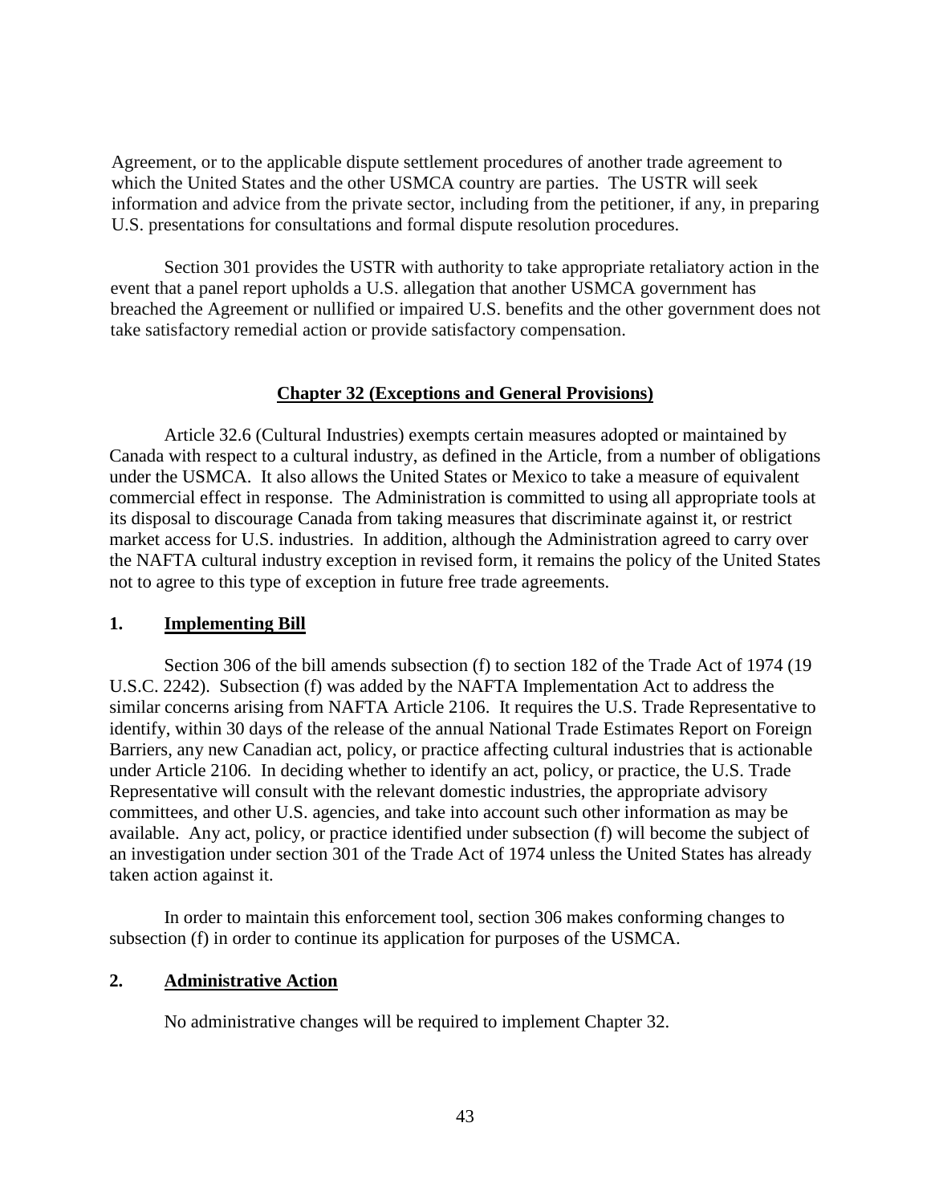Agreement, or to the applicable dispute settlement procedures of another trade agreement to which the United States and the other USMCA country are parties. The USTR will seek information and advice from the private sector, including from the petitioner, if any, in preparing U.S. presentations for consultations and formal dispute resolution procedures.

Section 301 provides the USTR with authority to take appropriate retaliatory action in the event that a panel report upholds a U.S. allegation that another USMCA government has breached the Agreement or nullified or impaired U.S. benefits and the other government does not take satisfactory remedial action or provide satisfactory compensation.

## Chapter 32 (Exceptions and General Provisions)

Article 32.6 (Cultural Industries) exempts certain measures adopted or maintained by Canada with respect to a cultural industry, as defined in the Article, from a number of obligations under the USMCA. It also allows the United States or Mexico to take a measure of equivalent commercial effect in response. The Administration is committed to using all appropriate tools at its disposal to discourage Canada from taking measures that discriminate against it, or restrict market access for U.S. industries. In addition, although the Administration agreed to carry over the NAFTA cultural industry exception in revised form, it remains the policy of the United States not to agree to this type of exception in future free trade agreements.

### 1. Implementing Bill

Section 306 of the bill amends subsection (f) to section 182 of the Trade Act of 1974 (19 U.S.C. 2242). Subsection (f) was added by the NAFTA Implementation Act to address the similar concerns arising from NAFTA Article 2106. It requires the U.S. Trade Representative to identify, within 30 days of the release of the annual National Trade Estimates Report on Foreign Barriers, any new Canadian act, policy, or practice affecting cultural industries that is actionable under Article 2106. In deciding whether to identify an act, policy, or practice, the U.S. Trade Representative will consult with the relevant domestic industries, the appropriate advisory committees, and other U.S. agencies, and take into account such other information as may be available. Any act, policy, or practice identified under subsection (f) will become the subject of an investigation under section 301 of the Trade Act of 1974 unless the United States has already taken action against it.

In order to maintain this enforcement tool, section 306 makes conforming changes to subsection (f) in order to continue its application for purposes of the USMCA.

### 2. Administrative Action

No administrative changes will be required to implement Chapter 32.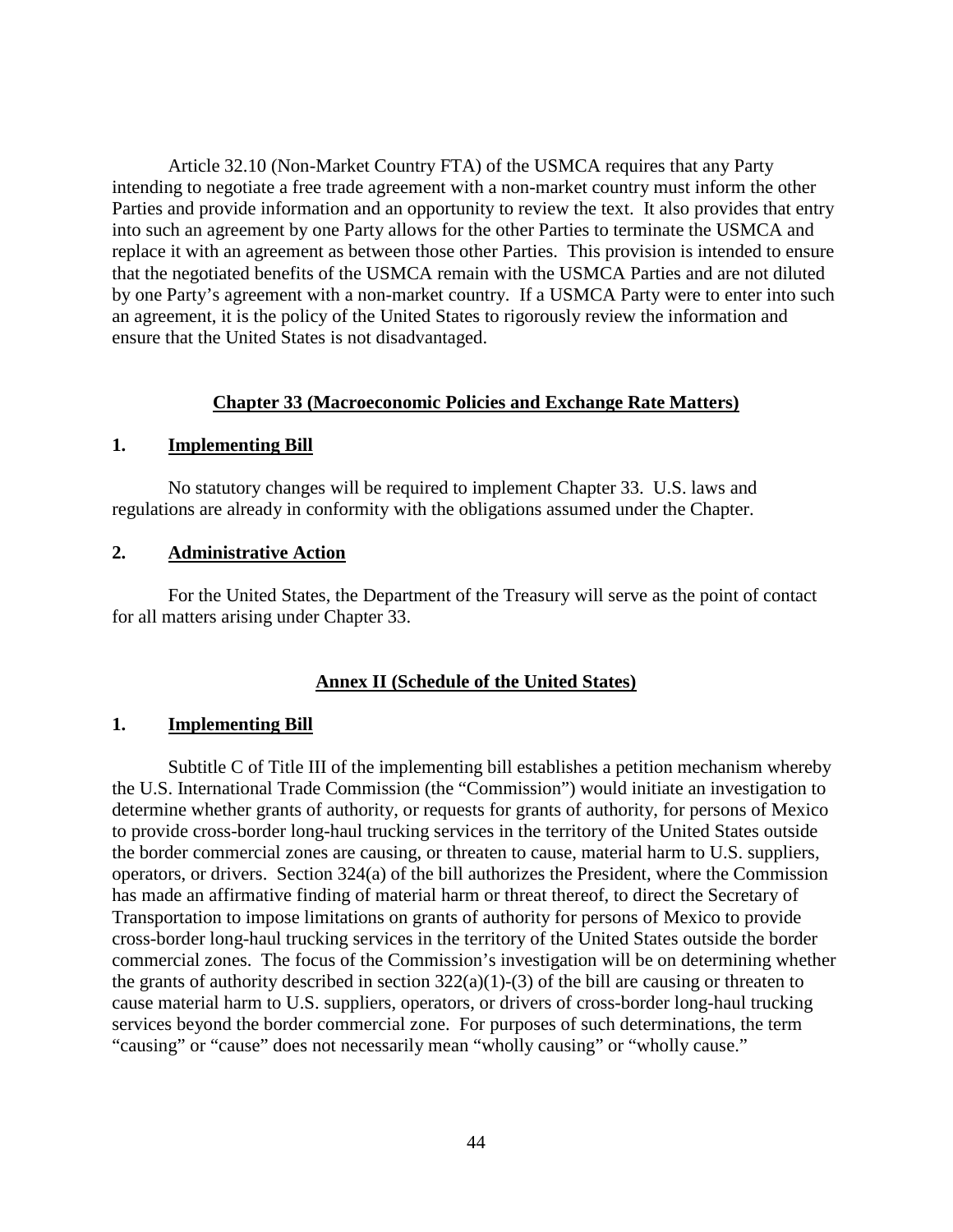Article 32.10 (Non-Market Country FTA) of the USMCA requires that any Party intending to negotiate a free trade agreement with a non-market country must inform the other Parties and provide information and an opportunity to review the text. It also provides that entry into such an agreement by one Party allows for the other Parties to terminate the USMCA and replace it with an agreement as between those other Parties. This provision is intended to ensure that the negotiated benefits of the USMCA remain with the USMCA Parties and are not diluted by one Party's agreement with a non-market country. If a USMCA Party were to enter into such an agreement, it is the policy of the United States to rigorously review the information and ensure that the United States is not disadvantaged.

## Chapter 33 (Macroeconomic Policies and Exchange Rate Matters)

### 1. Implementing Bill

No statutory changes will be required to implement Chapter 33. U.S. laws and regulations are already in conformity with the obligations assumed under the Chapter.

### 2. Administrative Action

For the United States, the Department of the Treasury will serve as the point of contact for all matters arising under Chapter 33.

## Annex II (Schedule of the United States)

### 1. Implementing Bill

Subtitle C of Title III of the implementing bill establishes a petition mechanism whereby the U.S. International Trade Commission (the "Commission") would initiate an investigation to determine whether grants of authority, or requests for grants of authority, for persons of Mexico to provide cross-border long-haul trucking services in the territory of the United States outside the border commercial zones are causing, or threaten to cause, material harm to U.S. suppliers, operators, or drivers. Section 324(a) of the bill authorizes the President, where the Commission has made an affirmative finding of material harm or threat thereof, to direct the Secretary of Transportation to impose limitations on grants of authority for persons of Mexico to provide cross-border long-haul trucking services in the territory of the United States outside the border commercial zones. The focus of the Commission's investigation will be on determining whether the grants of authority described in section 322(a)(1)-(3) of the bill are causing or threaten to cause material harm to U.S. suppliers, operators, or drivers of cross-border long-haul trucking services beyond the border commercial zone. For purposes of such determinations, the term "causing" or "cause" does not necessarily mean "wholly causing" or "wholly cause."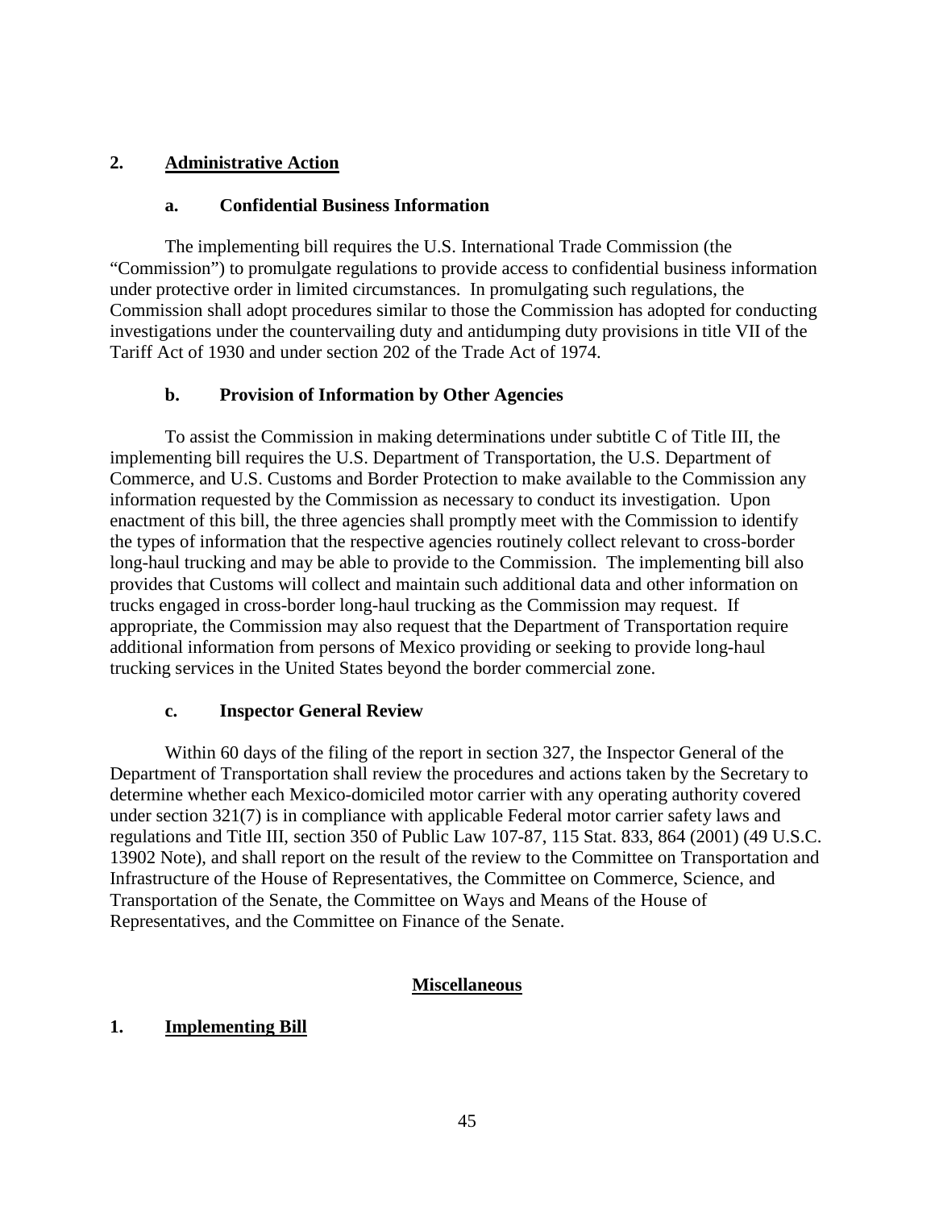## 2. Administrative Action

### a. Confidential Business Information

The implementing bill requires the U.S. International Trade Commission (the "Commission") to promulgate regulations to provide access to confidential business information under protective order in limited circumstances. In promulgating such regulations, the Commission shall adopt procedures similar to those the Commission has adopted for conducting investigations under the countervailing duty and antidumping duty provisions in title VII of the Tariff Act of 1930 and under section 202 of the Trade Act of 1974.

### b. Provision of Information by Other Agencies

To assist the Commission in making determinations under subtitle C of Title III, the implementing bill requires the U.S. Department of Transportation, the U.S. Department of Commerce, and U.S. Customs and Border Protection to make available to the Commission any information requested by the Commission as necessary to conduct its investigation. Upon enactment of this bill, the three agencies shall promptly meet with the Commission to identify the types of information that the respective agencies routinely collect relevant to cross-border long-haul trucking and may be able to provide to the Commission. The implementing bill also provides that Customs will collect and maintain such additional data and other information on trucks engaged in cross-border long-haul trucking as the Commission may request. If appropriate, the Commission may also request that the Department of Transportation require additional information from persons of Mexico providing or seeking to provide long-haul trucking services in the United States beyond the border commercial zone.

### c. Inspector General Review

Within 60 days of the filing of the report in section 327, the Inspector General of the Department of Transportation shall review the procedures and actions taken by the Secretary to determine whether each Mexico-domiciled motor carrier with any operating authority covered under section 321(7) is in compliance with applicable Federal motor carrier safety laws and regulations and Title III, section 350 of Public Law 107-87, 115 Stat. 833, 864 (2001) (49 U.S.C. 13902 Note), and shall report on the result of the review to the Committee on Transportation and Infrastructure of the House of Representatives, the Committee on Commerce, Science, and Transportation of the Senate, the Committee on Ways and Means of the House of Representatives, and the Committee on Finance of the Senate.

# Miscellaneous

## 1. Implementing Bill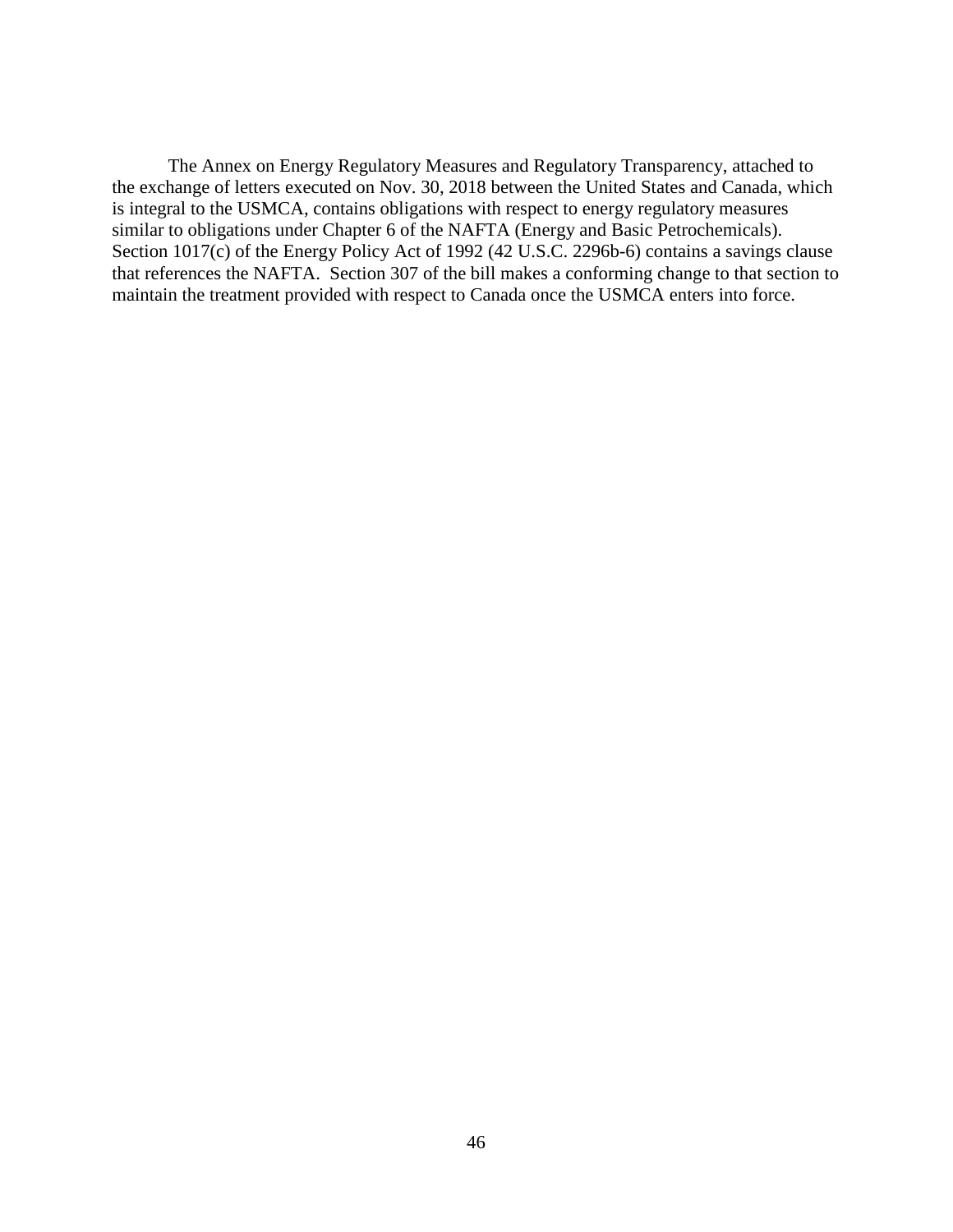The Annex on Energy Regulatory Measures and Regulatory Transparency, attached to the exchange of letters executed on Nov. 30, 2018 between the United States and Canada, which is integral to the USMCA, contains obligations with respect to energy regulatory measures similar to obligations under Chapter 6 of the NAFTA (Energy and Basic Petrochemicals). Section 1017(c) of the Energy Policy Act of 1992 (42 U.S.C. 2296b-6) contains a savings clause that references the NAFTA. Section 307 of the bill makes a conforming change to that section to maintain the treatment provided with respect to Canada once the USMCA enters into force.